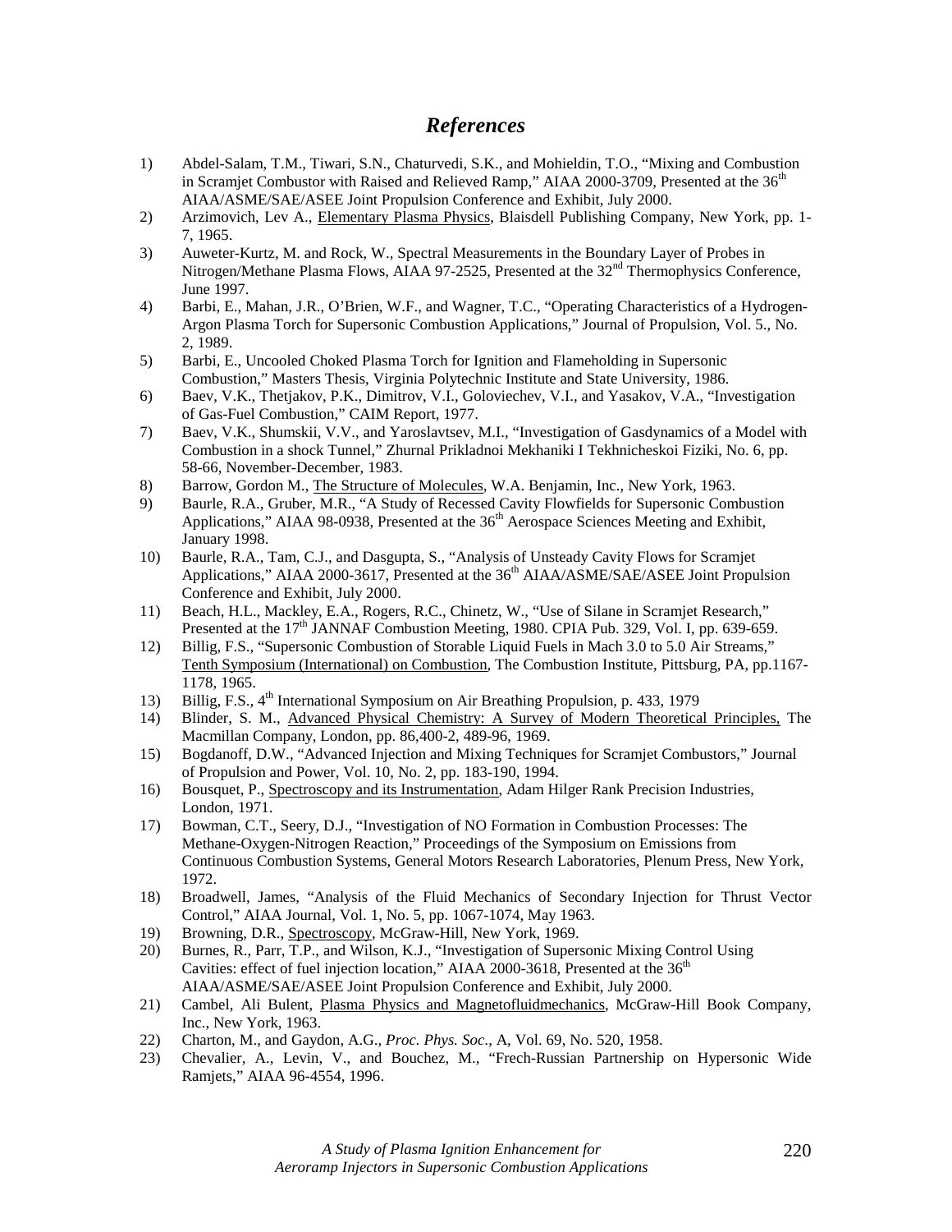# *References*

1) Abdel-Salam, T.M., Tiwari, S.N., Chaturvedi, S.K., and Mohieldin, T.O., "Mixing and Combustion in Scramjet Combustor with Raised and Relieved Ramp," AIAA 2000-3709, Presented at the 36th AIAA/ASME/SAE/ASEE Joint Propulsion Conference and Exhibit, July 2000.
2) Arzimovich, Lev A., Elementary Plasma Physics, Blaisdell Publishing Company, New York, pp. 1-7, 1965.
3) Auweter-Kurtz, M. and Rock, W., Spectral Measurements in the Boundary Layer of Probes in Nitrogen/Methane Plasma Flows, AIAA 97-2525, Presented at the 32nd Thermophysics Conference, June 1997.
4) Barbi, E., Mahan, J.R., O'Brien, W.F., and Wagner, T.C., "Operating Characteristics of a Hydrogen-Argon Plasma Torch for Supersonic Combustion Applications," Journal of Propulsion, Vol. 5., No. 2, 1989.
5) Barbi, E., Uncooled Choked Plasma Torch for Ignition and Flameholding in Supersonic Combustion," Masters Thesis, Virginia Polytechnic Institute and State University, 1986.
6) Baev, V.K., Thetjakov, P.K., Dimitrov, V.I., Goloviechev, V.I., and Yasakov, V.A., "Investigation of Gas-Fuel Combustion," CAIM Report, 1977.
7) Baev, V.K., Shumskii, V.V., and Yaroslavtsev, M.I., "Investigation of Gasdynamics of a Model with Combustion in a shock Tunnel," Zhurnal Prikladnoi Mekhaniki I Tekhnicheskoi Fiziki, No. 6, pp. 58-66, November-December, 1983.
8) Barrow, Gordon M., The Structure of Molecules, W.A. Benjamin, Inc., New York, 1963.
9) Baurle, R.A., Gruber, M.R., "A Study of Recessed Cavity Flowfields for Supersonic Combustion Applications," AIAA 98-0938, Presented at the 36th Aerospace Sciences Meeting and Exhibit, January 1998.
10) Baurle, R.A., Tam, C.J., and Dasgupta, S., "Analysis of Unsteady Cavity Flows for Scramjet Applications," AIAA 2000-3617, Presented at the 36th AIAA/ASME/SAE/ASEE Joint Propulsion Conference and Exhibit, July 2000.
11) Beach, H.L., Mackley, E.A., Rogers, R.C., Chinetz, W., "Use of Silane in Scramjet Research," Presented at the 17th JANNAF Combustion Meeting, 1980. CPIA Pub. 329, Vol. I, pp. 639-659.
12) Billig, F.S., "Supersonic Combustion of Storable Liquid Fuels in Mach 3.0 to 5.0 Air Streams," Tenth Symposium (International) on Combustion, The Combustion Institute, Pittsburg, PA, pp.1167-1178, 1965.
13) Billig, F.S., 4th International Symposium on Air Breathing Propulsion, p. 433, 1979
14) Blinder, S. M., Advanced Physical Chemistry: A Survey of Modern Theoretical Principles, The Macmillan Company, London, pp. 86,400-2, 489-96, 1969.
15) Bogdanoff, D.W., "Advanced Injection and Mixing Techniques for Scramjet Combustors," Journal of Propulsion and Power, Vol. 10, No. 2, pp. 183-190, 1994.
16) Bousquet, P., Spectroscopy and its Instrumentation, Adam Hilger Rank Precision Industries, London, 1971.
17) Bowman, C.T., Seery, D.J., "Investigation of NO Formation in Combustion Processes: The Methane-Oxygen-Nitrogen Reaction," Proceedings of the Symposium on Emissions from Continuous Combustion Systems, General Motors Research Laboratories, Plenum Press, New York, 1972.
18) Broadwell, James, "Analysis of the Fluid Mechanics of Secondary Injection for Thrust Vector Control," AIAA Journal, Vol. 1, No. 5, pp. 1067-1074, May 1963.
19) Browning, D.R., Spectroscopy, McGraw-Hill, New York, 1969.
20) Burnes, R., Parr, T.P., and Wilson, K.J., "Investigation of Supersonic Mixing Control Using Cavities: effect of fuel injection location," AIAA 2000-3618, Presented at the 36th AIAA/ASME/SAE/ASEE Joint Propulsion Conference and Exhibit, July 2000.
21) Cambel, Ali Bulent, Plasma Physics and Magnetofluidmechanics, McGraw-Hill Book Company, Inc., New York, 1963.
22) Charton, M., and Gaydon, A.G., *Proc. Phys. Soc.*, A, Vol. 69, No. 520, 1958.
23) Chevalier, A., Levin, V., and Bouchez, M., "Frech-Russian Partnership on Hypersonic Wide Ramjets," AIAA 96-4554, 1996.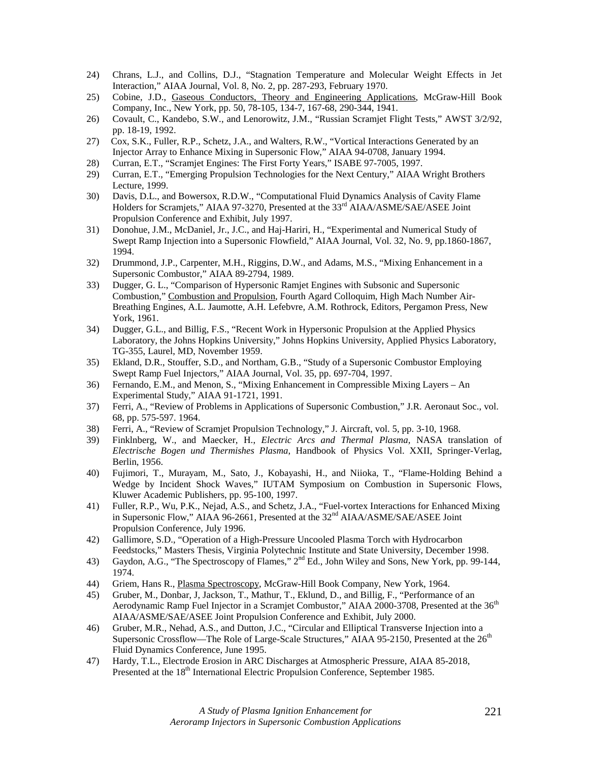24) Chrans, L.J., and Collins, D.J., "Stagnation Temperature and Molecular Weight Effects in Jet Interaction," AIAA Journal, Vol. 8, No. 2, pp. 287-293, February 1970.

25) Cobine, J.D., Gaseous Conductors, Theory and Engineering Applications, McGraw-Hill Book Company, Inc., New York, pp. 50, 78-105, 134-7, 167-68, 290-344, 1941.

26) Covault, C., Kandebo, S.W., and Lenorowitz, J.M., "Russian Scramjet Flight Tests," AWST 3/2/92, pp. 18-19, 1992.

27) Cox, S.K., Fuller, R.P., Schetz, J.A., and Walters, R.W., "Vortical Interactions Generated by an Injector Array to Enhance Mixing in Supersonic Flow," AIAA 94-0708, January 1994.

28) Curran, E.T., "Scramjet Engines: The First Forty Years," ISABE 97-7005, 1997.

29) Curran, E.T., "Emerging Propulsion Technologies for the Next Century," AIAA Wright Brothers Lecture, 1999.

30) Davis, D.L., and Bowersox, R.D.W., "Computational Fluid Dynamics Analysis of Cavity Flame Holders for Scramjets," AIAA 97-3270, Presented at the 33rd AIAA/ASME/SAE/ASEE Joint Propulsion Conference and Exhibit, July 1997.

31) Donohue, J.M., McDaniel, Jr., J.C., and Haj-Hariri, H., "Experimental and Numerical Study of Swept Ramp Injection into a Supersonic Flowfield," AIAA Journal, Vol. 32, No. 9, pp.1860-1867, 1994.

32) Drummond, J.P., Carpenter, M.H., Riggins, D.W., and Adams, M.S., "Mixing Enhancement in a Supersonic Combustor," AIAA 89-2794, 1989.

33) Dugger, G. L., "Comparison of Hypersonic Ramjet Engines with Subsonic and Supersonic Combustion," Combustion and Propulsion, Fourth Agard Colloquim, High Mach Number Air-Breathing Engines, A.L. Jaumotte, A.H. Lefebvre, A.M. Rothrock, Editors, Pergamon Press, New York, 1961.

34) Dugger, G.L., and Billig, F.S., "Recent Work in Hypersonic Propulsion at the Applied Physics Laboratory, the Johns Hopkins University," Johns Hopkins University, Applied Physics Laboratory, TG-355, Laurel, MD, November 1959.

35) Ekland, D.R., Stouffer, S.D., and Northam, G.B., "Study of a Supersonic Combustor Employing Swept Ramp Fuel Injectors," AIAA Journal, Vol. 35, pp. 697-704, 1997.

36) Fernando, E.M., and Menon, S., "Mixing Enhancement in Compressible Mixing Layers – An Experimental Study," AIAA 91-1721, 1991.

37) Ferri, A., "Review of Problems in Applications of Supersonic Combustion," J.R. Aeronaut Soc., vol. 68, pp. 575-597. 1964.

38) Ferri, A., "Review of Scramjet Propulsion Technology," J. Aircraft, vol. 5, pp. 3-10, 1968.

39) Finklnberg, W., and Maecker, H., *Electric Arcs and Thermal Plasma*, NASA translation of *Electrische Bogen und Thermishes Plasma*, Handbook of Physics Vol. XXII, Springer-Verlag, Berlin, 1956.

40) Fujimori, T., Murayam, M., Sato, J., Kobayashi, H., and Niioka, T., "Flame-Holding Behind a Wedge by Incident Shock Waves," IUTAM Symposium on Combustion in Supersonic Flows, Kluwer Academic Publishers, pp. 95-100, 1997.

41) Fuller, R.P., Wu, P.K., Nejad, A.S., and Schetz, J.A., "Fuel-vortex Interactions for Enhanced Mixing in Supersonic Flow," AIAA 96-2661, Presented at the 32nd AIAA/ASME/SAE/ASEE Joint Propulsion Conference, July 1996.

42) Gallimore, S.D., "Operation of a High-Pressure Uncooled Plasma Torch with Hydrocarbon Feedstocks," Masters Thesis, Virginia Polytechnic Institute and State University, December 1998.

43) Gaydon, A.G., "The Spectroscopy of Flames," 2nd Ed., John Wiley and Sons, New York, pp. 99-144, 1974.

44) Griem, Hans R., Plasma Spectroscopy, McGraw-Hill Book Company, New York, 1964.

45) Gruber, M., Donbar, J, Jackson, T., Mathur, T., Eklund, D., and Billig, F., "Performance of an Aerodynamic Ramp Fuel Injector in a Scramjet Combustor," AIAA 2000-3708, Presented at the 36th AIAA/ASME/SAE/ASEE Joint Propulsion Conference and Exhibit, July 2000.

46) Gruber, M.R., Nehad, A.S., and Dutton, J.C., "Circular and Elliptical Transverse Injection into a Supersonic Crossflow—The Role of Large-Scale Structures," AIAA 95-2150, Presented at the 26th Fluid Dynamics Conference, June 1995.

47) Hardy, T.L., Electrode Erosion in ARC Discharges at Atmospheric Pressure, AIAA 85-2018, Presented at the 18th International Electric Propulsion Conference, September 1985.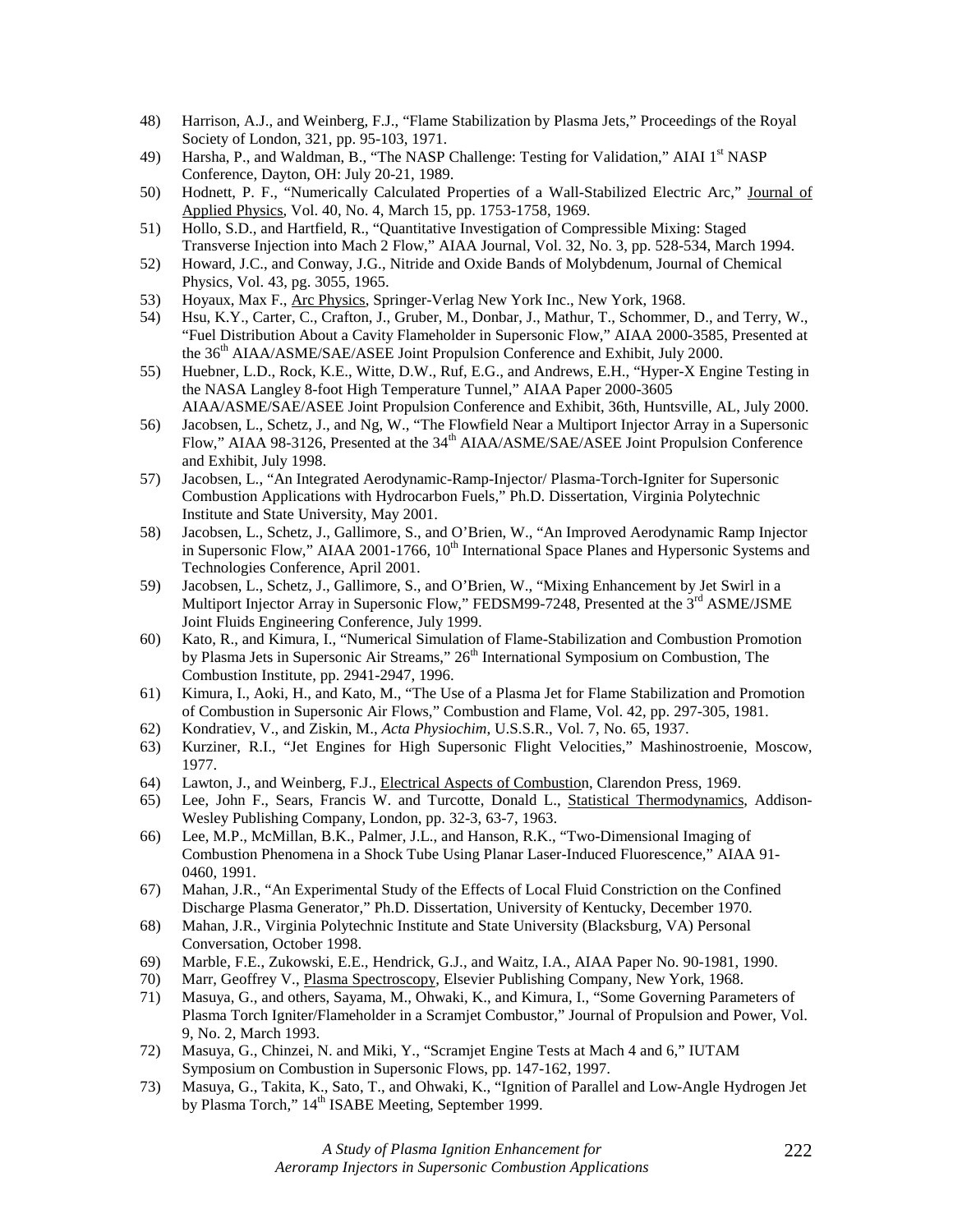48) Harrison, A.J., and Weinberg, F.J., "Flame Stabilization by Plasma Jets," Proceedings of the Royal Society of London, 321, pp. 95-103, 1971.
49) Harsha, P., and Waldman, B., "The NASP Challenge: Testing for Validation," AIAI 1st NASP Conference, Dayton, OH: July 20-21, 1989.
50) Hodnett, P. F., "Numerically Calculated Properties of a Wall-Stabilized Electric Arc," Journal of Applied Physics, Vol. 40, No. 4, March 15, pp. 1753-1758, 1969.
51) Hollo, S.D., and Hartfield, R., "Quantitative Investigation of Compressible Mixing: Staged Transverse Injection into Mach 2 Flow," AIAA Journal, Vol. 32, No. 3, pp. 528-534, March 1994.
52) Howard, J.C., and Conway, J.G., Nitride and Oxide Bands of Molybdenum, Journal of Chemical Physics, Vol. 43, pg. 3055, 1965.
53) Hoyaux, Max F., Arc Physics, Springer-Verlag New York Inc., New York, 1968.
54) Hsu, K.Y., Carter, C., Crafton, J., Gruber, M., Donbar, J., Mathur, T., Schommer, D., and Terry, W., "Fuel Distribution About a Cavity Flameholder in Supersonic Flow," AIAA 2000-3585, Presented at the 36th AIAA/ASME/SAE/ASEE Joint Propulsion Conference and Exhibit, July 2000.
55) Huebner, L.D., Rock, K.E., Witte, D.W., Ruf, E.G., and Andrews, E.H., "Hyper-X Engine Testing in the NASA Langley 8-foot High Temperature Tunnel," AIAA Paper 2000-3605 AIAA/ASME/SAE/ASEE Joint Propulsion Conference and Exhibit, 36th, Huntsville, AL, July 2000.
56) Jacobsen, L., Schetz, J., and Ng, W., "The Flowfield Near a Multiport Injector Array in a Supersonic Flow," AIAA 98-3126, Presented at the 34th AIAA/ASME/SAE/ASEE Joint Propulsion Conference and Exhibit, July 1998.
57) Jacobsen, L., "An Integrated Aerodynamic-Ramp-Injector/ Plasma-Torch-Igniter for Supersonic Combustion Applications with Hydrocarbon Fuels," Ph.D. Dissertation, Virginia Polytechnic Institute and State University, May 2001.
58) Jacobsen, L., Schetz, J., Gallimore, S., and O'Brien, W., "An Improved Aerodynamic Ramp Injector in Supersonic Flow," AIAA 2001-1766, 10th International Space Planes and Hypersonic Systems and Technologies Conference, April 2001.
59) Jacobsen, L., Schetz, J., Gallimore, S., and O'Brien, W., "Mixing Enhancement by Jet Swirl in a Multiport Injector Array in Supersonic Flow," FEDSM99-7248, Presented at the 3rd ASME/JSME Joint Fluids Engineering Conference, July 1999.
60) Kato, R., and Kimura, I., "Numerical Simulation of Flame-Stabilization and Combustion Promotion by Plasma Jets in Supersonic Air Streams," 26th International Symposium on Combustion, The Combustion Institute, pp. 2941-2947, 1996.
61) Kimura, I., Aoki, H., and Kato, M., "The Use of a Plasma Jet for Flame Stabilization and Promotion of Combustion in Supersonic Air Flows," Combustion and Flame, Vol. 42, pp. 297-305, 1981.
62) Kondratiev, V., and Ziskin, M., *Acta Physiochim*, U.S.S.R., Vol. 7, No. 65, 1937.
63) Kurziner, R.I., "Jet Engines for High Supersonic Flight Velocities," Mashinostroenie, Moscow, 1977.
64) Lawton, J., and Weinberg, F.J., Electrical Aspects of Combustion, Clarendon Press, 1969.
65) Lee, John F., Sears, Francis W. and Turcotte, Donald L., Statistical Thermodynamics, Addison-Wesley Publishing Company, London, pp. 32-3, 63-7, 1963.
66) Lee, M.P., McMillan, B.K., Palmer, J.L., and Hanson, R.K., "Two-Dimensional Imaging of Combustion Phenomena in a Shock Tube Using Planar Laser-Induced Fluorescence," AIAA 91-0460, 1991.
67) Mahan, J.R., "An Experimental Study of the Effects of Local Fluid Constriction on the Confined Discharge Plasma Generator," Ph.D. Dissertation, University of Kentucky, December 1970.
68) Mahan, J.R., Virginia Polytechnic Institute and State University (Blacksburg, VA) Personal Conversation, October 1998.
69) Marble, F.E., Zukowski, E.E., Hendrick, G.J., and Waitz, I.A., AIAA Paper No. 90-1981, 1990.
70) Marr, Geoffrey V., Plasma Spectroscopy, Elsevier Publishing Company, New York, 1968.
71) Masuya, G., and others, Sayama, M., Ohwaki, K., and Kimura, I., "Some Governing Parameters of Plasma Torch Igniter/Flameholder in a Scramjet Combustor," Journal of Propulsion and Power, Vol. 9, No. 2, March 1993.
72) Masuya, G., Chinzei, N. and Miki, Y., "Scramjet Engine Tests at Mach 4 and 6," IUTAM Symposium on Combustion in Supersonic Flows, pp. 147-162, 1997.
73) Masuya, G., Takita, K., Sato, T., and Ohwaki, K., "Ignition of Parallel and Low-Angle Hydrogen Jet by Plasma Torch," 14th ISABE Meeting, September 1999.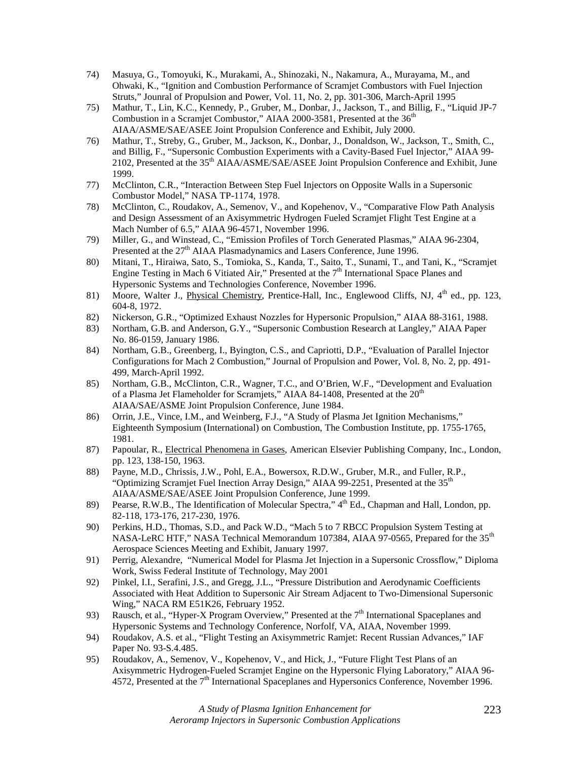74) Masuya, G., Tomoyuki, K., Murakami, A., Shinozaki, N., Nakamura, A., Murayama, M., and Ohwaki, K., "Ignition and Combustion Performance of Scramjet Combustors with Fuel Injection Struts," Jounral of Propulsion and Power, Vol. 11, No. 2, pp. 301-306, March-April 1995

75) Mathur, T., Lin, K.C., Kennedy, P., Gruber, M., Donbar, J., Jackson, T., and Billig, F., "Liquid JP-7 Combustion in a Scramjet Combustor," AIAA 2000-3581, Presented at the 36th AIAA/ASME/SAE/ASEE Joint Propulsion Conference and Exhibit, July 2000.

76) Mathur, T., Streby, G., Gruber, M., Jackson, K., Donbar, J., Donaldson, W., Jackson, T., Smith, C., and Billig, F., "Supersonic Combustion Experiments with a Cavity-Based Fuel Injector," AIAA 99-2102, Presented at the 35th AIAA/ASME/SAE/ASEE Joint Propulsion Conference and Exhibit, June 1999.

77) McClinton, C.R., "Interaction Between Step Fuel Injectors on Opposite Walls in a Supersonic Combustor Model," NASA TP-1174, 1978.

78) McClinton, C., Roudakov, A., Semenov, V., and Kopehenov, V., "Comparative Flow Path Analysis and Design Assessment of an Axisymmetric Hydrogen Fueled Scramjet Flight Test Engine at a Mach Number of 6.5," AIAA 96-4571, November 1996.

79) Miller, G., and Winstead, C., "Emission Profiles of Torch Generated Plasmas," AIAA 96-2304, Presented at the 27th AIAA Plasmadynamics and Lasers Conference, June 1996.

80) Mitani, T., Hiraiwa, Sato, S., Tomioka, S., Kanda, T., Saito, T., Sunami, T., and Tani, K., "Scramjet Engine Testing in Mach 6 Vitiated Air," Presented at the 7th International Space Planes and Hypersonic Systems and Technologies Conference, November 1996.

81) Moore, Walter J., Physical Chemistry, Prentice-Hall, Inc., Englewood Cliffs, NJ, 4th ed., pp. 123, 604-8, 1972.

82) Nickerson, G.R., "Optimized Exhaust Nozzles for Hypersonic Propulsion," AIAA 88-3161, 1988.

83) Northam, G.B. and Anderson, G.Y., "Supersonic Combustion Research at Langley," AIAA Paper No. 86-0159, January 1986.

84) Northam, G.B., Greenberg, I., Byington, C.S., and Capriotti, D.P., "Evaluation of Parallel Injector Configurations for Mach 2 Combustion," Journal of Propulsion and Power, Vol. 8, No. 2, pp. 491-499, March-April 1992.

85) Northam, G.B., McClinton, C.R., Wagner, T.C., and O'Brien, W.F., "Development and Evaluation of a Plasma Jet Flameholder for Scramjets," AIAA 84-1408, Presented at the 20th AIAA/SAE/ASME Joint Propulsion Conference, June 1984.

86) Orrin, J.E., Vince, I.M., and Weinberg, F.J., "A Study of Plasma Jet Ignition Mechanisms," Eighteenth Symposium (International) on Combustion, The Combustion Institute, pp. 1755-1765, 1981.

87) Papoular, R., Electrical Phenomena in Gases, American Elsevier Publishing Company, Inc., London, pp. 123, 138-150, 1963.

88) Payne, M.D., Chrissis, J.W., Pohl, E.A., Bowersox, R.D.W., Gruber, M.R., and Fuller, R.P., "Optimizing Scramjet Fuel Inection Array Design," AIAA 99-2251, Presented at the 35th AIAA/ASME/SAE/ASEE Joint Propulsion Conference, June 1999.

89) Pearse, R.W.B., The Identification of Molecular Spectra," 4th Ed., Chapman and Hall, London, pp. 82-118, 173-176, 217-230, 1976.

90) Perkins, H.D., Thomas, S.D., and Pack W.D., "Mach 5 to 7 RBCC Propulsion System Testing at NASA-LeRC HTF," NASA Technical Memorandum 107384, AIAA 97-0565, Prepared for the 35th Aerospace Sciences Meeting and Exhibit, January 1997.

91) Perrig, Alexandre, "Numerical Model for Plasma Jet Injection in a Supersonic Crossflow," Diploma Work, Swiss Federal Institute of Technology, May 2001

92) Pinkel, I.I., Serafini, J.S., and Gregg, J.L., "Pressure Distribution and Aerodynamic Coefficients Associated with Heat Addition to Supersonic Air Stream Adjacent to Two-Dimensional Supersonic Wing," NACA RM E51K26, February 1952.

93) Rausch, et al., "Hyper-X Program Overview," Presented at the 7th International Spaceplanes and Hypersonic Systems and Technology Conference, Norfolf, VA, AIAA, November 1999.

94) Roudakov, A.S. et al., "Flight Testing an Axisymmetric Ramjet: Recent Russian Advances," IAF Paper No. 93-S.4.485.

95) Roudakov, A., Semenov, V., Kopehenov, V., and Hick, J., "Future Flight Test Plans of an Axisymmetric Hydrogen-Fueled Scramjet Engine on the Hypersonic Flying Laboratory," AIAA 96-4572, Presented at the 7th International Spaceplanes and Hypersonics Conference, November 1996.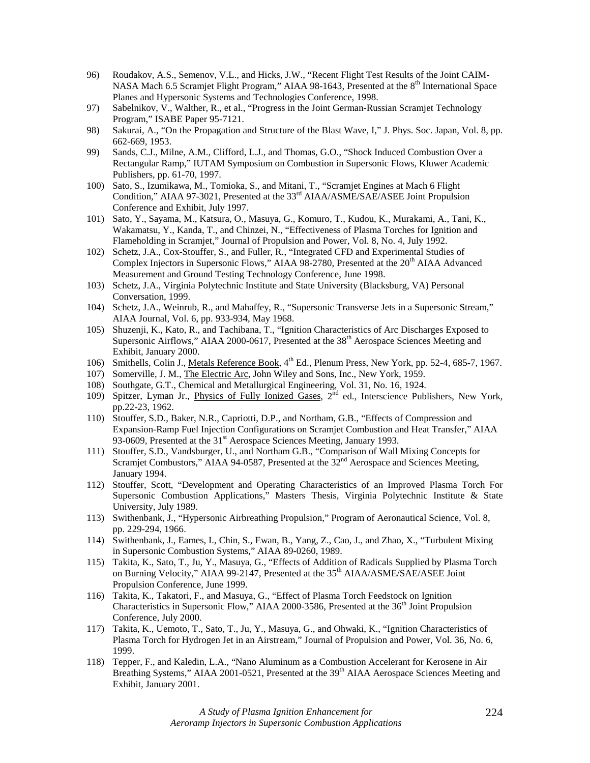96) Roudakov, A.S., Semenov, V.L., and Hicks, J.W., "Recent Flight Test Results of the Joint CAIM-NASA Mach 6.5 Scramjet Flight Program," AIAA 98-1643, Presented at the 8th International Space Planes and Hypersonic Systems and Technologies Conference, 1998.

97) Sabelnikov, V., Walther, R., et al., "Progress in the Joint German-Russian Scramjet Technology Program," ISABE Paper 95-7121.

98) Sakurai, A., "On the Propagation and Structure of the Blast Wave, I," J. Phys. Soc. Japan, Vol. 8, pp. 662-669, 1953.

99) Sands, C.J., Milne, A.M., Clifford, L.J., and Thomas, G.O., "Shock Induced Combustion Over a Rectangular Ramp," IUTAM Symposium on Combustion in Supersonic Flows, Kluwer Academic Publishers, pp. 61-70, 1997.

100) Sato, S., Izumikawa, M., Tomioka, S., and Mitani, T., "Scramjet Engines at Mach 6 Flight Condition," AIAA 97-3021, Presented at the 33rd AIAA/ASME/SAE/ASEE Joint Propulsion Conference and Exhibit, July 1997.

101) Sato, Y., Sayama, M., Katsura, O., Masuya, G., Komuro, T., Kudou, K., Murakami, A., Tani, K., Wakamatsu, Y., Kanda, T., and Chinzei, N., "Effectiveness of Plasma Torches for Ignition and Flameholding in Scramjet," Journal of Propulsion and Power, Vol. 8, No. 4, July 1992.

102) Schetz, J.A., Cox-Stouffer, S., and Fuller, R., "Integrated CFD and Experimental Studies of Complex Injectors in Supersonic Flows," AIAA 98-2780, Presented at the 20th AIAA Advanced Measurement and Ground Testing Technology Conference, June 1998.

103) Schetz, J.A., Virginia Polytechnic Institute and State University (Blacksburg, VA) Personal Conversation, 1999.

104) Schetz, J.A., Weinrub, R., and Mahaffey, R., "Supersonic Transverse Jets in a Supersonic Stream," AIAA Journal, Vol. 6, pp. 933-934, May 1968.

105) Shuzenji, K., Kato, R., and Tachibana, T., "Ignition Characteristics of Arc Discharges Exposed to Supersonic Airflows," AIAA 2000-0617, Presented at the 38th Aerospace Sciences Meeting and Exhibit, January 2000.

106) Smithells, Colin J., Metals Reference Book, 4th Ed., Plenum Press, New York, pp. 52-4, 685-7, 1967.

107) Somerville, J. M., The Electric Arc, John Wiley and Sons, Inc., New York, 1959.

108) Southgate, G.T., Chemical and Metallurgical Engineering, Vol. 31, No. 16, 1924.

109) Spitzer, Lyman Jr., Physics of Fully Ionized Gases, 2nd ed., Interscience Publishers, New York, pp.22-23, 1962.

110) Stouffer, S.D., Baker, N.R., Capriotti, D.P., and Northam, G.B., "Effects of Compression and Expansion-Ramp Fuel Injection Configurations on Scramjet Combustion and Heat Transfer," AIAA 93-0609, Presented at the 31st Aerospace Sciences Meeting, January 1993.

111) Stouffer, S.D., Vandsburger, U., and Northam G.B., "Comparison of Wall Mixing Concepts for Scramjet Combustors," AIAA 94-0587, Presented at the 32nd Aerospace and Sciences Meeting, January 1994.

112) Stouffer, Scott, "Development and Operating Characteristics of an Improved Plasma Torch For Supersonic Combustion Applications," Masters Thesis, Virginia Polytechnic Institute & State University, July 1989.

113) Swithenbank, J., "Hypersonic Airbreathing Propulsion," Program of Aeronautical Science, Vol. 8, pp. 229-294, 1966.

114) Swithenbank, J., Eames, I., Chin, S., Ewan, B., Yang, Z., Cao, J., and Zhao, X., "Turbulent Mixing in Supersonic Combustion Systems," AIAA 89-0260, 1989.

115) Takita, K., Sato, T., Ju, Y., Masuya, G., "Effects of Addition of Radicals Supplied by Plasma Torch on Burning Velocity," AIAA 99-2147, Presented at the 35th AIAA/ASME/SAE/ASEE Joint Propulsion Conference, June 1999.

116) Takita, K., Takatori, F., and Masuya, G., "Effect of Plasma Torch Feedstock on Ignition Characteristics in Supersonic Flow," AIAA 2000-3586, Presented at the 36th Joint Propulsion Conference, July 2000.

117) Takita, K., Uemoto, T., Sato, T., Ju, Y., Masuya, G., and Ohwaki, K., "Ignition Characteristics of Plasma Torch for Hydrogen Jet in an Airstream," Journal of Propulsion and Power, Vol. 36, No. 6, 1999.

118) Tepper, F., and Kaledin, L.A., "Nano Aluminum as a Combustion Accelerant for Kerosene in Air Breathing Systems," AIAA 2001-0521, Presented at the 39th AIAA Aerospace Sciences Meeting and Exhibit, January 2001.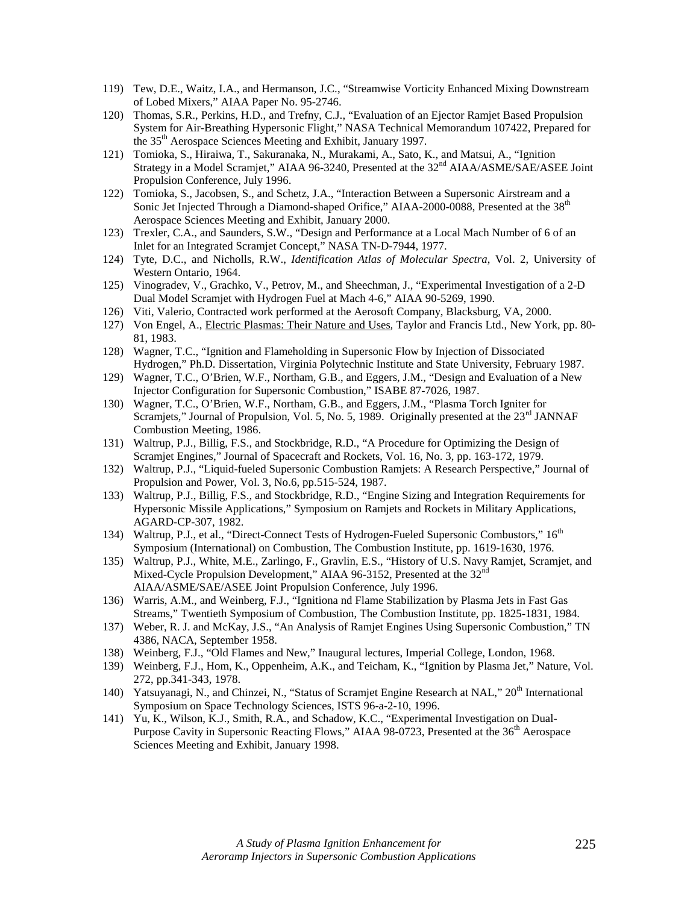119) Tew, D.E., Waitz, I.A., and Hermanson, J.C., "Streamwise Vorticity Enhanced Mixing Downstream of Lobed Mixers," AIAA Paper No. 95-2746.

120) Thomas, S.R., Perkins, H.D., and Trefny, C.J., "Evaluation of an Ejector Ramjet Based Propulsion System for Air-Breathing Hypersonic Flight," NASA Technical Memorandum 107422, Prepared for the 35th Aerospace Sciences Meeting and Exhibit, January 1997.

121) Tomioka, S., Hiraiwa, T., Sakuranaka, N., Murakami, A., Sato, K., and Matsui, A., "Ignition Strategy in a Model Scramjet," AIAA 96-3240, Presented at the 32nd AIAA/ASME/SAE/ASEE Joint Propulsion Conference, July 1996.

122) Tomioka, S., Jacobsen, S., and Schetz, J.A., "Interaction Between a Supersonic Airstream and a Sonic Jet Injected Through a Diamond-shaped Orifice," AIAA-2000-0088, Presented at the 38th Aerospace Sciences Meeting and Exhibit, January 2000.

123) Trexler, C.A., and Saunders, S.W., "Design and Performance at a Local Mach Number of 6 of an Inlet for an Integrated Scramjet Concept," NASA TN-D-7944, 1977.

124) Tyte, D.C., and Nicholls, R.W., *Identification Atlas of Molecular Spectra*, Vol. 2, University of Western Ontario, 1964.

125) Vinogradev, V., Grachko, V., Petrov, M., and Sheechman, J., "Experimental Investigation of a 2-D Dual Model Scramjet with Hydrogen Fuel at Mach 4-6," AIAA 90-5269, 1990.

126) Viti, Valerio, Contracted work performed at the Aerosoft Company, Blacksburg, VA, 2000.

127) Von Engel, A., Electric Plasmas: Their Nature and Uses, Taylor and Francis Ltd., New York, pp. 80-81, 1983.

128) Wagner, T.C., "Ignition and Flameholding in Supersonic Flow by Injection of Dissociated Hydrogen," Ph.D. Dissertation, Virginia Polytechnic Institute and State University, February 1987.

129) Wagner, T.C., O'Brien, W.F., Northam, G.B., and Eggers, J.M., "Design and Evaluation of a New Injector Configuration for Supersonic Combustion," ISABE 87-7026, 1987.

130) Wagner, T.C., O'Brien, W.F., Northam, G.B., and Eggers, J.M., "Plasma Torch Igniter for Scramjets," Journal of Propulsion, Vol. 5, No. 5, 1989. Originally presented at the 23rd JANNAF Combustion Meeting, 1986.

131) Waltrup, P.J., Billig, F.S., and Stockbridge, R.D., "A Procedure for Optimizing the Design of Scramjet Engines," Journal of Spacecraft and Rockets, Vol. 16, No. 3, pp. 163-172, 1979.

132) Waltrup, P.J., "Liquid-fueled Supersonic Combustion Ramjets: A Research Perspective," Journal of Propulsion and Power, Vol. 3, No.6, pp.515-524, 1987.

133) Waltrup, P.J., Billig, F.S., and Stockbridge, R.D., "Engine Sizing and Integration Requirements for Hypersonic Missile Applications," Symposium on Ramjets and Rockets in Military Applications, AGARD-CP-307, 1982.

134) Waltrup, P.J., et al., "Direct-Connect Tests of Hydrogen-Fueled Supersonic Combustors," 16th Symposium (International) on Combustion, The Combustion Institute, pp. 1619-1630, 1976.

135) Waltrup, P.J., White, M.E., Zarlingo, F., Gravlin, E.S., "History of U.S. Navy Ramjet, Scramjet, and Mixed-Cycle Propulsion Development," AIAA 96-3152, Presented at the 32nd AIAA/ASME/SAE/ASEE Joint Propulsion Conference, July 1996.

136) Warris, A.M., and Weinberg, F.J., "Ignitiona nd Flame Stabilization by Plasma Jets in Fast Gas Streams," Twentieth Symposium of Combustion, The Combustion Institute, pp. 1825-1831, 1984.

137) Weber, R. J. and McKay, J.S., "An Analysis of Ramjet Engines Using Supersonic Combustion," TN 4386, NACA, September 1958.

138) Weinberg, F.J., "Old Flames and New," Inaugural lectures, Imperial College, London, 1968.

139) Weinberg, F.J., Hom, K., Oppenheim, A.K., and Teicham, K., "Ignition by Plasma Jet," Nature, Vol. 272, pp.341-343, 1978.

140) Yatsuyanagi, N., and Chinzei, N., "Status of Scramjet Engine Research at NAL," 20th International Symposium on Space Technology Sciences, ISTS 96-a-2-10, 1996.

141) Yu, K., Wilson, K.J., Smith, R.A., and Schadow, K.C., "Experimental Investigation on Dual-Purpose Cavity in Supersonic Reacting Flows," AIAA 98-0723, Presented at the 36th Aerospace Sciences Meeting and Exhibit, January 1998.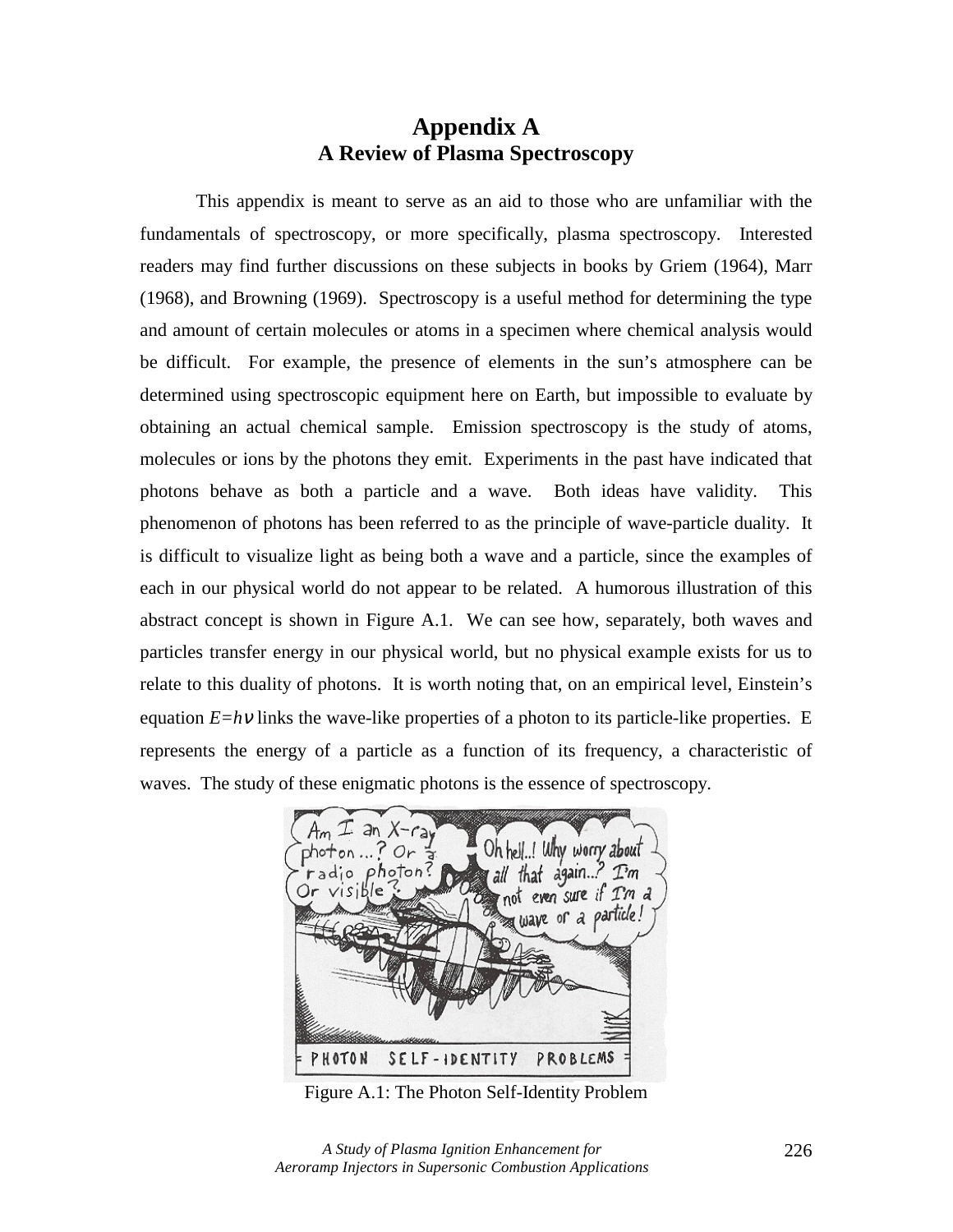# Appendix A
## A Review of Plasma Spectroscopy

This appendix is meant to serve as an aid to those who are unfamiliar with the fundamentals of spectroscopy, or more specifically, plasma spectroscopy. Interested readers may find further discussions on these subjects in books by Griem (1964), Marr (1968), and Browning (1969). Spectroscopy is a useful method for determining the type and amount of certain molecules or atoms in a specimen where chemical analysis would be difficult. For example, the presence of elements in the sun's atmosphere can be determined using spectroscopic equipment here on Earth, but impossible to evaluate by obtaining an actual chemical sample. Emission spectroscopy is the study of atoms, molecules or ions by the photons they emit. Experiments in the past have indicated that photons behave as both a particle and a wave. Both ideas have validity. This phenomenon of photons has been referred to as the principle of wave-particle duality. It is difficult to visualize light as being both a wave and a particle, since the examples of each in our physical world do not appear to be related. A humorous illustration of this abstract concept is shown in Figure A.1. We can see how, separately, both waves and particles transfer energy in our physical world, but no physical example exists for us to relate to this duality of photons. It is worth noting that, on an empirical level, Einstein's equation $E=h\nu$ links the wave-like properties of a photon to its particle-like properties. E represents the energy of a particle as a function of its frequency, a characteristic of waves. The study of these enigmatic photons is the essence of spectroscopy.

Figure A.1: The Photon Self-Identity Problem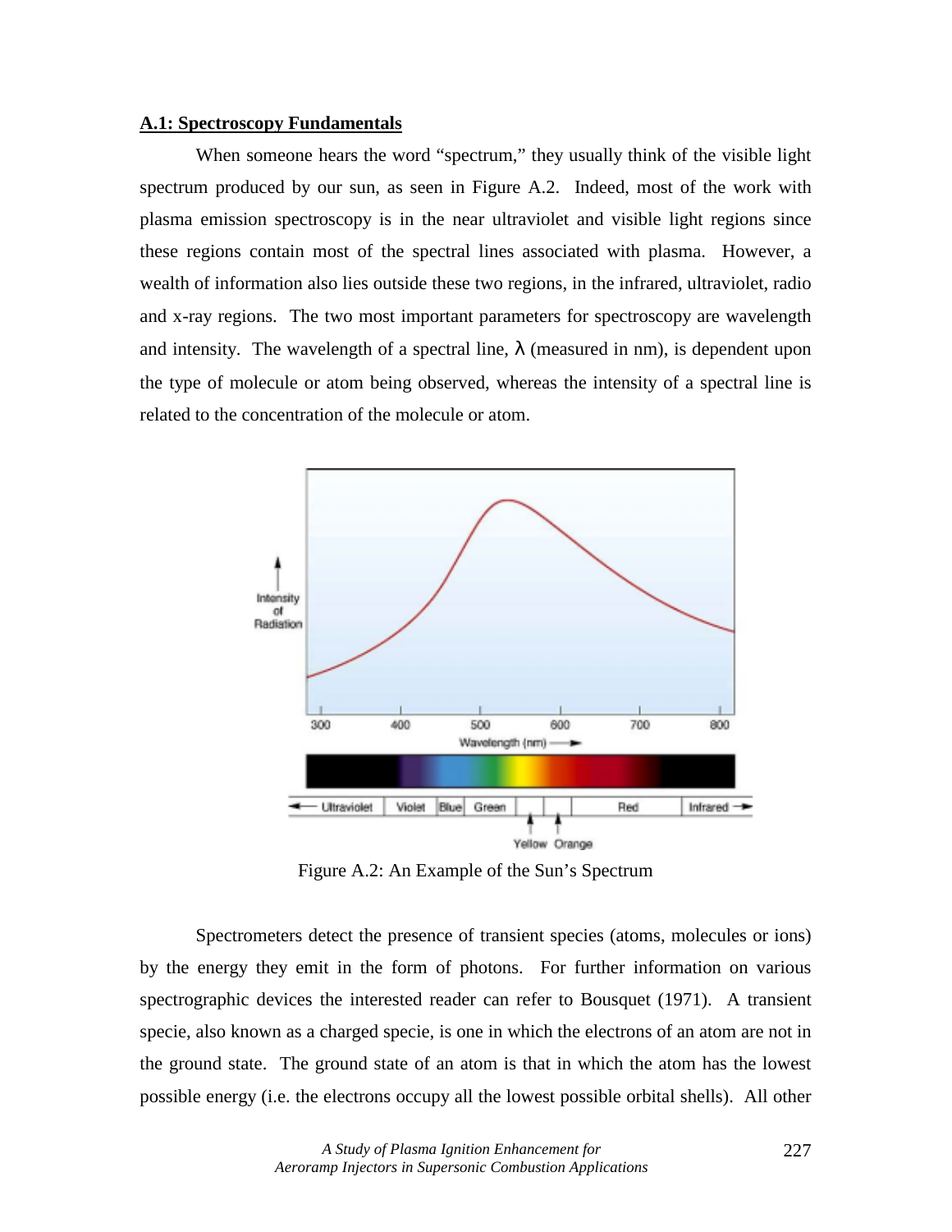## A.1: Spectroscopy Fundamentals

When someone hears the word "spectrum," they usually think of the visible light spectrum produced by our sun, as seen in Figure A.2. Indeed, most of the work with plasma emission spectroscopy is in the near ultraviolet and visible light regions since these regions contain most of the spectral lines associated with plasma. However, a wealth of information also lies outside these two regions, in the infrared, ultraviolet, radio and x-ray regions. The two most important parameters for spectroscopy are wavelength and intensity. The wavelength of a spectral line, $\lambda$ (measured in nm), is dependent upon the type of molecule or atom being observed, whereas the intensity of a spectral line is related to the concentration of the molecule or atom.

Figure A.2: An Example of the Sun's Spectrum

Spectrometers detect the presence of transient species (atoms, molecules or ions) by the energy they emit in the form of photons. For further information on various spectrographic devices the interested reader can refer to Bousquet (1971). A transient specie, also known as a charged specie, is one in which the electrons of an atom are not in the ground state. The ground state of an atom is that in which the atom has the lowest possible energy (i.e. the electrons occupy all the lowest possible orbital shells). All other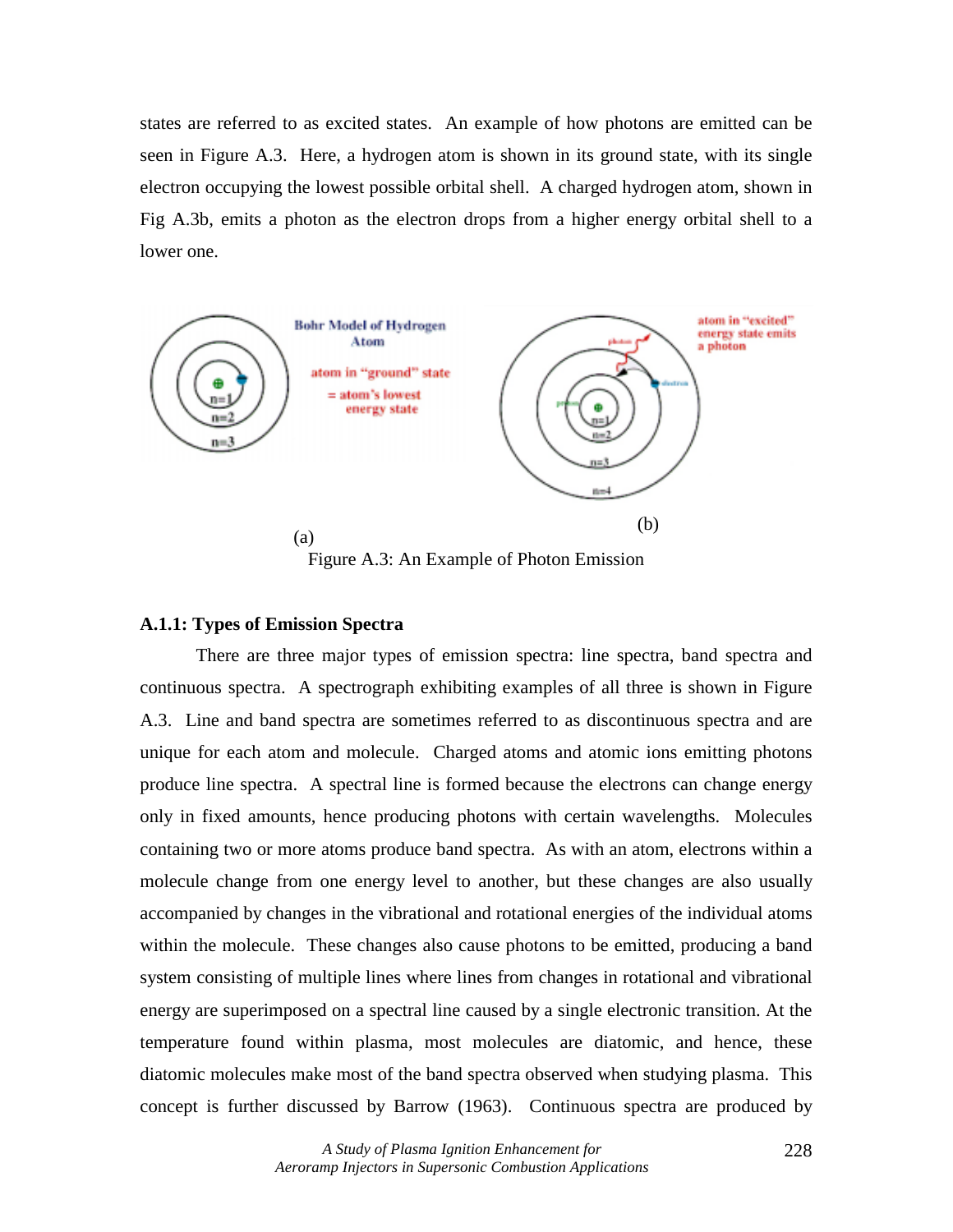states are referred to as excited states. An example of how photons are emitted can be seen in Figure A.3. Here, a hydrogen atom is shown in its ground state, with its single electron occupying the lowest possible orbital shell. A charged hydrogen atom, shown in Fig A.3b, emits a photon as the electron drops from a higher energy orbital shell to a lower one.

(a) (b)

Figure A.3: An Example of Photon Emission

### A.1.1: Types of Emission Spectra

There are three major types of emission spectra: line spectra, band spectra and continuous spectra. A spectrograph exhibiting examples of all three is shown in Figure A.3. Line and band spectra are sometimes referred to as discontinuous spectra and are unique for each atom and molecule. Charged atoms and atomic ions emitting photons produce line spectra. A spectral line is formed because the electrons can change energy only in fixed amounts, hence producing photons with certain wavelengths. Molecules containing two or more atoms produce band spectra. As with an atom, electrons within a molecule change from one energy level to another, but these changes are also usually accompanied by changes in the vibrational and rotational energies of the individual atoms within the molecule. These changes also cause photons to be emitted, producing a band system consisting of multiple lines where lines from changes in rotational and vibrational energy are superimposed on a spectral line caused by a single electronic transition. At the temperature found within plasma, most molecules are diatomic, and hence, these diatomic molecules make most of the band spectra observed when studying plasma. This concept is further discussed by Barrow (1963). Continuous spectra are produced by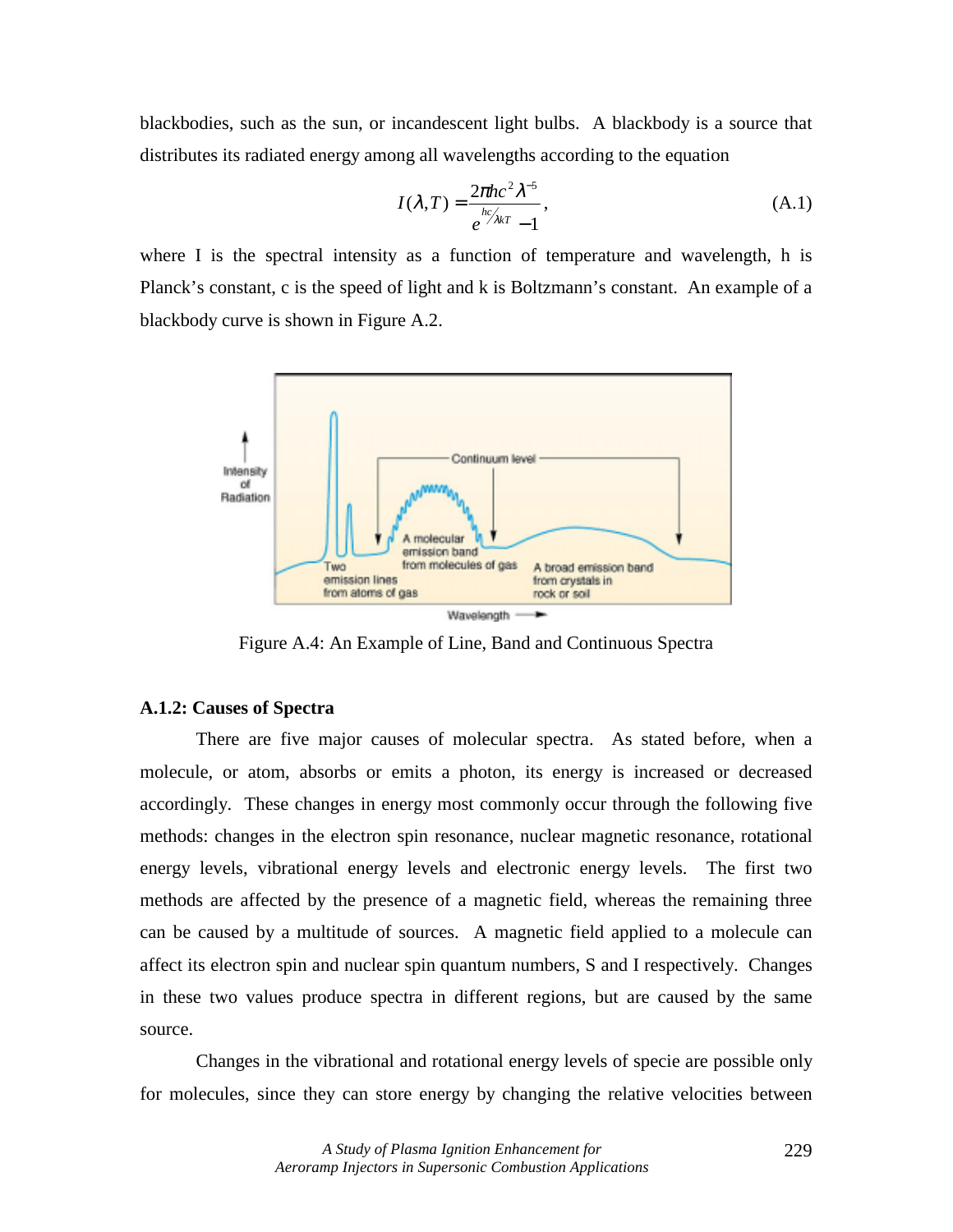blackbodies, such as the sun, or incandescent light bulbs. A blackbody is a source that distributes its radiated energy among all wavelengths according to the equation

$$I(\lambda, T) = \frac{2\pi hc^2 \lambda^{-5}}{e^{hc/\lambda kT} - 1}, \tag{A.1}$$

where I is the spectral intensity as a function of temperature and wavelength, h is Planck's constant, c is the speed of light and k is Boltzmann's constant. An example of a blackbody curve is shown in Figure A.2.

Figure A.4: An Example of Line, Band and Continuous Spectra

### A.1.2: Causes of Spectra

There are five major causes of molecular spectra. As stated before, when a molecule, or atom, absorbs or emits a photon, its energy is increased or decreased accordingly. These changes in energy most commonly occur through the following five methods: changes in the electron spin resonance, nuclear magnetic resonance, rotational energy levels, vibrational energy levels and electronic energy levels. The first two methods are affected by the presence of a magnetic field, whereas the remaining three can be caused by a multitude of sources. A magnetic field applied to a molecule can affect its electron spin and nuclear spin quantum numbers, S and I respectively. Changes in these two values produce spectra in different regions, but are caused by the same source.

Changes in the vibrational and rotational energy levels of specie are possible only for molecules, since they can store energy by changing the relative velocities between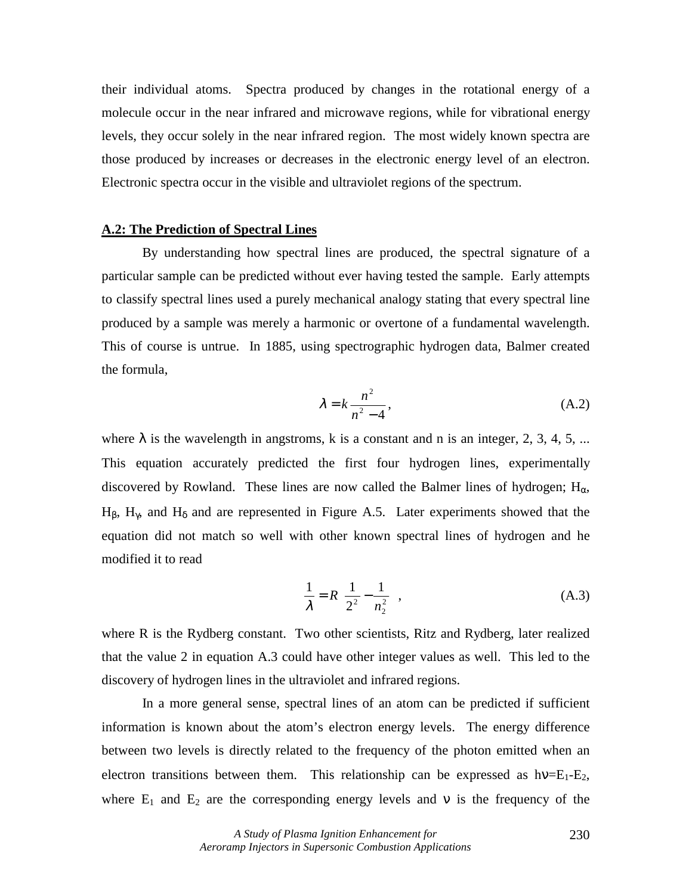their individual atoms. Spectra produced by changes in the rotational energy of a molecule occur in the near infrared and microwave regions, while for vibrational energy levels, they occur solely in the near infrared region. The most widely known spectra are those produced by increases or decreases in the electronic energy level of an electron. Electronic spectra occur in the visible and ultraviolet regions of the spectrum.

## A.2: The Prediction of Spectral Lines

By understanding how spectral lines are produced, the spectral signature of a particular sample can be predicted without ever having tested the sample. Early attempts to classify spectral lines used a purely mechanical analogy stating that every spectral line produced by a sample was merely a harmonic or overtone of a fundamental wavelength. This of course is untrue. In 1885, using spectrographic hydrogen data, Balmer created the formula,

$$\lambda = k\frac{n^2}{n^2 - 4}, \tag{A.2}$$

where $\lambda$ is the wavelength in angstroms, k is a constant and n is an integer, 2, 3, 4, 5, ... This equation accurately predicted the first four hydrogen lines, experimentally discovered by Rowland. These lines are now called the Balmer lines of hydrogen; $H_\alpha$, $H_\beta$, $H_\gamma$, and $H_\delta$ and are represented in Figure A.5. Later experiments showed that the equation did not match so well with other known spectral lines of hydrogen and he modified it to read

$$\frac{1}{\lambda} = R\left(\frac{1}{2^2} - \frac{1}{n_2^2}\right), \tag{A.3}$$

where R is the Rydberg constant. Two other scientists, Ritz and Rydberg, later realized that the value 2 in equation A.3 could have other integer values as well. This led to the discovery of hydrogen lines in the ultraviolet and infrared regions.

In a more general sense, spectral lines of an atom can be predicted if sufficient information is known about the atom's electron energy levels. The energy difference between two levels is directly related to the frequency of the photon emitted when an electron transitions between them. This relationship can be expressed as $h\nu = E_1 - E_2$, where $E_1$ and $E_2$ are the corresponding energy levels and $\nu$ is the frequency of the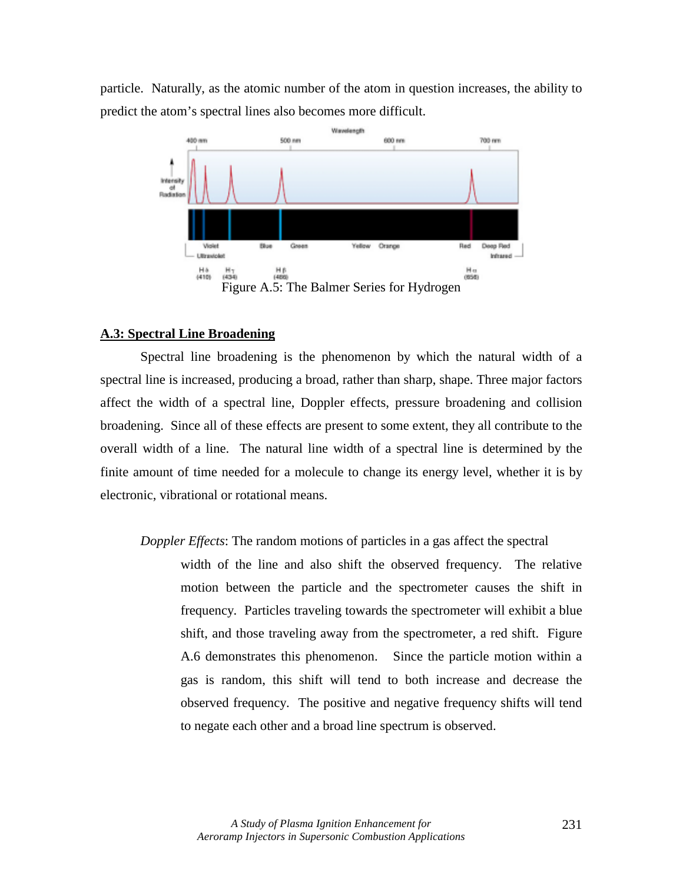particle. Naturally, as the atomic number of the atom in question increases, the ability to predict the atom's spectral lines also becomes more difficult.

Figure A.5: The Balmer Series for Hydrogen

## A.3: Spectral Line Broadening

Spectral line broadening is the phenomenon by which the natural width of a spectral line is increased, producing a broad, rather than sharp, shape. Three major factors affect the width of a spectral line, Doppler effects, pressure broadening and collision broadening. Since all of these effects are present to some extent, they all contribute to the overall width of a line. The natural line width of a spectral line is determined by the finite amount of time needed for a molecule to change its energy level, whether it is by electronic, vibrational or rotational means.

*Doppler Effects*: The random motions of particles in a gas affect the spectral width of the line and also shift the observed frequency. The relative motion between the particle and the spectrometer causes the shift in frequency. Particles traveling towards the spectrometer will exhibit a blue shift, and those traveling away from the spectrometer, a red shift. Figure A.6 demonstrates this phenomenon. Since the particle motion within a gas is random, this shift will tend to both increase and decrease the observed frequency. The positive and negative frequency shifts will tend to negate each other and a broad line spectrum is observed.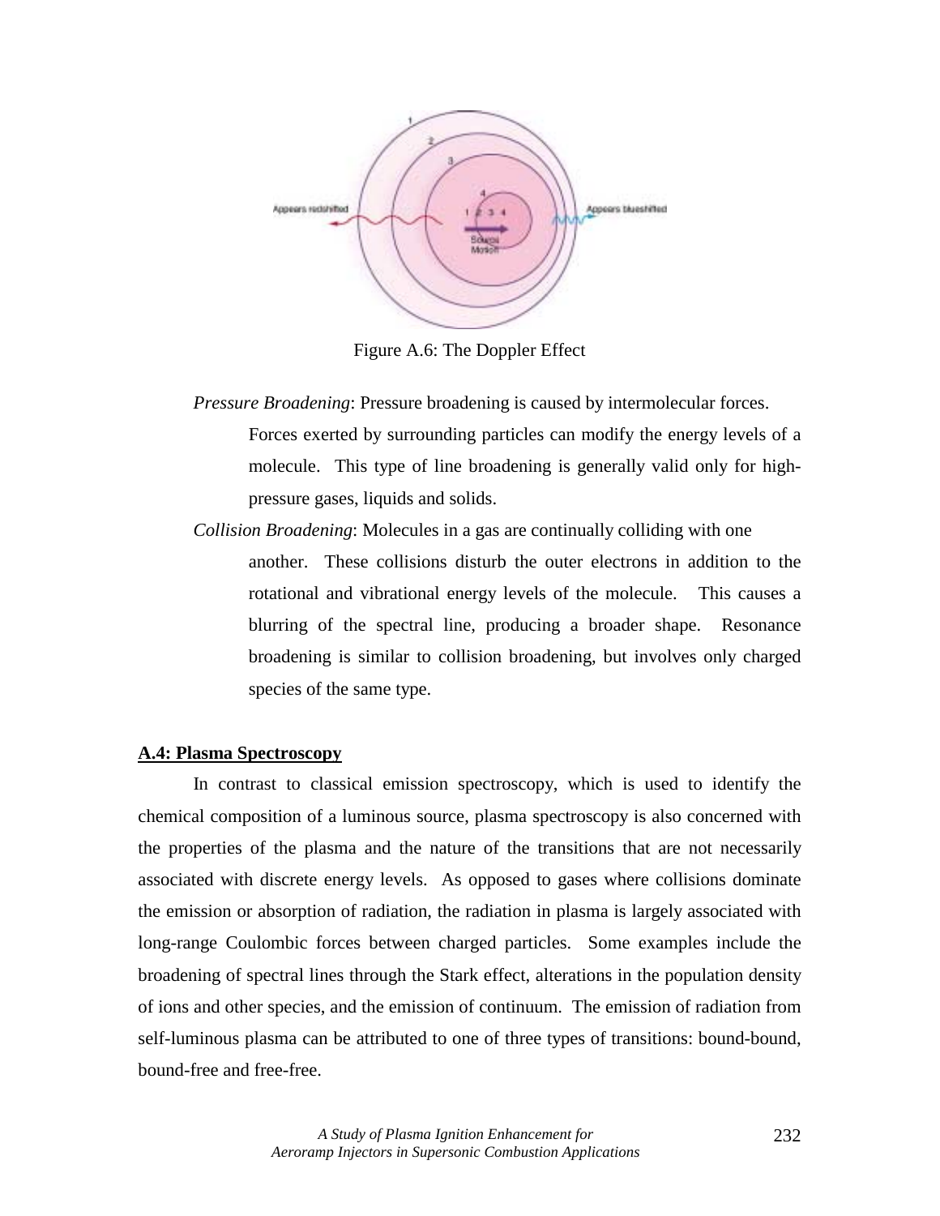Figure A.6: The Doppler Effect

*Pressure Broadening*: Pressure broadening is caused by intermolecular forces. Forces exerted by surrounding particles can modify the energy levels of a molecule. This type of line broadening is generally valid only for high-pressure gases, liquids and solids.

*Collision Broadening*: Molecules in a gas are continually colliding with one another. These collisions disturb the outer electrons in addition to the rotational and vibrational energy levels of the molecule. This causes a blurring of the spectral line, producing a broader shape. Resonance broadening is similar to collision broadening, but involves only charged species of the same type.

## A.4: Plasma Spectroscopy

In contrast to classical emission spectroscopy, which is used to identify the chemical composition of a luminous source, plasma spectroscopy is also concerned with the properties of the plasma and the nature of the transitions that are not necessarily associated with discrete energy levels. As opposed to gases where collisions dominate the emission or absorption of radiation, the radiation in plasma is largely associated with long-range Coulombic forces between charged particles. Some examples include the broadening of spectral lines through the Stark effect, alterations in the population density of ions and other species, and the emission of continuum. The emission of radiation from self-luminous plasma can be attributed to one of three types of transitions: bound-bound, bound-free and free-free.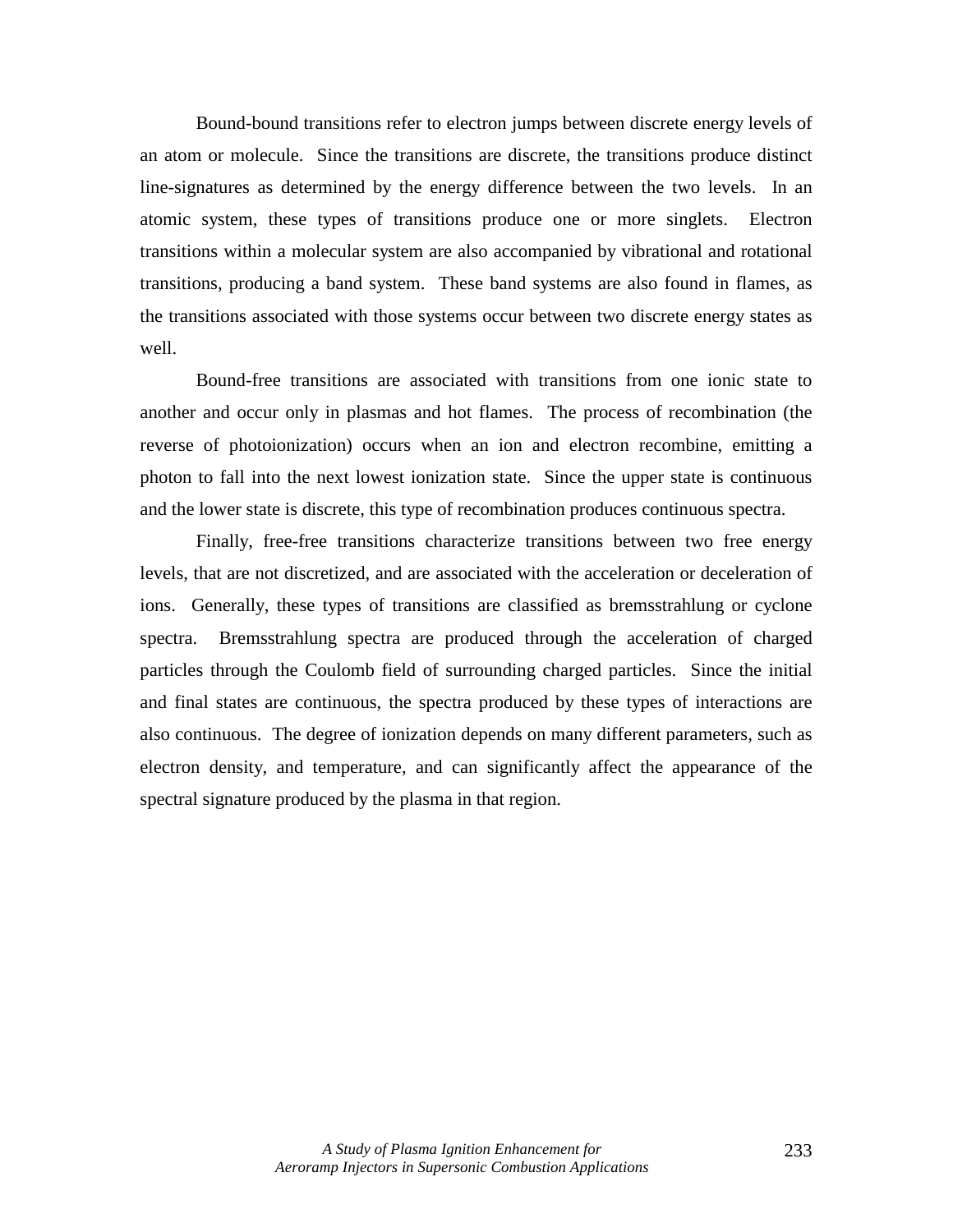Bound-bound transitions refer to electron jumps between discrete energy levels of an atom or molecule. Since the transitions are discrete, the transitions produce distinct line-signatures as determined by the energy difference between the two levels. In an atomic system, these types of transitions produce one or more singlets. Electron transitions within a molecular system are also accompanied by vibrational and rotational transitions, producing a band system. These band systems are also found in flames, as the transitions associated with those systems occur between two discrete energy states as well.

Bound-free transitions are associated with transitions from one ionic state to another and occur only in plasmas and hot flames. The process of recombination (the reverse of photoionization) occurs when an ion and electron recombine, emitting a photon to fall into the next lowest ionization state. Since the upper state is continuous and the lower state is discrete, this type of recombination produces continuous spectra.

Finally, free-free transitions characterize transitions between two free energy levels, that are not discretized, and are associated with the acceleration or deceleration of ions. Generally, these types of transitions are classified as bremsstrahlung or cyclone spectra. Bremsstrahlung spectra are produced through the acceleration of charged particles through the Coulomb field of surrounding charged particles. Since the initial and final states are continuous, the spectra produced by these types of interactions are also continuous. The degree of ionization depends on many different parameters, such as electron density, and temperature, and can significantly affect the appearance of the spectral signature produced by the plasma in that region.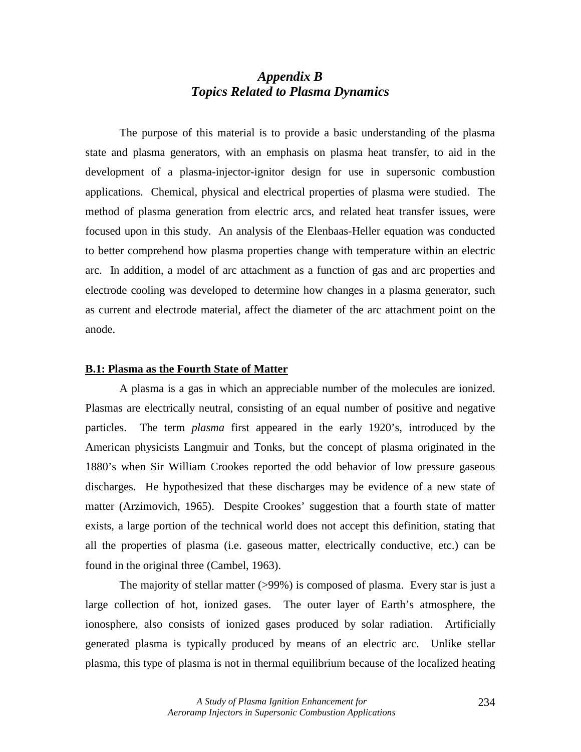# *Appendix B*
# *Topics Related to Plasma Dynamics*

The purpose of this material is to provide a basic understanding of the plasma state and plasma generators, with an emphasis on plasma heat transfer, to aid in the development of a plasma-injector-ignitor design for use in supersonic combustion applications. Chemical, physical and electrical properties of plasma were studied. The method of plasma generation from electric arcs, and related heat transfer issues, were focused upon in this study. An analysis of the Elenbaas-Heller equation was conducted to better comprehend how plasma properties change with temperature within an electric arc. In addition, a model of arc attachment as a function of gas and arc properties and electrode cooling was developed to determine how changes in a plasma generator, such as current and electrode material, affect the diameter of the arc attachment point on the anode.

## B.1: Plasma as the Fourth State of Matter

A plasma is a gas in which an appreciable number of the molecules are ionized. Plasmas are electrically neutral, consisting of an equal number of positive and negative particles. The term *plasma* first appeared in the early 1920's, introduced by the American physicists Langmuir and Tonks, but the concept of plasma originated in the 1880's when Sir William Crookes reported the odd behavior of low pressure gaseous discharges. He hypothesized that these discharges may be evidence of a new state of matter (Arzimovich, 1965). Despite Crookes' suggestion that a fourth state of matter exists, a large portion of the technical world does not accept this definition, stating that all the properties of plasma (i.e. gaseous matter, electrically conductive, etc.) can be found in the original three (Cambel, 1963).

The majority of stellar matter (>99%) is composed of plasma. Every star is just a large collection of hot, ionized gases. The outer layer of Earth's atmosphere, the ionosphere, also consists of ionized gases produced by solar radiation. Artificially generated plasma is typically produced by means of an electric arc. Unlike stellar plasma, this type of plasma is not in thermal equilibrium because of the localized heating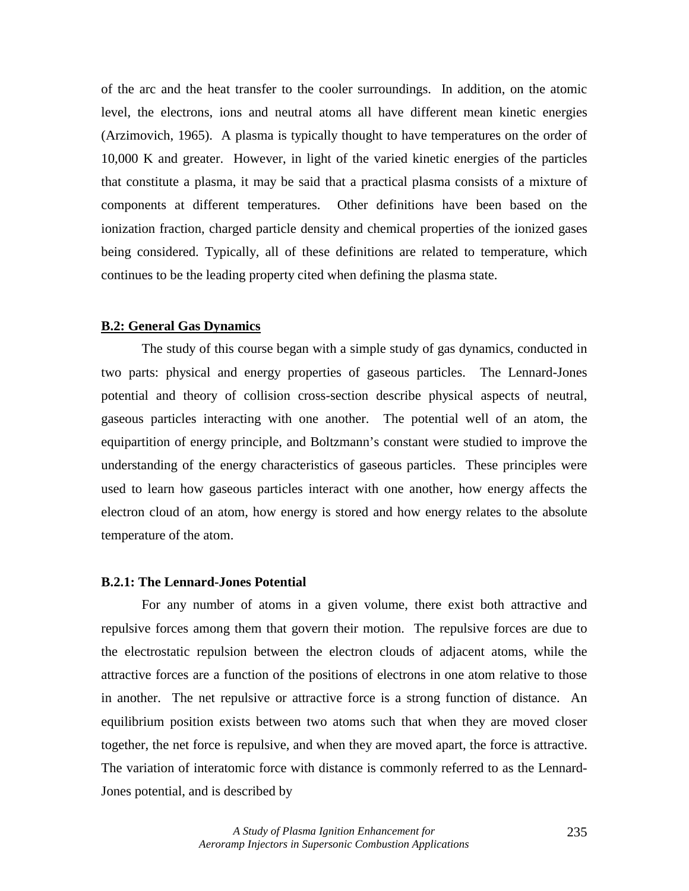of the arc and the heat transfer to the cooler surroundings. In addition, on the atomic level, the electrons, ions and neutral atoms all have different mean kinetic energies (Arzimovich, 1965). A plasma is typically thought to have temperatures on the order of 10,000 K and greater. However, in light of the varied kinetic energies of the particles that constitute a plasma, it may be said that a practical plasma consists of a mixture of components at different temperatures. Other definitions have been based on the ionization fraction, charged particle density and chemical properties of the ionized gases being considered. Typically, all of these definitions are related to temperature, which continues to be the leading property cited when defining the plasma state.

## B.2: General Gas Dynamics

The study of this course began with a simple study of gas dynamics, conducted in two parts: physical and energy properties of gaseous particles. The Lennard-Jones potential and theory of collision cross-section describe physical aspects of neutral, gaseous particles interacting with one another. The potential well of an atom, the equipartition of energy principle, and Boltzmann's constant were studied to improve the understanding of the energy characteristics of gaseous particles. These principles were used to learn how gaseous particles interact with one another, how energy affects the electron cloud of an atom, how energy is stored and how energy relates to the absolute temperature of the atom.

### B.2.1: The Lennard-Jones Potential

For any number of atoms in a given volume, there exist both attractive and repulsive forces among them that govern their motion. The repulsive forces are due to the electrostatic repulsion between the electron clouds of adjacent atoms, while the attractive forces are a function of the positions of electrons in one atom relative to those in another. The net repulsive or attractive force is a strong function of distance. An equilibrium position exists between two atoms such that when they are moved closer together, the net force is repulsive, and when they are moved apart, the force is attractive. The variation of interatomic force with distance is commonly referred to as the Lennard-Jones potential, and is described by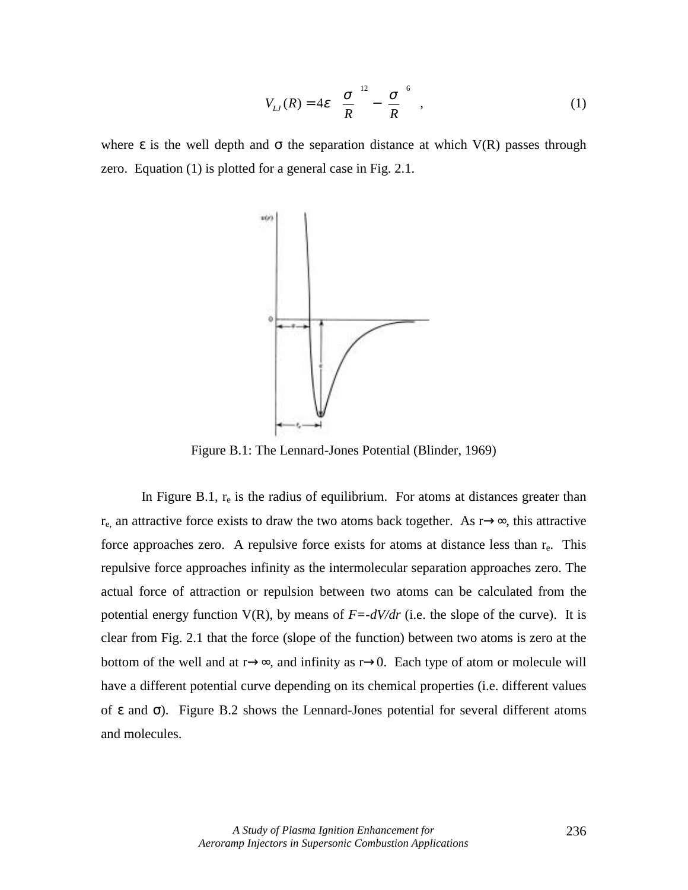$$V_{LJ}(R) = 4\varepsilon \left[ \left( \frac{\sigma}{R} \right)^{12} - \left( \frac{\sigma}{R} \right)^{6} \right], \tag{1}$$

where $\varepsilon$ is the well depth and $\sigma$ the separation distance at which V(R) passes through zero. Equation (1) is plotted for a general case in Fig. 2.1.

Figure B.1: The Lennard-Jones Potential (Blinder, 1969)

In Figure B.1, $r_e$ is the radius of equilibrium. For atoms at distances greater than $r_e$, an attractive force exists to draw the two atoms back together. As $r \to \infty$, this attractive force approaches zero. A repulsive force exists for atoms at distance less than $r_e$. This repulsive force approaches infinity as the intermolecular separation approaches zero. The actual force of attraction or repulsion between two atoms can be calculated from the potential energy function V(R), by means of $F=-dV/dr$ (i.e. the slope of the curve). It is clear from Fig. 2.1 that the force (slope of the function) between two atoms is zero at the bottom of the well and at $r \to \infty$, and infinity as $r \to 0$. Each type of atom or molecule will have a different potential curve depending on its chemical properties (i.e. different values of $\varepsilon$ and $\sigma$). Figure B.2 shows the Lennard-Jones potential for several different atoms and molecules.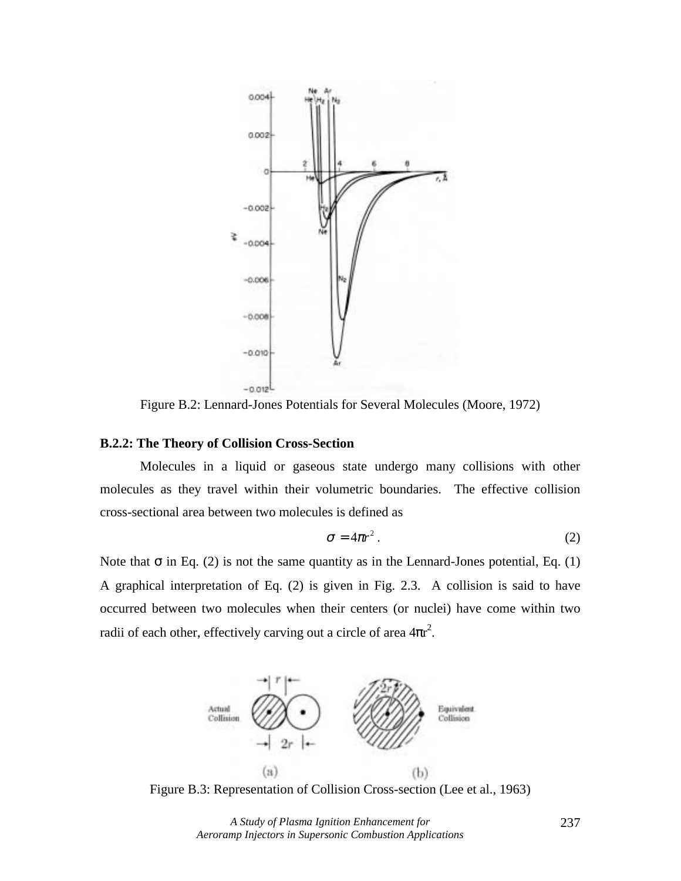Figure B.2: Lennard-Jones Potentials for Several Molecules (Moore, 1972)

**B.2.2: The Theory of Collision Cross-Section**

Molecules in a liquid or gaseous state undergo many collisions with other molecules as they travel within their volumetric boundaries. The effective collision cross-sectional area between two molecules is defined as

$$\sigma = 4\pi r^2 . \tag{2}$$

Note that σ in Eq. (2) is not the same quantity as in the Lennard-Jones potential, Eq. (1) A graphical interpretation of Eq. (2) is given in Fig. 2.3. A collision is said to have occurred between two molecules when their centers (or nuclei) have come within two radii of each other, effectively carving out a circle of area $4\pi r^2$.

Figure B.3: Representation of Collision Cross-section (Lee et al., 1963)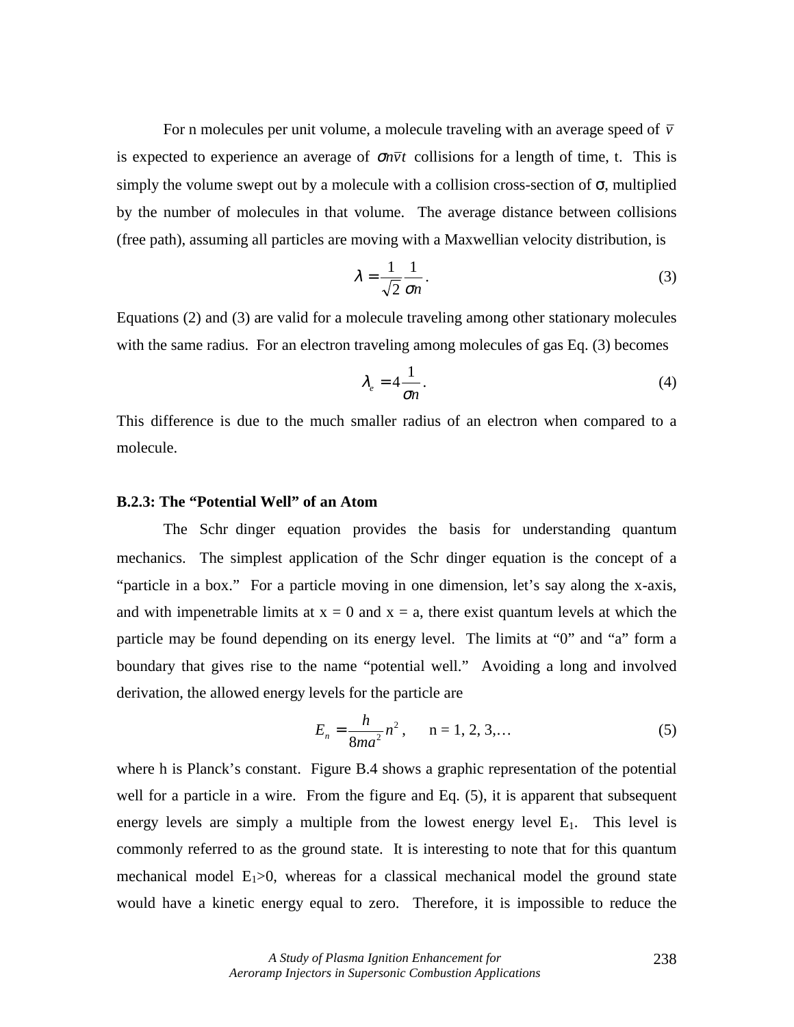For n molecules per unit volume, a molecule traveling with an average speed of $\bar{v}$ is expected to experience an average of $\sigma n \bar{v} t$ collisions for a length of time, t. This is simply the volume swept out by a molecule with a collision cross-section of σ, multiplied by the number of molecules in that volume. The average distance between collisions (free path), assuming all particles are moving with a Maxwellian velocity distribution, is

$$\lambda = \frac{1}{\sqrt{2}} \frac{1}{\sigma n}. \tag{3}$$

Equations (2) and (3) are valid for a molecule traveling among other stationary molecules with the same radius. For an electron traveling among molecules of gas Eq. (3) becomes

$$\lambda_e = 4 \frac{1}{\sigma n}. \tag{4}$$

This difference is due to the much smaller radius of an electron when compared to a molecule.

**B.2.3: The "Potential Well" of an Atom**

The Schr dinger equation provides the basis for understanding quantum mechanics. The simplest application of the Schr dinger equation is the concept of a "particle in a box." For a particle moving in one dimension, let's say along the x-axis, and with impenetrable limits at x = 0 and x = a, there exist quantum levels at which the particle may be found depending on its energy level. The limits at "0" and "a" form a boundary that gives rise to the name "potential well." Avoiding a long and involved derivation, the allowed energy levels for the particle are

$$E_n = \frac{h}{8ma^2} n^2, \quad \text{n = 1, 2, 3,…} \tag{5}$$

where h is Planck's constant. Figure B.4 shows a graphic representation of the potential well for a particle in a wire. From the figure and Eq. (5), it is apparent that subsequent energy levels are simply a multiple from the lowest energy level $E_1$. This level is commonly referred to as the ground state. It is interesting to note that for this quantum mechanical model $E_1>0$, whereas for a classical mechanical model the ground state would have a kinetic energy equal to zero. Therefore, it is impossible to reduce the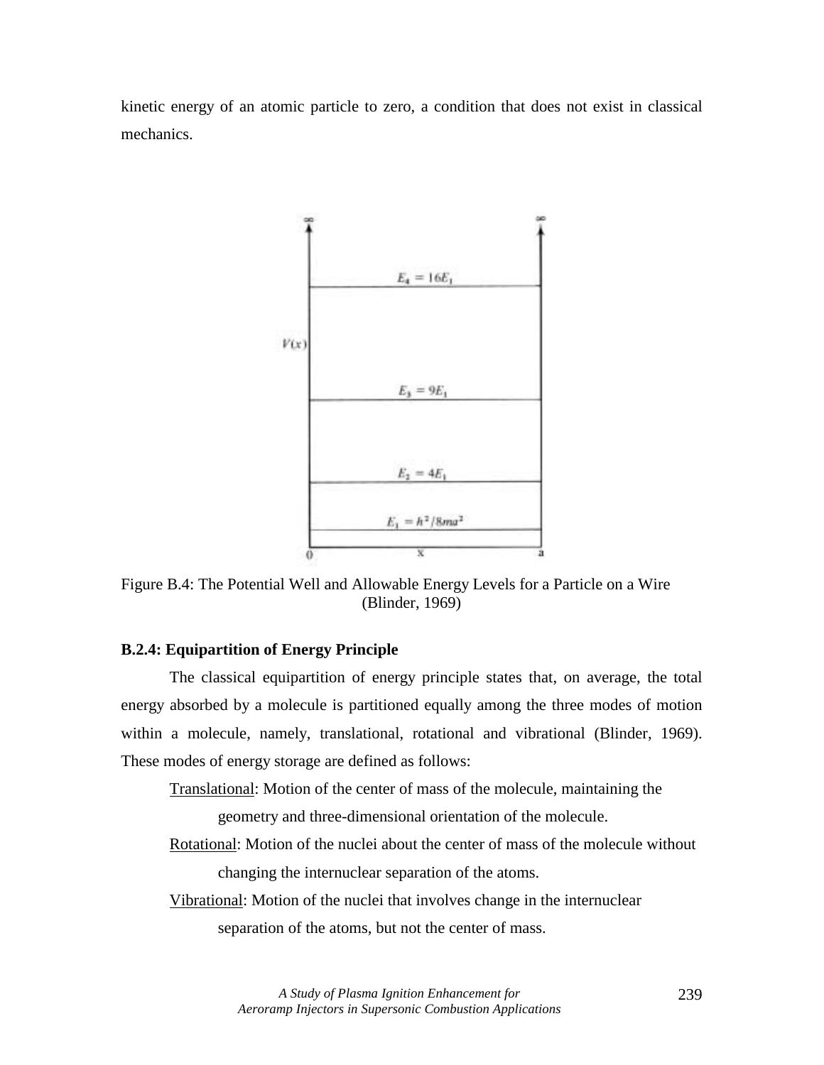kinetic energy of an atomic particle to zero, a condition that does not exist in classical mechanics.

Figure B.4: The Potential Well and Allowable Energy Levels for a Particle on a Wire (Blinder, 1969)

### B.2.4: Equipartition of Energy Principle

The classical equipartition of energy principle states that, on average, the total energy absorbed by a molecule is partitioned equally among the three modes of motion within a molecule, namely, translational, rotational and vibrational (Blinder, 1969). These modes of energy storage are defined as follows:

Translational: Motion of the center of mass of the molecule, maintaining the geometry and three-dimensional orientation of the molecule.

Rotational: Motion of the nuclei about the center of mass of the molecule without changing the internuclear separation of the atoms.

Vibrational: Motion of the nuclei that involves change in the internuclear separation of the atoms, but not the center of mass.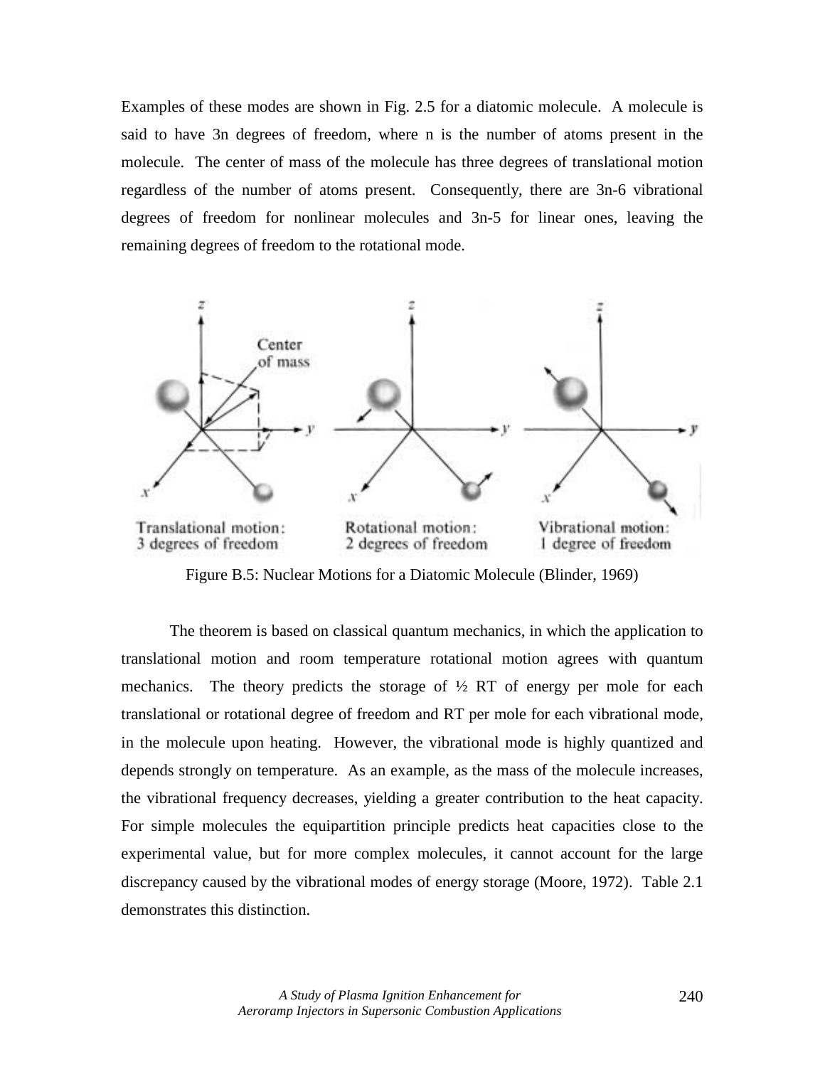Examples of these modes are shown in Fig. 2.5 for a diatomic molecule. A molecule is said to have 3n degrees of freedom, where n is the number of atoms present in the molecule. The center of mass of the molecule has three degrees of translational motion regardless of the number of atoms present. Consequently, there are 3n-6 vibrational degrees of freedom for nonlinear molecules and 3n-5 for linear ones, leaving the remaining degrees of freedom to the rotational mode.

Figure B.5: Nuclear Motions for a Diatomic Molecule (Blinder, 1969)

The theorem is based on classical quantum mechanics, in which the application to translational motion and room temperature rotational motion agrees with quantum mechanics. The theory predicts the storage of ½ RT of energy per mole for each translational or rotational degree of freedom and RT per mole for each vibrational mode, in the molecule upon heating. However, the vibrational mode is highly quantized and depends strongly on temperature. As an example, as the mass of the molecule increases, the vibrational frequency decreases, yielding a greater contribution to the heat capacity. For simple molecules the equipartition principle predicts heat capacities close to the experimental value, but for more complex molecules, it cannot account for the large discrepancy caused by the vibrational modes of energy storage (Moore, 1972). Table 2.1 demonstrates this distinction.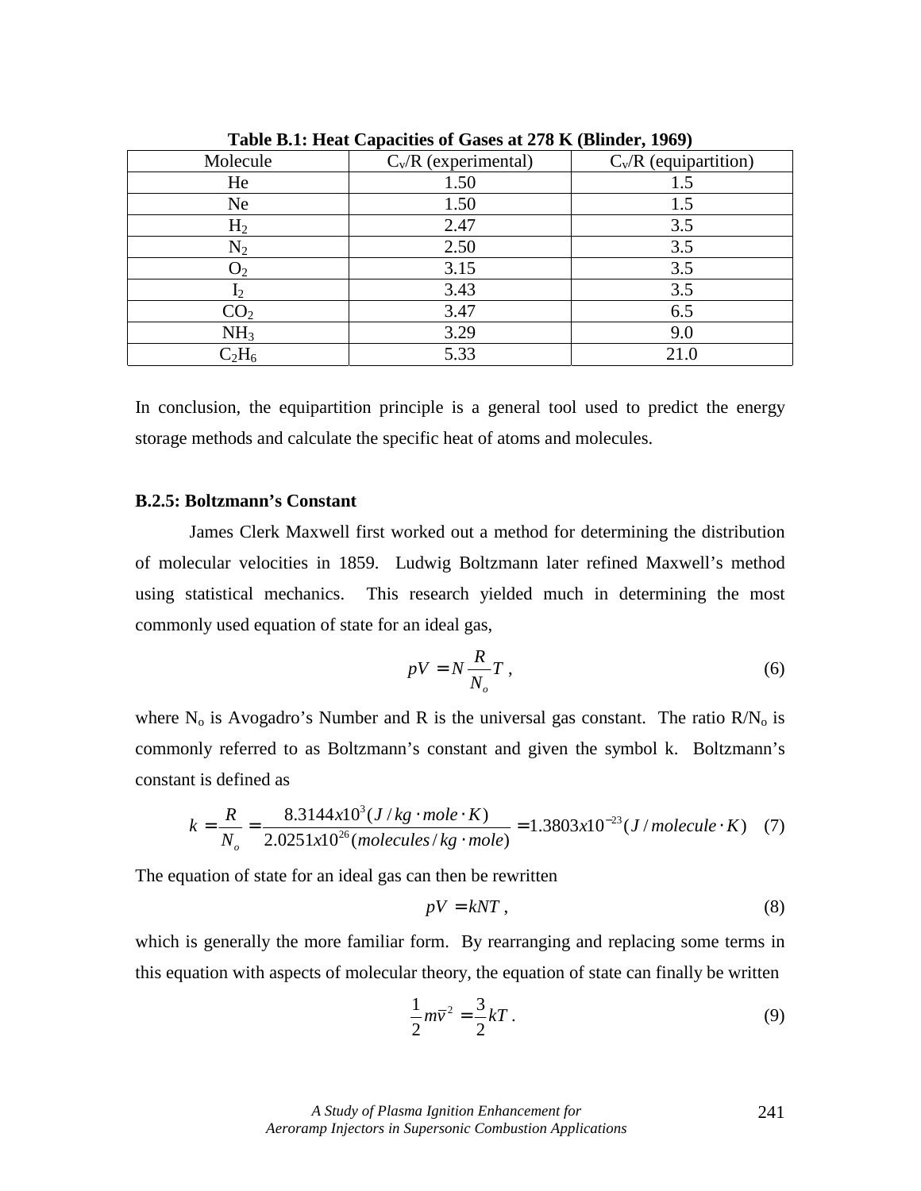**Table B.1: Heat Capacities of Gases at 278 K (Blinder, 1969)**

| Molecule | $C_v/R$ (experimental) | $C_v/R$ (equipartition) |
|---|---|---|
| He | 1.50 | 1.5 |
| Ne | 1.50 | 1.5 |
| $H_2$ | 2.47 | 3.5 |
| $N_2$ | 2.50 | 3.5 |
| $O_2$ | 3.15 | 3.5 |
| $I_2$ | 3.43 | 3.5 |
| $CO_2$ | 3.47 | 6.5 |
| $NH_3$ | 3.29 | 9.0 |
| $C_2H_6$ | 5.33 | 21.0 |

In conclusion, the equipartition principle is a general tool used to predict the energy storage methods and calculate the specific heat of atoms and molecules.

### B.2.5: Boltzmann's Constant

James Clerk Maxwell first worked out a method for determining the distribution of molecular velocities in 1859. Ludwig Boltzmann later refined Maxwell's method using statistical mechanics. This research yielded much in determining the most commonly used equation of state for an ideal gas,

$$pV = N\frac{R}{N_o}T\ , \tag{6}$$

where $N_o$ is Avogadro's Number and R is the universal gas constant. The ratio $R/N_o$ is commonly referred to as Boltzmann's constant and given the symbol k. Boltzmann's constant is defined as

$$k = \frac{R}{N_o} = \frac{8.3144x10^3 (J/kg \cdot mole \cdot K)}{2.0251x10^{26} (molecules/kg \cdot mole)} = 1.3803x10^{-23} (J/molecule \cdot K) \tag{7}$$

The equation of state for an ideal gas can then be rewritten

$$pV = kNT\ , \tag{8}$$

which is generally the more familiar form. By rearranging and replacing some terms in this equation with aspects of molecular theory, the equation of state can finally be written

$$\frac{1}{2}m\bar{v}^2 = \frac{3}{2}kT\ . \tag{9}$$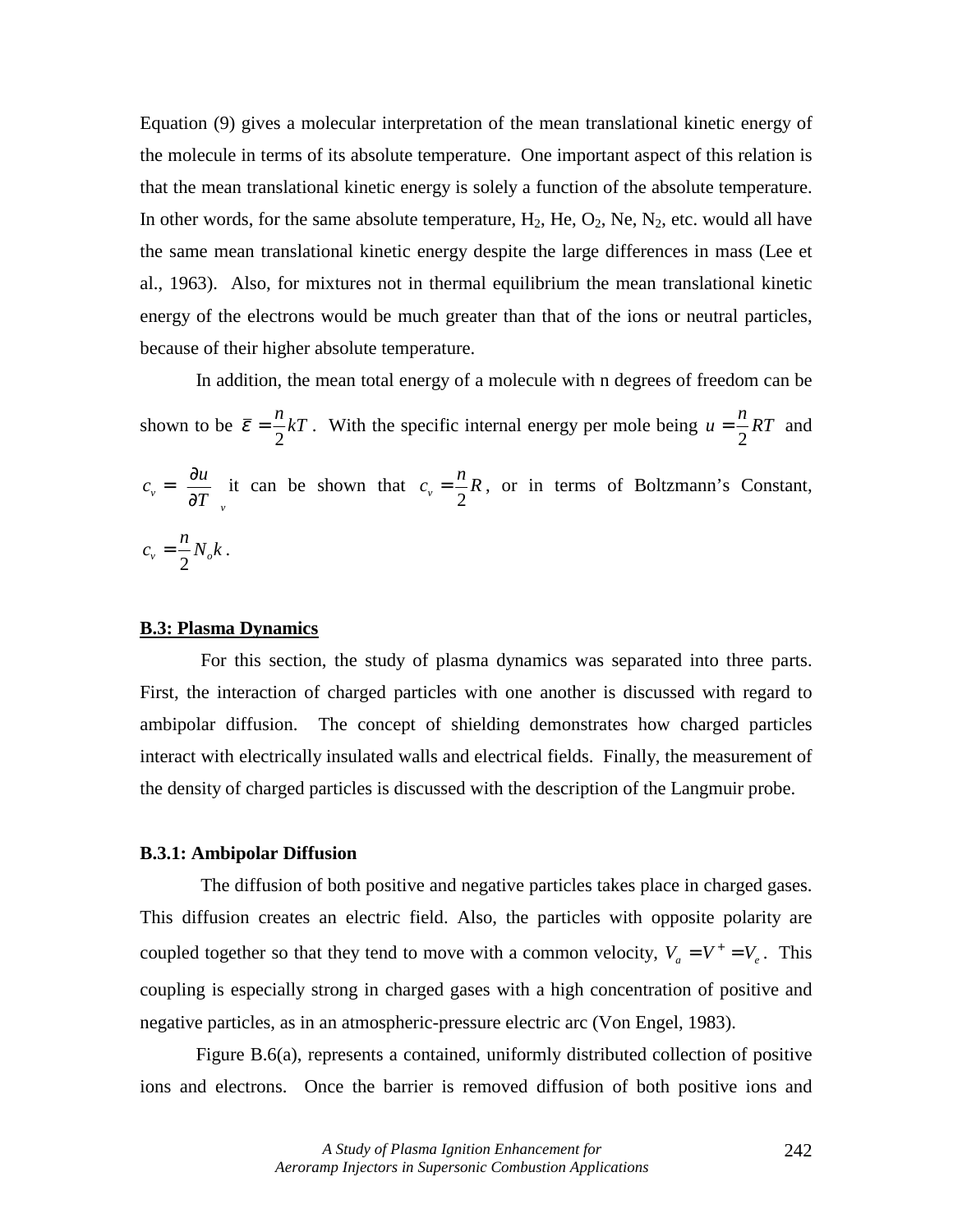Equation (9) gives a molecular interpretation of the mean translational kinetic energy of the molecule in terms of its absolute temperature. One important aspect of this relation is that the mean translational kinetic energy is solely a function of the absolute temperature. In other words, for the same absolute temperature, $H_2$, He, $O_2$, Ne, $N_2$, etc. would all have the same mean translational kinetic energy despite the large differences in mass (Lee et al., 1963). Also, for mixtures not in thermal equilibrium the mean translational kinetic energy of the electrons would be much greater than that of the ions or neutral particles, because of their higher absolute temperature.

In addition, the mean total energy of a molecule with n degrees of freedom can be shown to be $\bar{\varepsilon} = \frac{n}{2}kT$. With the specific internal energy per mole being $u = \frac{n}{2}RT$ and $c_v = \left(\frac{\partial u}{\partial T}\right)_v$ it can be shown that $c_v = \frac{n}{2}R$, or in terms of Boltzmann's Constant, $c_v = \frac{n}{2}N_o k$.

## B.3: Plasma Dynamics

For this section, the study of plasma dynamics was separated into three parts. First, the interaction of charged particles with one another is discussed with regard to ambipolar diffusion. The concept of shielding demonstrates how charged particles interact with electrically insulated walls and electrical fields. Finally, the measurement of the density of charged particles is discussed with the description of the Langmuir probe.

### B.3.1: Ambipolar Diffusion

The diffusion of both positive and negative particles takes place in charged gases. This diffusion creates an electric field. Also, the particles with opposite polarity are coupled together so that they tend to move with a common velocity, $V_a = V^+ = V_e$. This coupling is especially strong in charged gases with a high concentration of positive and negative particles, as in an atmospheric-pressure electric arc (Von Engel, 1983).

Figure B.6(a), represents a contained, uniformly distributed collection of positive ions and electrons. Once the barrier is removed diffusion of both positive ions and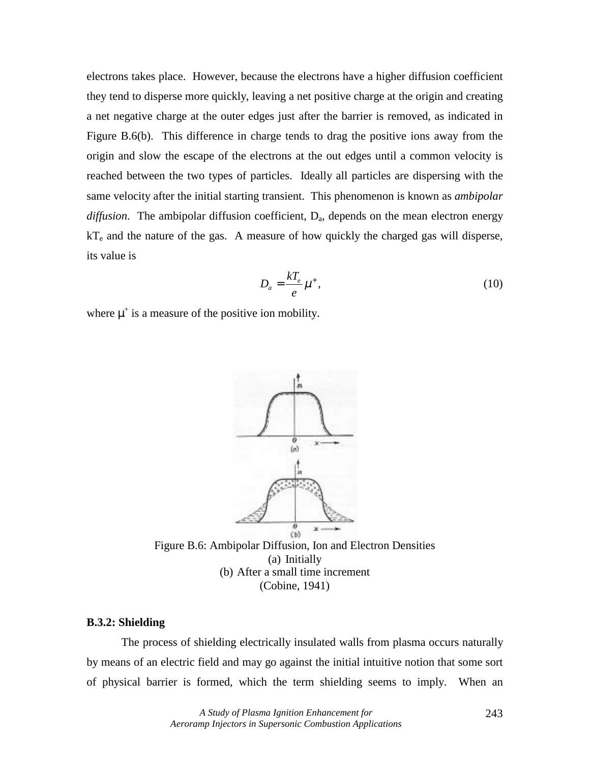electrons takes place. However, because the electrons have a higher diffusion coefficient they tend to disperse more quickly, leaving a net positive charge at the origin and creating a net negative charge at the outer edges just after the barrier is removed, as indicated in Figure B.6(b). This difference in charge tends to drag the positive ions away from the origin and slow the escape of the electrons at the out edges until a common velocity is reached between the two types of particles. Ideally all particles are dispersing with the same velocity after the initial starting transient. This phenomenon is known as *ambipolar diffusion*. The ambipolar diffusion coefficient, $D_a$, depends on the mean electron energy $kT_e$ and the nature of the gas. A measure of how quickly the charged gas will disperse, its value is

$$D_a = \frac{kT_e}{e} \mu^+, \tag{10}$$

where $\mu^+$ is a measure of the positive ion mobility.

Figure B.6: Ambipolar Diffusion, Ion and Electron Densities
(a) Initially
(b) After a small time increment
(Cobine, 1941)

**B.3.2: Shielding**

The process of shielding electrically insulated walls from plasma occurs naturally by means of an electric field and may go against the initial intuitive notion that some sort of physical barrier is formed, which the term shielding seems to imply. When an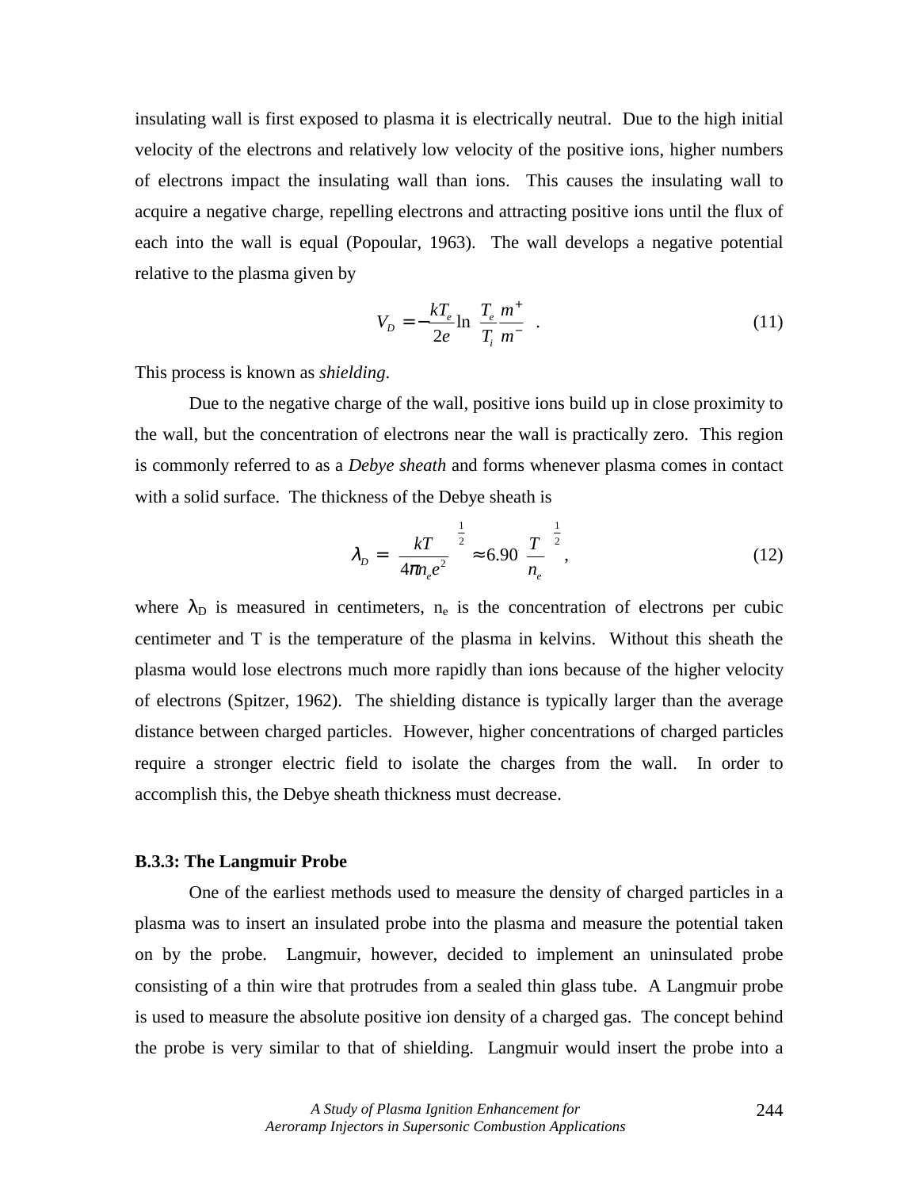insulating wall is first exposed to plasma it is electrically neutral. Due to the high initial velocity of the electrons and relatively low velocity of the positive ions, higher numbers of electrons impact the insulating wall than ions. This causes the insulating wall to acquire a negative charge, repelling electrons and attracting positive ions until the flux of each into the wall is equal (Popoular, 1963). The wall develops a negative potential relative to the plasma given by

$$V_D = -\frac{kT_e}{2e}\ln\left(\frac{T_e}{T_i}\frac{m^+}{m^-}\right) . \tag{11}$$

This process is known as *shielding*.

Due to the negative charge of the wall, positive ions build up in close proximity to the wall, but the concentration of electrons near the wall is practically zero. This region is commonly referred to as a *Debye sheath* and forms whenever plasma comes in contact with a solid surface. The thickness of the Debye sheath is

$$\lambda_D = \left(\frac{kT}{4\pi n_e e^2}\right)^{\frac{1}{2}} \approx 6.90\left(\frac{T}{n_e}\right)^{\frac{1}{2}}, \tag{12}$$

where $\lambda_D$ is measured in centimeters, $n_e$ is the concentration of electrons per cubic centimeter and T is the temperature of the plasma in kelvins. Without this sheath the plasma would lose electrons much more rapidly than ions because of the higher velocity of electrons (Spitzer, 1962). The shielding distance is typically larger than the average distance between charged particles. However, higher concentrations of charged particles require a stronger electric field to isolate the charges from the wall. In order to accomplish this, the Debye sheath thickness must decrease.

### B.3.3: The Langmuir Probe

One of the earliest methods used to measure the density of charged particles in a plasma was to insert an insulated probe into the plasma and measure the potential taken on by the probe. Langmuir, however, decided to implement an uninsulated probe consisting of a thin wire that protrudes from a sealed thin glass tube. A Langmuir probe is used to measure the absolute positive ion density of a charged gas. The concept behind the probe is very similar to that of shielding. Langmuir would insert the probe into a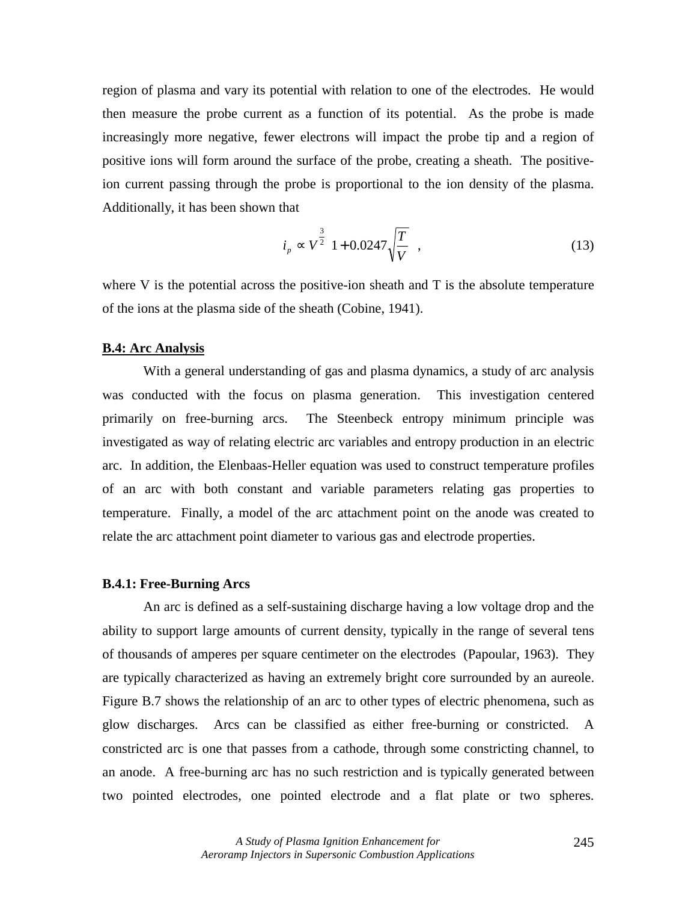region of plasma and vary its potential with relation to one of the electrodes. He would then measure the probe current as a function of its potential. As the probe is made increasingly more negative, fewer electrons will impact the probe tip and a region of positive ions will form around the surface of the probe, creating a sheath. The positive-ion current passing through the probe is proportional to the ion density of the plasma. Additionally, it has been shown that

$$i_p \propto V^{\frac{3}{2}} \left(1 + 0.0247\sqrt{\frac{T}{V}}\right), \tag{13}$$

where V is the potential across the positive-ion sheath and T is the absolute temperature of the ions at the plasma side of the sheath (Cobine, 1941).

### B.4: Arc Analysis

With a general understanding of gas and plasma dynamics, a study of arc analysis was conducted with the focus on plasma generation. This investigation centered primarily on free-burning arcs. The Steenbeck entropy minimum principle was investigated as way of relating electric arc variables and entropy production in an electric arc. In addition, the Elenbaas-Heller equation was used to construct temperature profiles of an arc with both constant and variable parameters relating gas properties to temperature. Finally, a model of the arc attachment point on the anode was created to relate the arc attachment point diameter to various gas and electrode properties.

#### B.4.1: Free-Burning Arcs

An arc is defined as a self-sustaining discharge having a low voltage drop and the ability to support large amounts of current density, typically in the range of several tens of thousands of amperes per square centimeter on the electrodes (Papoular, 1963). They are typically characterized as having an extremely bright core surrounded by an aureole. Figure B.7 shows the relationship of an arc to other types of electric phenomena, such as glow discharges. Arcs can be classified as either free-burning or constricted. A constricted arc is one that passes from a cathode, through some constricting channel, to an anode. A free-burning arc has no such restriction and is typically generated between two pointed electrodes, one pointed electrode and a flat plate or two spheres.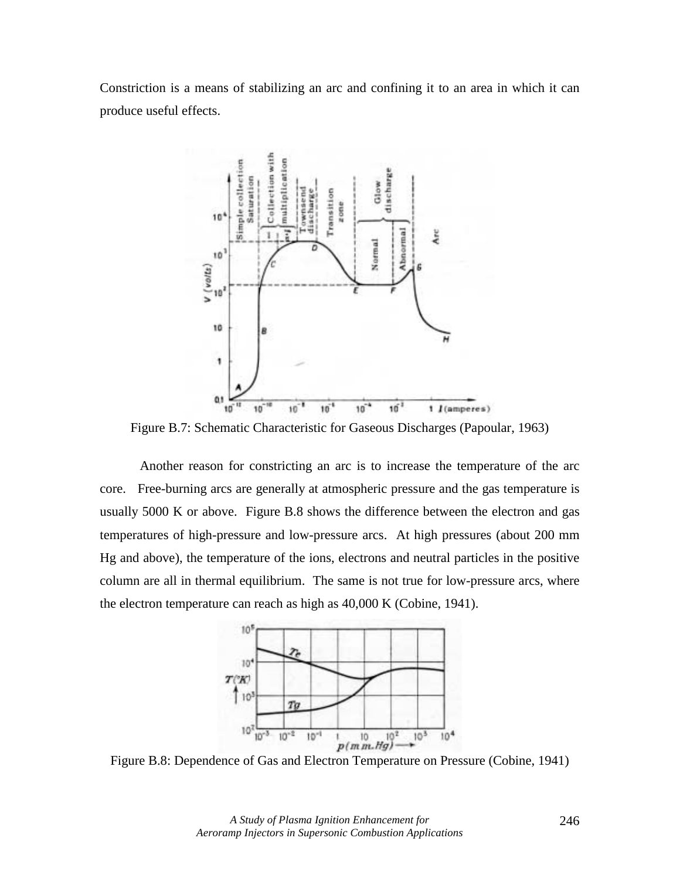Constriction is a means of stabilizing an arc and confining it to an area in which it can produce useful effects.

Figure B.7: Schematic Characteristic for Gaseous Discharges (Papoular, 1963)

Another reason for constricting an arc is to increase the temperature of the arc core. Free-burning arcs are generally at atmospheric pressure and the gas temperature is usually 5000 K or above. Figure B.8 shows the difference between the electron and gas temperatures of high-pressure and low-pressure arcs. At high pressures (about 200 mm Hg and above), the temperature of the ions, electrons and neutral particles in the positive column are all in thermal equilibrium. The same is not true for low-pressure arcs, where the electron temperature can reach as high as 40,000 K (Cobine, 1941).

Figure B.8: Dependence of Gas and Electron Temperature on Pressure (Cobine, 1941)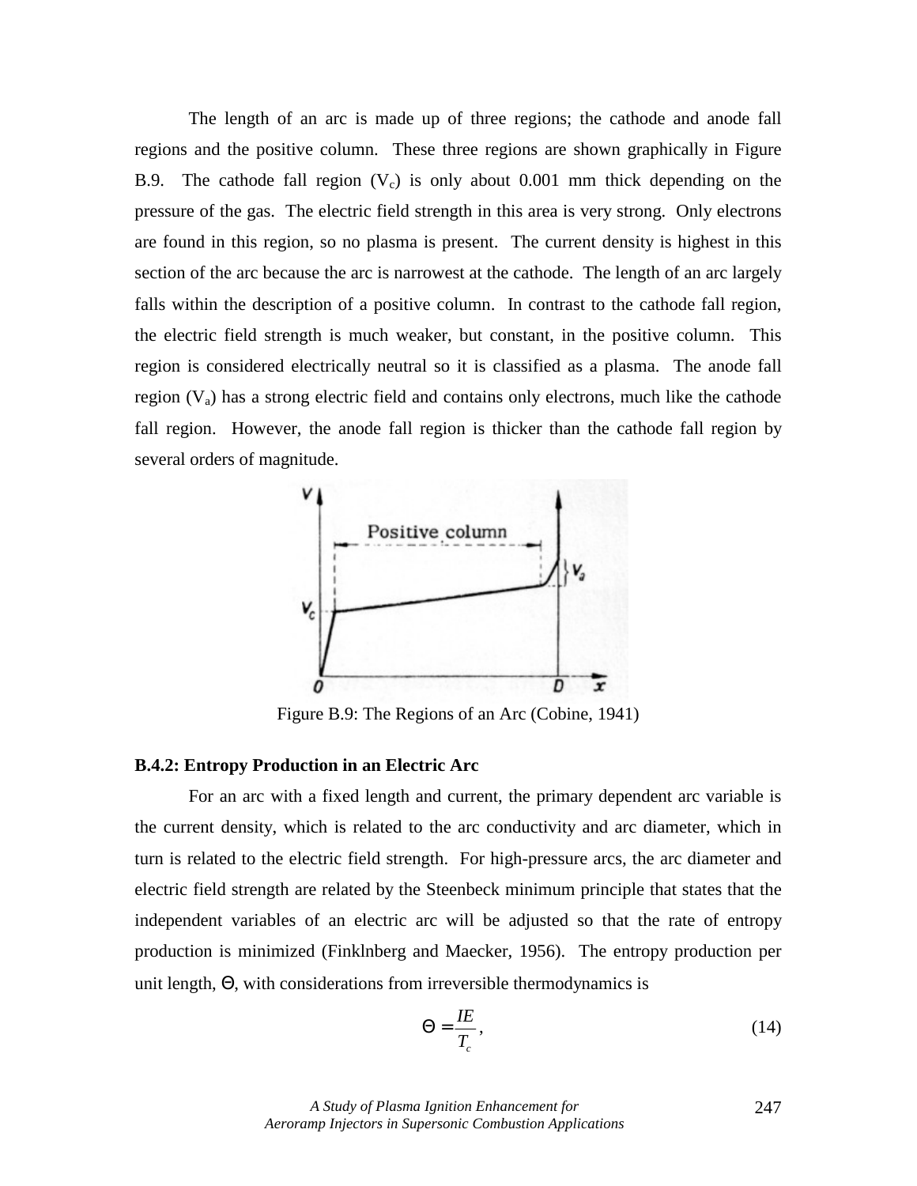The length of an arc is made up of three regions; the cathode and anode fall regions and the positive column. These three regions are shown graphically in Figure B.9. The cathode fall region ($V_c$) is only about 0.001 mm thick depending on the pressure of the gas. The electric field strength in this area is very strong. Only electrons are found in this region, so no plasma is present. The current density is highest in this section of the arc because the arc is narrowest at the cathode. The length of an arc largely falls within the description of a positive column. In contrast to the cathode fall region, the electric field strength is much weaker, but constant, in the positive column. This region is considered electrically neutral so it is classified as a plasma. The anode fall region ($V_a$) has a strong electric field and contains only electrons, much like the cathode fall region. However, the anode fall region is thicker than the cathode fall region by several orders of magnitude.

Figure B.9: The Regions of an Arc (Cobine, 1941)

### B.4.2: Entropy Production in an Electric Arc

For an arc with a fixed length and current, the primary dependent arc variable is the current density, which is related to the arc conductivity and arc diameter, which in turn is related to the electric field strength. For high-pressure arcs, the arc diameter and electric field strength are related by the Steenbeck minimum principle that states that the independent variables of an electric arc will be adjusted so that the rate of entropy production is minimized (Finklnberg and Maecker, 1956). The entropy production per unit length, $\Theta$, with considerations from irreversible thermodynamics is

$$\Theta = \frac{IE}{T_c}, \tag{14}$$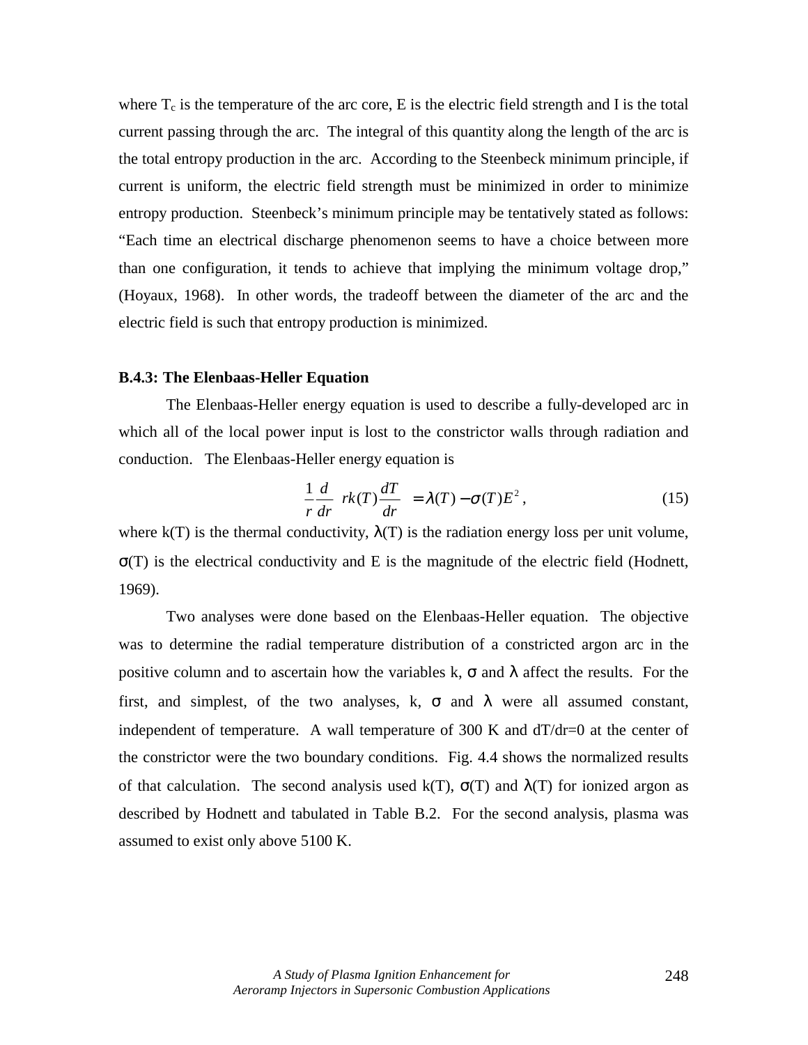where $T_c$ is the temperature of the arc core, E is the electric field strength and I is the total current passing through the arc. The integral of this quantity along the length of the arc is the total entropy production in the arc. According to the Steenbeck minimum principle, if current is uniform, the electric field strength must be minimized in order to minimize entropy production. Steenbeck's minimum principle may be tentatively stated as follows: "Each time an electrical discharge phenomenon seems to have a choice between more than one configuration, it tends to achieve that implying the minimum voltage drop," (Hoyaux, 1968). In other words, the tradeoff between the diameter of the arc and the electric field is such that entropy production is minimized.

### B.4.3: The Elenbaas-Heller Equation

The Elenbaas-Heller energy equation is used to describe a fully-developed arc in which all of the local power input is lost to the constrictor walls through radiation and conduction. The Elenbaas-Heller energy equation is

$$\frac{1}{r}\frac{d}{dr}\left(rk(T)\frac{dT}{dr}\right) = \lambda(T) - \sigma(T)E^2\,, \tag{15}$$

where k(T) is the thermal conductivity, $\lambda$(T) is the radiation energy loss per unit volume, $\sigma$(T) is the electrical conductivity and E is the magnitude of the electric field (Hodnett, 1969).

Two analyses were done based on the Elenbaas-Heller equation. The objective was to determine the radial temperature distribution of a constricted argon arc in the positive column and to ascertain how the variables k, $\sigma$ and $\lambda$ affect the results. For the first, and simplest, of the two analyses, k, $\sigma$ and $\lambda$ were all assumed constant, independent of temperature. A wall temperature of 300 K and dT/dr=0 at the center of the constrictor were the two boundary conditions. Fig. 4.4 shows the normalized results of that calculation. The second analysis used k(T), $\sigma$(T) and $\lambda$(T) for ionized argon as described by Hodnett and tabulated in Table B.2. For the second analysis, plasma was assumed to exist only above 5100 K.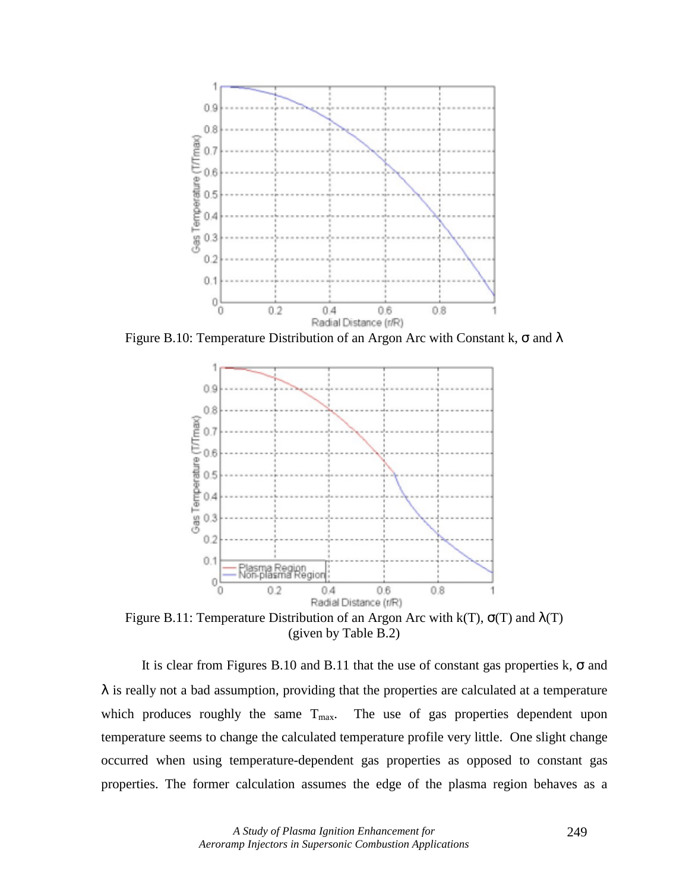Figure B.10: Temperature Distribution of an Argon Arc with Constant k, σ and λ

Figure B.11: Temperature Distribution of an Argon Arc with k(T), σ(T) and λ(T) (given by Table B.2)

It is clear from Figures B.10 and B.11 that the use of constant gas properties k, σ and λ is really not a bad assumption, providing that the properties are calculated at a temperature which produces roughly the same $T_{max}$. The use of gas properties dependent upon temperature seems to change the calculated temperature profile very little. One slight change occurred when using temperature-dependent gas properties as opposed to constant gas properties. The former calculation assumes the edge of the plasma region behaves as a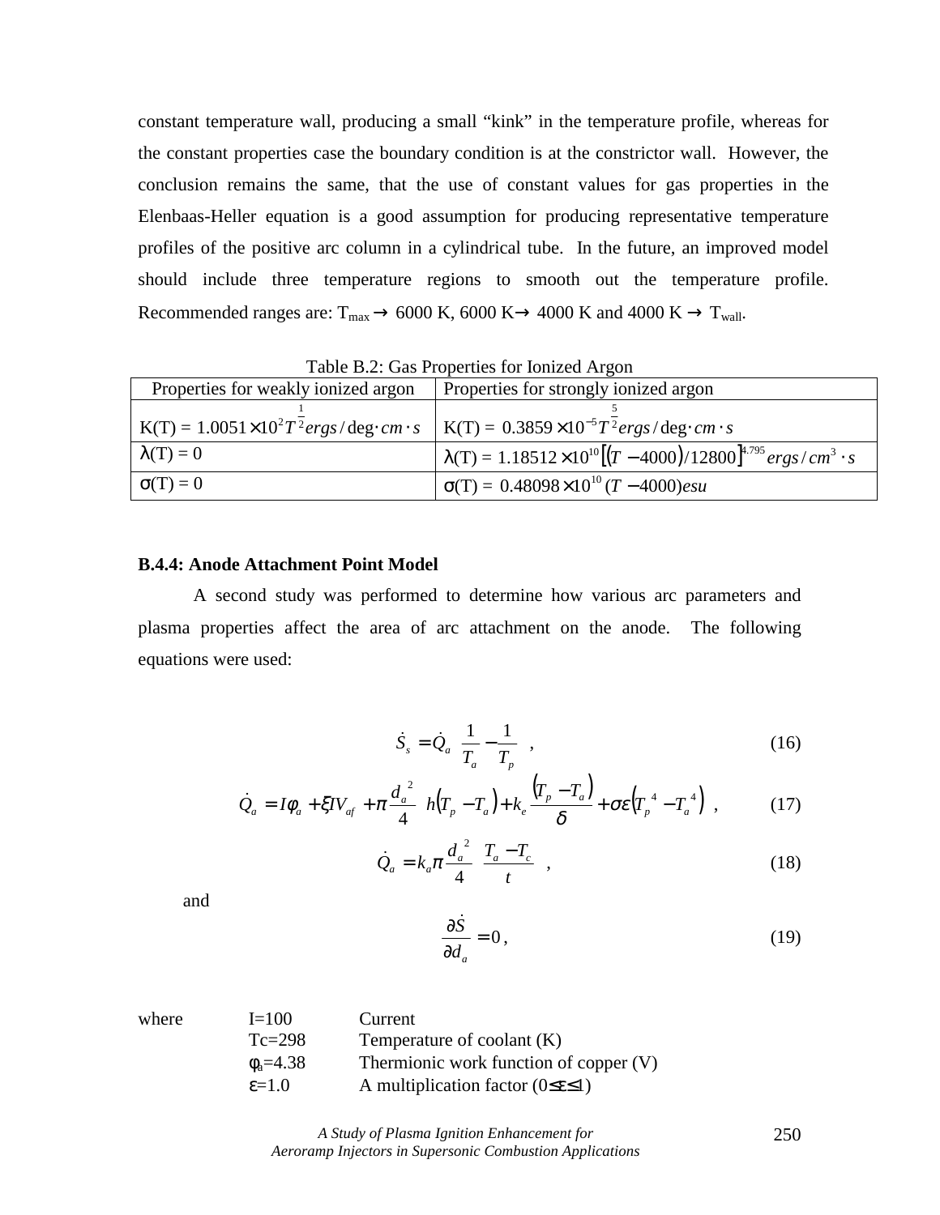constant temperature wall, producing a small "kink" in the temperature profile, whereas for the constant properties case the boundary condition is at the constrictor wall. However, the conclusion remains the same, that the use of constant values for gas properties in the Elenbaas-Heller equation is a good assumption for producing representative temperature profiles of the positive arc column in a cylindrical tube. In the future, an improved model should include three temperature regions to smooth out the temperature profile. Recommended ranges are: $T_{max} \rightarrow$ 6000 K, 6000 K$\rightarrow$ 4000 K and 4000 K $\rightarrow$ $T_{wall}$.

Table B.2: Gas Properties for Ionized Argon

| Properties for weakly ionized argon | Properties for strongly ionized argon |
|---|---|
| K(T) = $1.0051\times 10^{2} T^{\frac{1}{2}} ergs/\deg \cdot cm \cdot s$ | K(T) = $0.3859\times 10^{-5} T^{\frac{5}{2}} ergs/\deg \cdot cm \cdot s$ |
| $\lambda$(T) = 0 | $\lambda$(T) = $1.18512\times 10^{10}\left[(T-4000)/12800\right]^{4.795} ergs/cm^{3}\cdot s$ |
| $\sigma$(T) = 0 | $\sigma$(T) = $0.48098\times 10^{10}(T-4000) esu$ |

#### B.4.4: Anode Attachment Point Model

A second study was performed to determine how various arc parameters and plasma properties affect the area of arc attachment on the anode. The following equations were used:

$$\dot{S}_s = \dot{Q}_a\left(\frac{1}{T_a}-\frac{1}{T_p}\right), \tag{16}$$

$$\dot{Q}_a = I\phi_a + \xi I V_{af} + \pi\frac{d_a^{\,2}}{4}\left(h\left(T_p - T_a\right) + k_e\frac{\left(T_p - T_a\right)}{\delta} + \sigma\varepsilon\left(T_p^{\,4} - T_a^{\,4}\right)\right), \tag{17}$$

$$\dot{Q}_a = k_a\pi\frac{d_a^{\,2}}{4}\left(\frac{T_a - T_c}{t}\right), \tag{18}$$

and

$$\frac{\partial \dot{S}}{\partial d_a} = 0, \tag{19}$$

where

| | | |
|---|---|---|
| I=100 | Current |
| Tc=298 | Temperature of coolant (K) |
| $\phi_a$=4.38 | Thermionic work function of copper (V) |
| $\varepsilon$=1.0 | A multiplication factor ($0\le\varepsilon\le 1$) |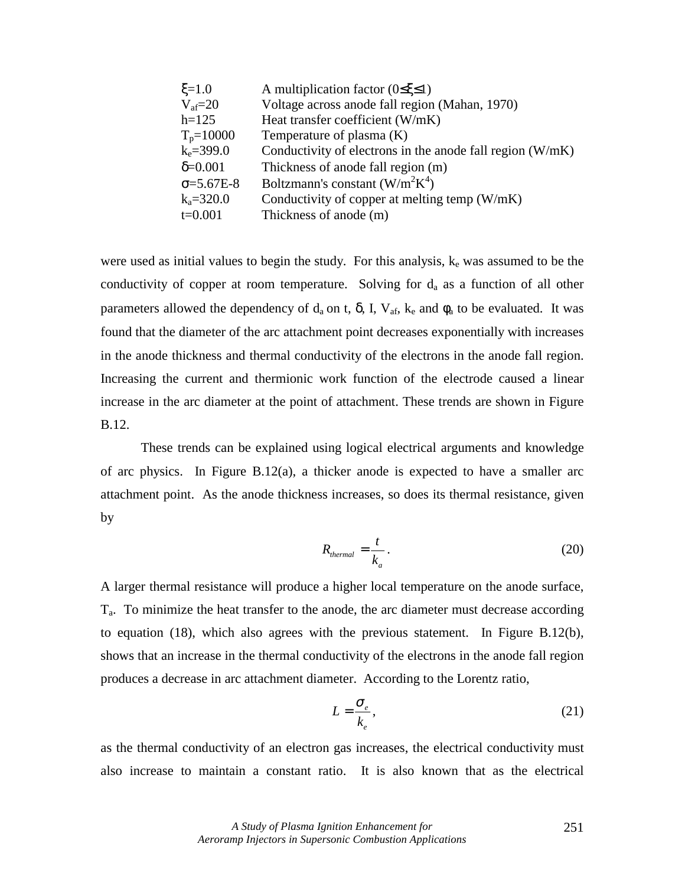| | |
|---|---|
| $\xi$=1.0 | A multiplication factor ($0 \leq \xi \leq 1$) |
| $V_{af}$=20 | Voltage across anode fall region (Mahan, 1970) |
| h=125 | Heat transfer coefficient (W/mK) |
| $T_p$=10000 | Temperature of plasma (K) |
| $k_e$=399.0 | Conductivity of electrons in the anode fall region (W/mK) |
| $\delta$=0.001 | Thickness of anode fall region (m) |
| $\sigma$=5.67E-8 | Boltzmann's constant (W/m$^2$K$^4$) |
| $k_a$=320.0 | Conductivity of copper at melting temp (W/mK) |
| t=0.001 | Thickness of anode (m) |

were used as initial values to begin the study. For this analysis, $k_e$ was assumed to be the conductivity of copper at room temperature. Solving for $d_a$ as a function of all other parameters allowed the dependency of $d_a$ on t, $\delta$, I, $V_{af}$, $k_e$ and $\phi_a$ to be evaluated. It was found that the diameter of the arc attachment point decreases exponentially with increases in the anode thickness and thermal conductivity of the electrons in the anode fall region. Increasing the current and thermionic work function of the electrode caused a linear increase in the arc diameter at the point of attachment. These trends are shown in Figure B.12.

These trends can be explained using logical electrical arguments and knowledge of arc physics. In Figure B.12(a), a thicker anode is expected to have a smaller arc attachment point. As the anode thickness increases, so does its thermal resistance, given by

$$R_{thermal} = \frac{t}{k_a}. \tag{20}$$

A larger thermal resistance will produce a higher local temperature on the anode surface, $T_a$. To minimize the heat transfer to the anode, the arc diameter must decrease according to equation (18), which also agrees with the previous statement. In Figure B.12(b), shows that an increase in the thermal conductivity of the electrons in the anode fall region produces a decrease in arc attachment diameter. According to the Lorentz ratio,

$$L = \frac{\sigma_e}{k_e}, \tag{21}$$

as the thermal conductivity of an electron gas increases, the electrical conductivity must also increase to maintain a constant ratio. It is also known that as the electrical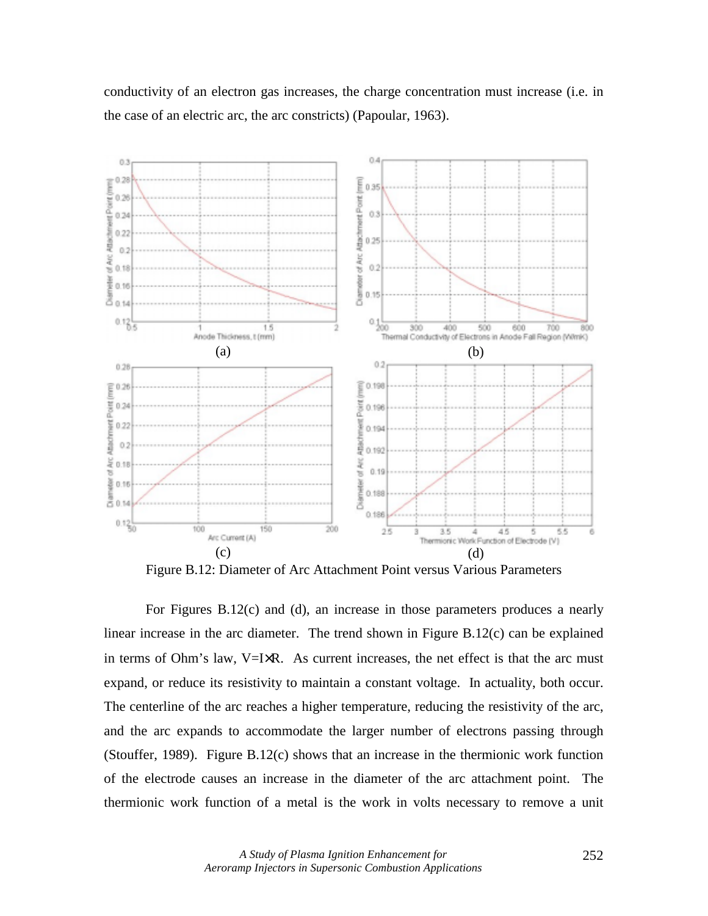conductivity of an electron gas increases, the charge concentration must increase (i.e. in the case of an electric arc, the arc constricts) (Papoular, 1963).

Figure B.12: Diameter of Arc Attachment Point versus Various Parameters

For Figures B.12(c) and (d), an increase in those parameters produces a nearly linear increase in the arc diameter. The trend shown in Figure B.12(c) can be explained in terms of Ohm's law, $V=I\times R$. As current increases, the net effect is that the arc must expand, or reduce its resistivity to maintain a constant voltage. In actuality, both occur. The centerline of the arc reaches a higher temperature, reducing the resistivity of the arc, and the arc expands to accommodate the larger number of electrons passing through (Stouffer, 1989). Figure B.12(c) shows that an increase in the thermionic work function of the electrode causes an increase in the diameter of the arc attachment point. The thermionic work function of a metal is the work in volts necessary to remove a unit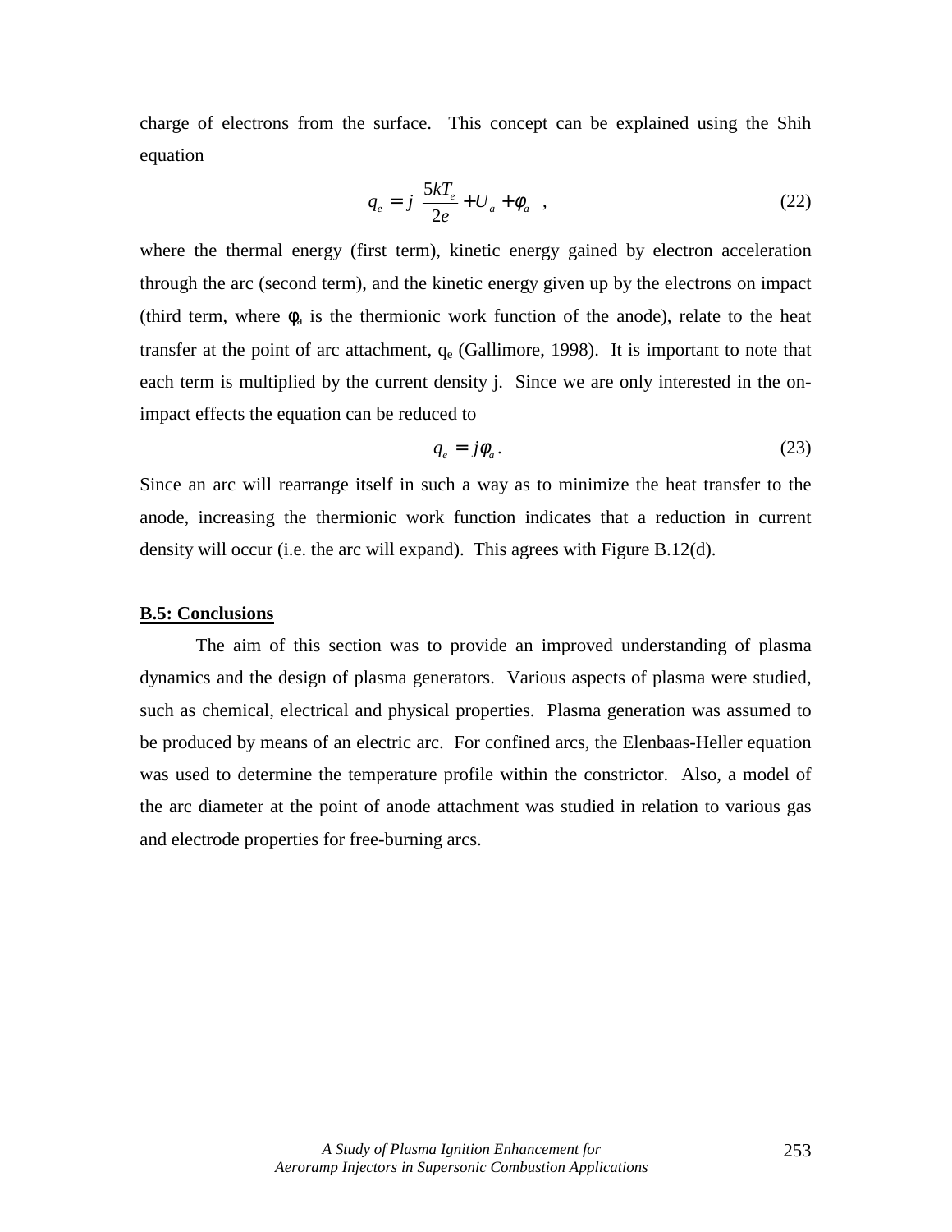charge of electrons from the surface. This concept can be explained using the Shih equation

$$q_e = j\left(\frac{5kT_e}{2e} + U_a + \phi_a\right), \tag{22}$$

where the thermal energy (first term), kinetic energy gained by electron acceleration through the arc (second term), and the kinetic energy given up by the electrons on impact (third term, where $\phi_a$ is the thermionic work function of the anode), relate to the heat transfer at the point of arc attachment, $q_e$ (Gallimore, 1998). It is important to note that each term is multiplied by the current density j. Since we are only interested in the on-impact effects the equation can be reduced to

$$q_e = j\phi_a . \tag{23}$$

Since an arc will rearrange itself in such a way as to minimize the heat transfer to the anode, increasing the thermionic work function indicates that a reduction in current density will occur (i.e. the arc will expand). This agrees with Figure B.12(d).

## B.5: Conclusions

The aim of this section was to provide an improved understanding of plasma dynamics and the design of plasma generators. Various aspects of plasma were studied, such as chemical, electrical and physical properties. Plasma generation was assumed to be produced by means of an electric arc. For confined arcs, the Elenbaas-Heller equation was used to determine the temperature profile within the constrictor. Also, a model of the arc diameter at the point of anode attachment was studied in relation to various gas and electrode properties for free-burning arcs.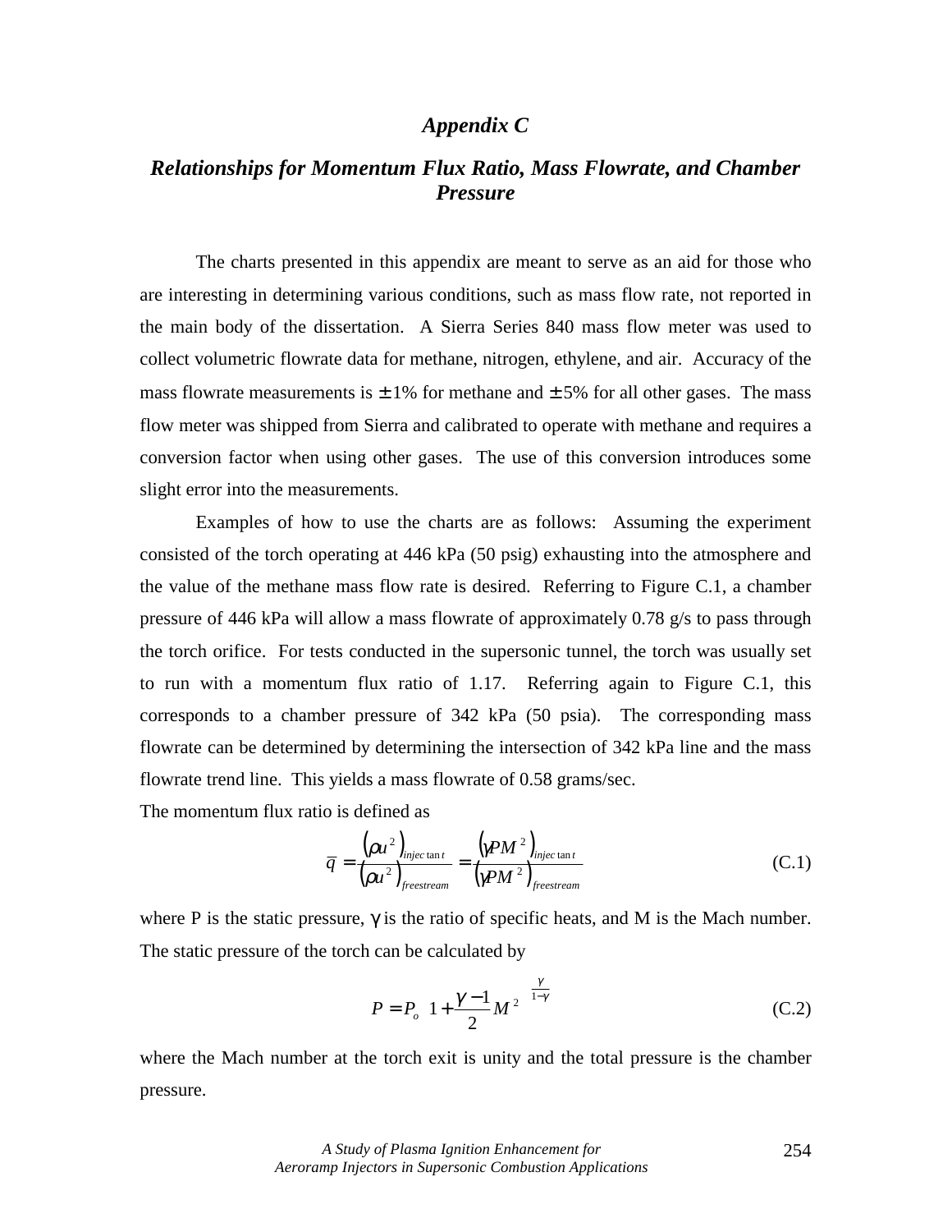# *Appendix C*

## *Relationships for Momentum Flux Ratio, Mass Flowrate, and Chamber Pressure*

The charts presented in this appendix are meant to serve as an aid for those who are interesting in determining various conditions, such as mass flow rate, not reported in the main body of the dissertation. A Sierra Series 840 mass flow meter was used to collect volumetric flowrate data for methane, nitrogen, ethylene, and air. Accuracy of the mass flowrate measurements is ± 1% for methane and ± 5% for all other gases. The mass flow meter was shipped from Sierra and calibrated to operate with methane and requires a conversion factor when using other gases. The use of this conversion introduces some slight error into the measurements.

Examples of how to use the charts are as follows: Assuming the experiment consisted of the torch operating at 446 kPa (50 psig) exhausting into the atmosphere and the value of the methane mass flow rate is desired. Referring to Figure C.1, a chamber pressure of 446 kPa will allow a mass flowrate of approximately 0.78 g/s to pass through the torch orifice. For tests conducted in the supersonic tunnel, the torch was usually set to run with a momentum flux ratio of 1.17. Referring again to Figure C.1, this corresponds to a chamber pressure of 342 kPa (50 psia). The corresponding mass flowrate can be determined by determining the intersection of 342 kPa line and the mass flowrate trend line. This yields a mass flowrate of 0.58 grams/sec.

The momentum flux ratio is defined as

$$\bar{q} = \frac{\left(\rho u^2\right)_{injectant}}{\left(\rho u^2\right)_{freestream}} = \frac{\left(\gamma P M^2\right)_{injectant}}{\left(\gamma P M^2\right)_{freestream}} \tag{C.1}$$

where P is the static pressure, γ is the ratio of specific heats, and M is the Mach number. The static pressure of the torch can be calculated by

$$P = P_o \left(1 + \frac{\gamma - 1}{2} M^2\right)^{\frac{\gamma}{1-\gamma}} \tag{C.2}$$

where the Mach number at the torch exit is unity and the total pressure is the chamber pressure.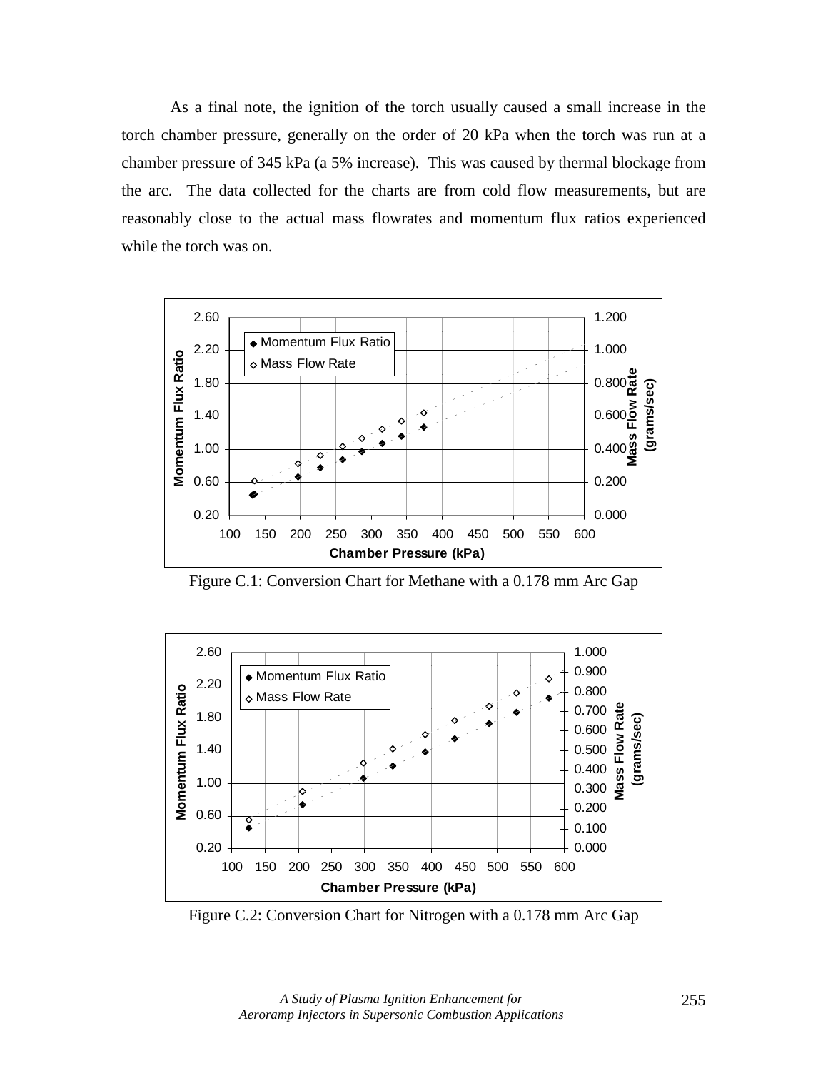As a final note, the ignition of the torch usually caused a small increase in the torch chamber pressure, generally on the order of 20 kPa when the torch was run at a chamber pressure of 345 kPa (a 5% increase). This was caused by thermal blockage from the arc. The data collected for the charts are from cold flow measurements, but are reasonably close to the actual mass flowrates and momentum flux ratios experienced while the torch was on.

Figure C.1: Conversion Chart for Methane with a 0.178 mm Arc Gap

Figure C.2: Conversion Chart for Nitrogen with a 0.178 mm Arc Gap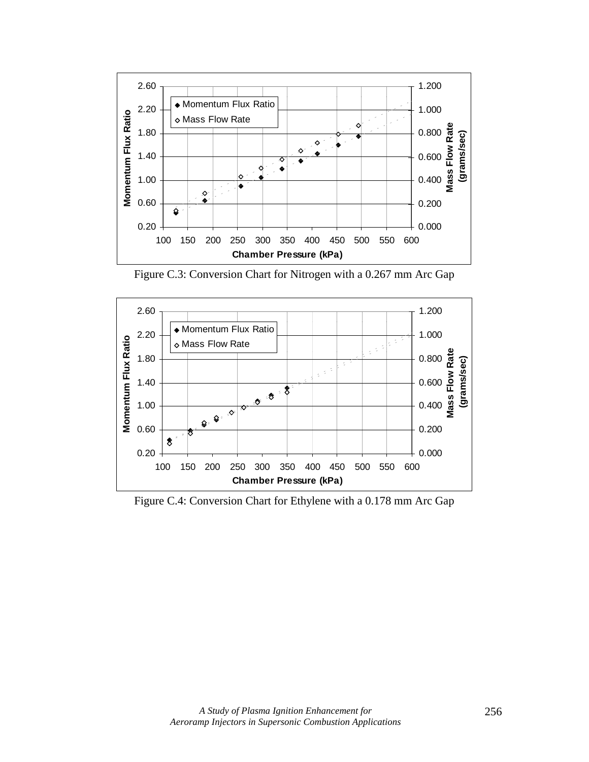Figure C.3: Conversion Chart for Nitrogen with a 0.267 mm Arc Gap

Figure C.4: Conversion Chart for Ethylene with a 0.178 mm Arc Gap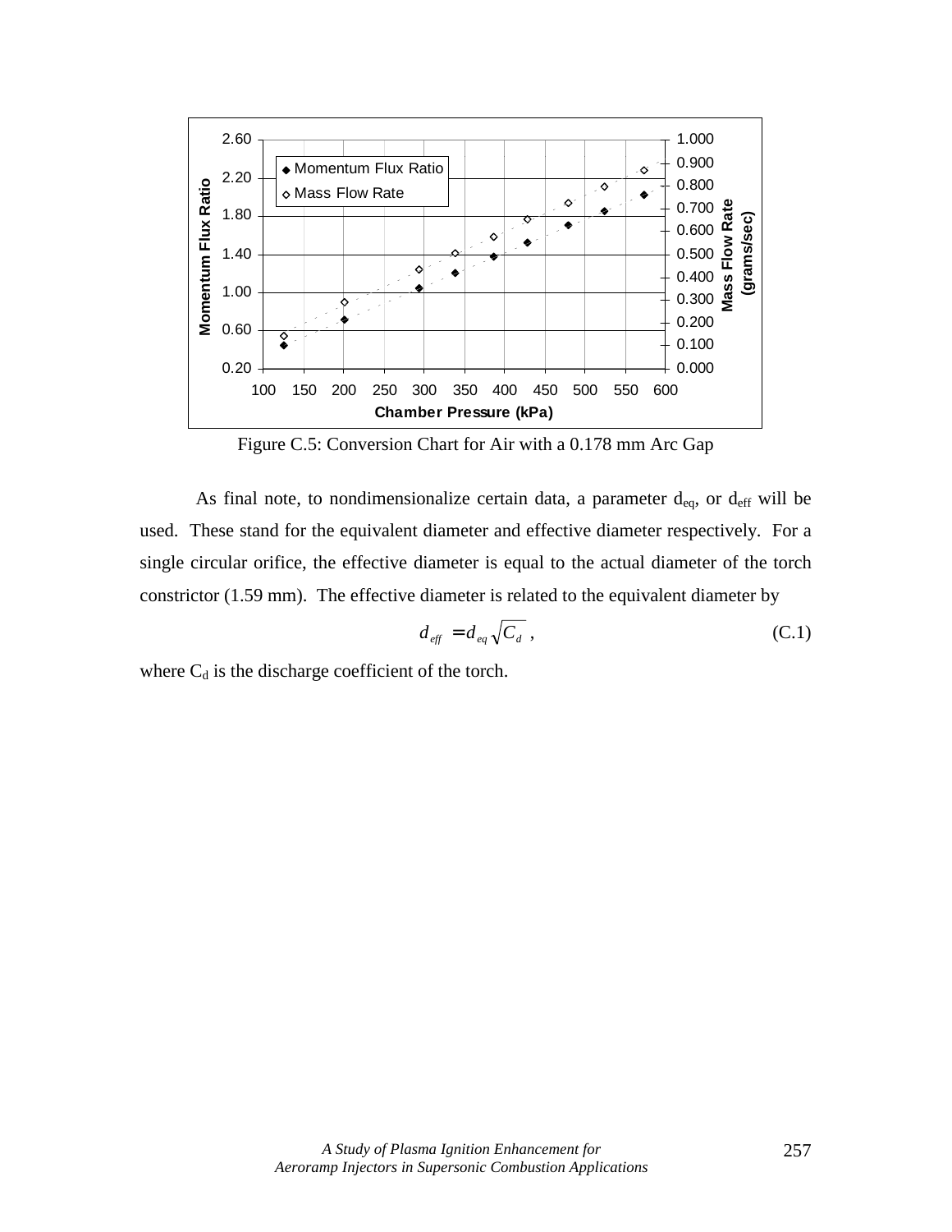Figure C.5: Conversion Chart for Air with a 0.178 mm Arc Gap

As final note, to nondimensionalize certain data, a parameter $d_{eq}$, or $d_{eff}$ will be used. These stand for the equivalent diameter and effective diameter respectively. For a single circular orifice, the effective diameter is equal to the actual diameter of the torch constrictor (1.59 mm). The effective diameter is related to the equivalent diameter by

$$d_{eff} = d_{eq}\sqrt{C_d}\ , \tag{C.1}$$

where $C_d$ is the discharge coefficient of the torch.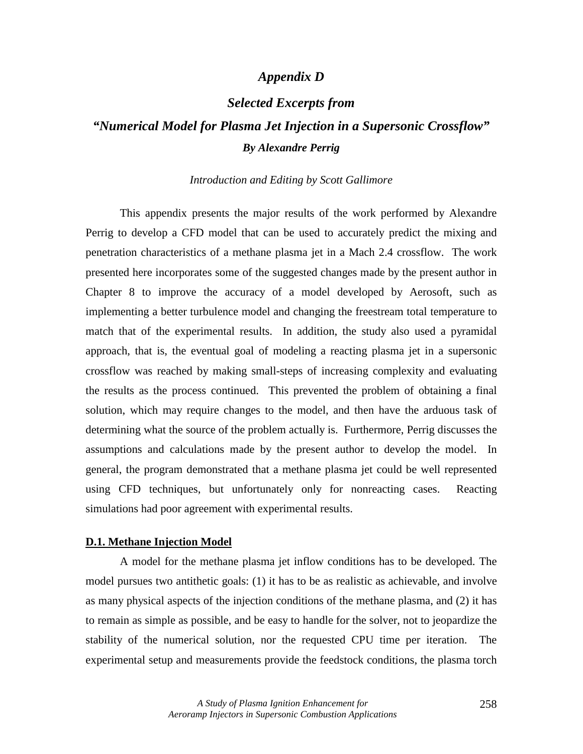# *Appendix D*

## *Selected Excerpts from*

## *"Numerical Model for Plasma Jet Injection in a Supersonic Crossflow"*

### *By Alexandre Perrig*

*Introduction and Editing by Scott Gallimore*

This appendix presents the major results of the work performed by Alexandre Perrig to develop a CFD model that can be used to accurately predict the mixing and penetration characteristics of a methane plasma jet in a Mach 2.4 crossflow. The work presented here incorporates some of the suggested changes made by the present author in Chapter 8 to improve the accuracy of a model developed by Aerosoft, such as implementing a better turbulence model and changing the freestream total temperature to match that of the experimental results. In addition, the study also used a pyramidal approach, that is, the eventual goal of modeling a reacting plasma jet in a supersonic crossflow was reached by making small-steps of increasing complexity and evaluating the results as the process continued. This prevented the problem of obtaining a final solution, which may require changes to the model, and then have the arduous task of determining what the source of the problem actually is. Furthermore, Perrig discusses the assumptions and calculations made by the present author to develop the model. In general, the program demonstrated that a methane plasma jet could be well represented using CFD techniques, but unfortunately only for nonreacting cases. Reacting simulations had poor agreement with experimental results.

**D.1. Methane Injection Model**

A model for the methane plasma jet inflow conditions has to be developed. The model pursues two antithetic goals: (1) it has to be as realistic as achievable, and involve as many physical aspects of the injection conditions of the methane plasma, and (2) it has to remain as simple as possible, and be easy to handle for the solver, not to jeopardize the stability of the numerical solution, nor the requested CPU time per iteration. The experimental setup and measurements provide the feedstock conditions, the plasma torch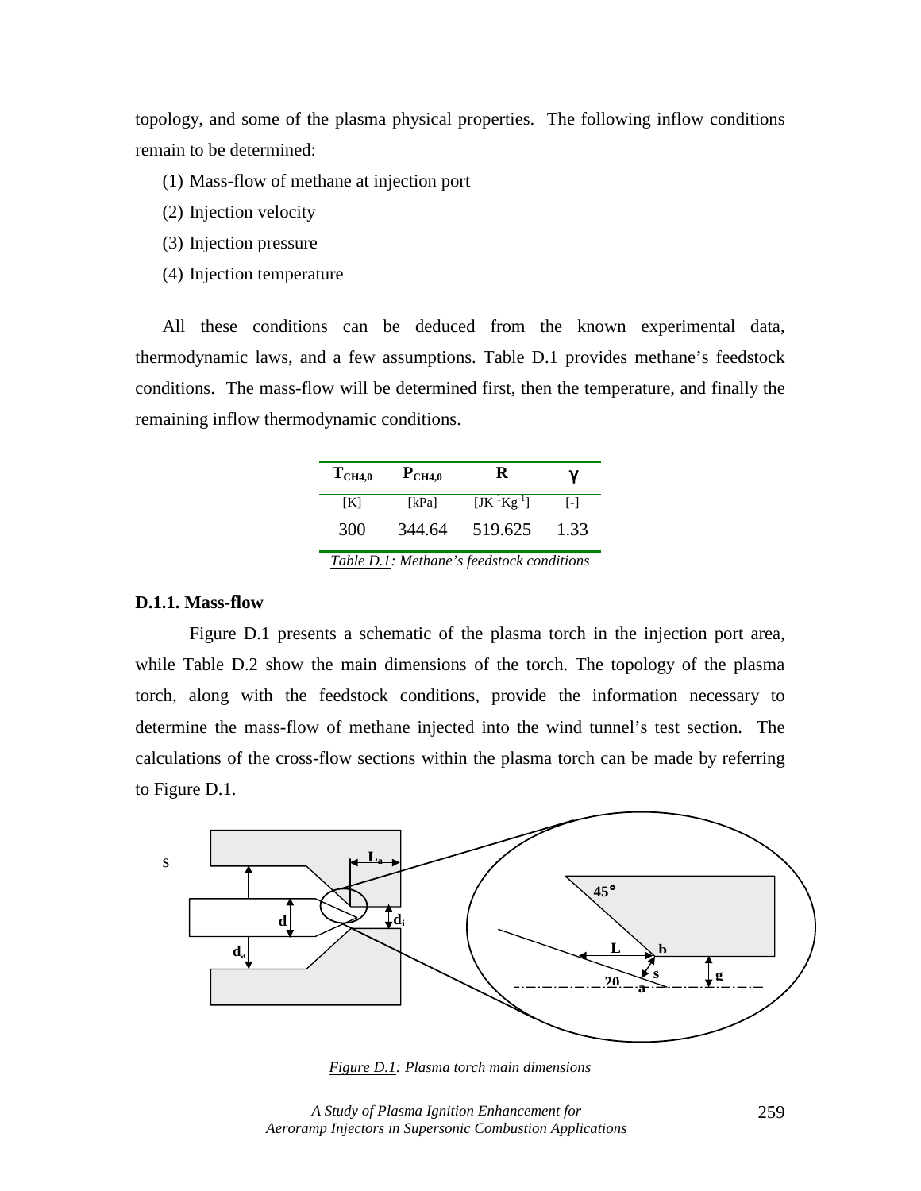topology, and some of the plasma physical properties. The following inflow conditions remain to be determined:

(1) Mass-flow of methane at injection port

(2) Injection velocity

(3) Injection pressure

(4) Injection temperature

All these conditions can be deduced from the known experimental data, thermodynamic laws, and a few assumptions. Table D.1 provides methane's feedstock conditions. The mass-flow will be determined first, then the temperature, and finally the remaining inflow thermodynamic conditions.

| $T_{CH4,0}$ | $P_{CH4,0}$ | R | γ |
|---|---|---|---|
| [K] | [kPa] | [$JK^{-1}Kg^{-1}$] | [-] |
| 300 | 344.64 | 519.625 | 1.33 |

*Table D.1: Methane's feedstock conditions*

### D.1.1. Mass-flow

Figure D.1 presents a schematic of the plasma torch in the injection port area, while Table D.2 show the main dimensions of the torch. The topology of the plasma torch, along with the feedstock conditions, provide the information necessary to determine the mass-flow of methane injected into the wind tunnel's test section. The calculations of the cross-flow sections within the plasma torch can be made by referring to Figure D.1.

*Figure D.1: Plasma torch main dimensions*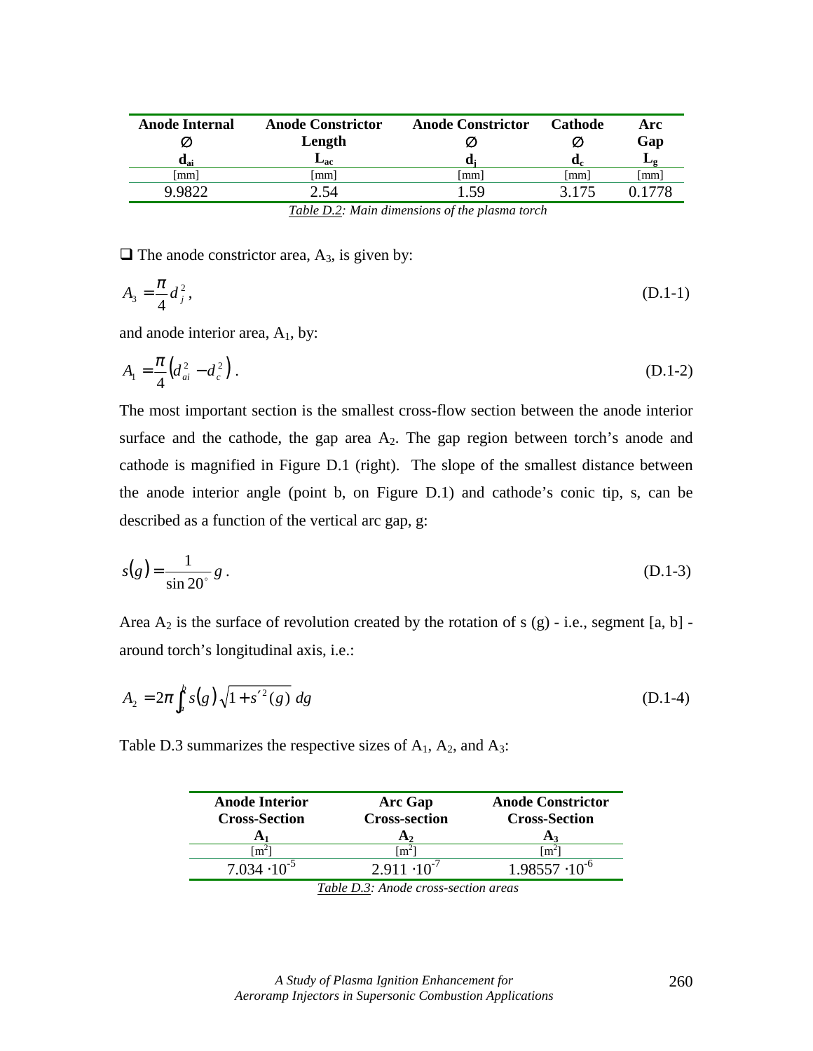| Anode Internal ∅ $d_{ai}$ | Anode Constrictor Length $L_{ac}$ | Anode Constrictor ∅ $d_j$ | Cathode ∅ $d_c$ | Arc Gap $L_g$ |
|---|---|---|---|---|
| [mm] | [mm] | [mm] | [mm] | [mm] |
| 9.9822 | 2.54 | 1.59 | 3.175 | 0.1778 |

*Table D.2: Main dimensions of the plasma torch*

❑ The anode constrictor area, $A_3$, is given by:

$$A_3 = \frac{\pi}{4} d_j^2 , \tag{D.1-1}$$

and anode interior area, $A_1$, by:

$$A_1 = \frac{\pi}{4} \left( d_{ai}^2 - d_c^2 \right) . \tag{D.1-2}$$

The most important section is the smallest cross-flow section between the anode interior surface and the cathode, the gap area $A_2$. The gap region between torch's anode and cathode is magnified in Figure D.1 (right). The slope of the smallest distance between the anode interior angle (point b, on Figure D.1) and cathode's conic tip, s, can be described as a function of the vertical arc gap, g:

$$s(g) = \frac{1}{\sin 20^{\circ}} g . \tag{D.1-3}$$

Area $A_2$ is the surface of revolution created by the rotation of s (g) - i.e., segment [a, b] - around torch's longitudinal axis, i.e.:

$$A_2 = 2\pi \int_a^b s(g) \sqrt{1 + s'^2(g)} \, dg \tag{D.1-4}$$

Table D.3 summarizes the respective sizes of $A_1$, $A_2$, and $A_3$:

| Anode Interior Cross-Section $A_1$ | Arc Gap Cross-section $A_2$ | Anode Constrictor Cross-Section $A_3$ |
|---|---|---|
| [$m^2$] | [$m^2$] | [$m^2$] |
| $7.034 \cdot 10^{-5}$ | $2.911 \cdot 10^{-7}$ | $1.98557 \cdot 10^{-6}$ |

*Table D.3: Anode cross-section areas*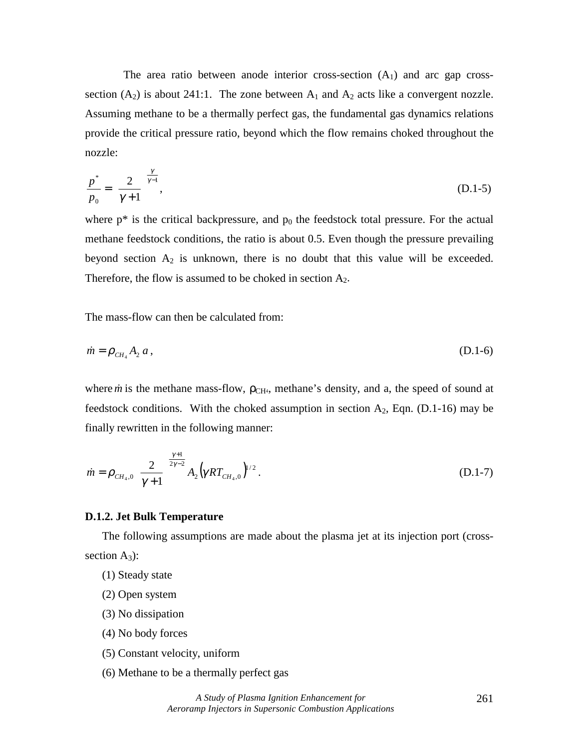The area ratio between anode interior cross-section ($A_1$) and arc gap cross-section ($A_2$) is about 241:1. The zone between $A_1$ and $A_2$ acts like a convergent nozzle. Assuming methane to be a thermally perfect gas, the fundamental gas dynamics relations provide the critical pressure ratio, beyond which the flow remains choked throughout the nozzle:

$$\frac{p^*}{p_0} = \left(\frac{2}{\gamma + 1}\right)^{\frac{\gamma}{\gamma-1}}, \tag{D.1-5}$$

where p* is the critical backpressure, and $p_0$ the feedstock total pressure. For the actual methane feedstock conditions, the ratio is about 0.5. Even though the pressure prevailing beyond section $A_2$ is unknown, there is no doubt that this value will be exceeded. Therefore, the flow is assumed to be choked in section $A_2$.

The mass-flow can then be calculated from:

$$\dot{m} = \rho_{CH_4} A_2 \, a \, , \tag{D.1-6}$$

where $\dot{m}$ is the methane mass-flow, $\rho_{CH_4}$, methane's density, and a, the speed of sound at feedstock conditions. With the choked assumption in section $A_2$, Eqn. (D.1-16) may be finally rewritten in the following manner:

$$\dot{m} = \rho_{CH_4,0} \left(\frac{2}{\gamma + 1}\right)^{\frac{\gamma+1}{2\gamma-2}} A_2 \left(\gamma R T_{CH_4,0}\right)^{1/2}. \tag{D.1-7}$$

**D.1.2. Jet Bulk Temperature**

The following assumptions are made about the plasma jet at its injection port (cross-section $A_3$):

(1) Steady state

(2) Open system

(3) No dissipation

(4) No body forces

(5) Constant velocity, uniform

(6) Methane to be a thermally perfect gas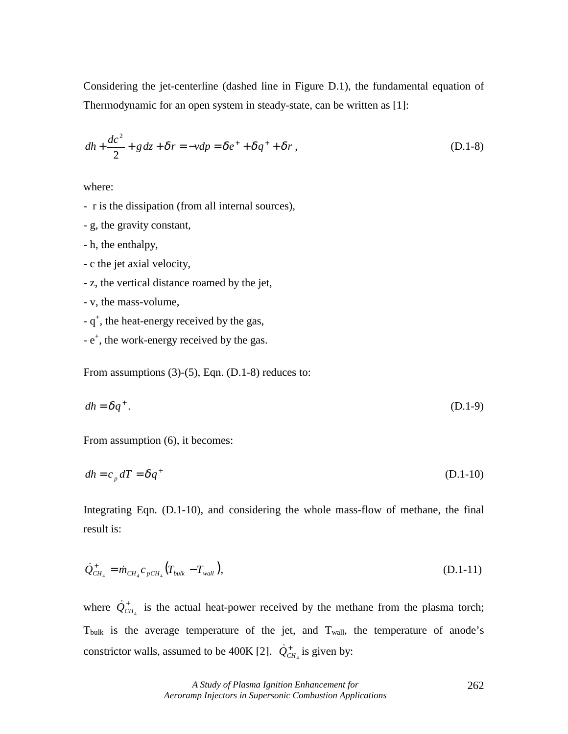Considering the jet-centerline (dashed line in Figure D.1), the fundamental equation of Thermodynamic for an open system in steady-state, can be written as [1]:

$$dh + \frac{dc^2}{2} + g\,dz + \delta r = -vdp = \delta e^+ + \delta q^+ + \delta r \,, \tag{D.1-8}$$

where:

- r is the dissipation (from all internal sources),
- g, the gravity constant,
- h, the enthalpy,
- c the jet axial velocity,
- z, the vertical distance roamed by the jet,
- v, the mass-volume,
- $q^+$, the heat-energy received by the gas,
- $e^+$, the work-energy received by the gas.

From assumptions (3)-(5), Eqn. (D.1-8) reduces to:

$$dh = \delta q^+ . \tag{D.1-9}$$

From assumption (6), it becomes:

$$dh = c_p\,dT = \delta q^+ \tag{D.1-10}$$

Integrating Eqn. (D.1-10), and considering the whole mass-flow of methane, the final result is:

$$\dot{Q}^+_{CH_4} = \dot{m}_{CH_4} c_{pCH_4} \left(T_{bulk} - T_{wall}\right), \tag{D.1-11}$$

where $\dot{Q}^+_{CH_4}$ is the actual heat-power received by the methane from the plasma torch; $T_{bulk}$ is the average temperature of the jet, and $T_{wall}$, the temperature of anode's constrictor walls, assumed to be 400K [2]. $\dot{Q}^+_{CH_4}$ is given by: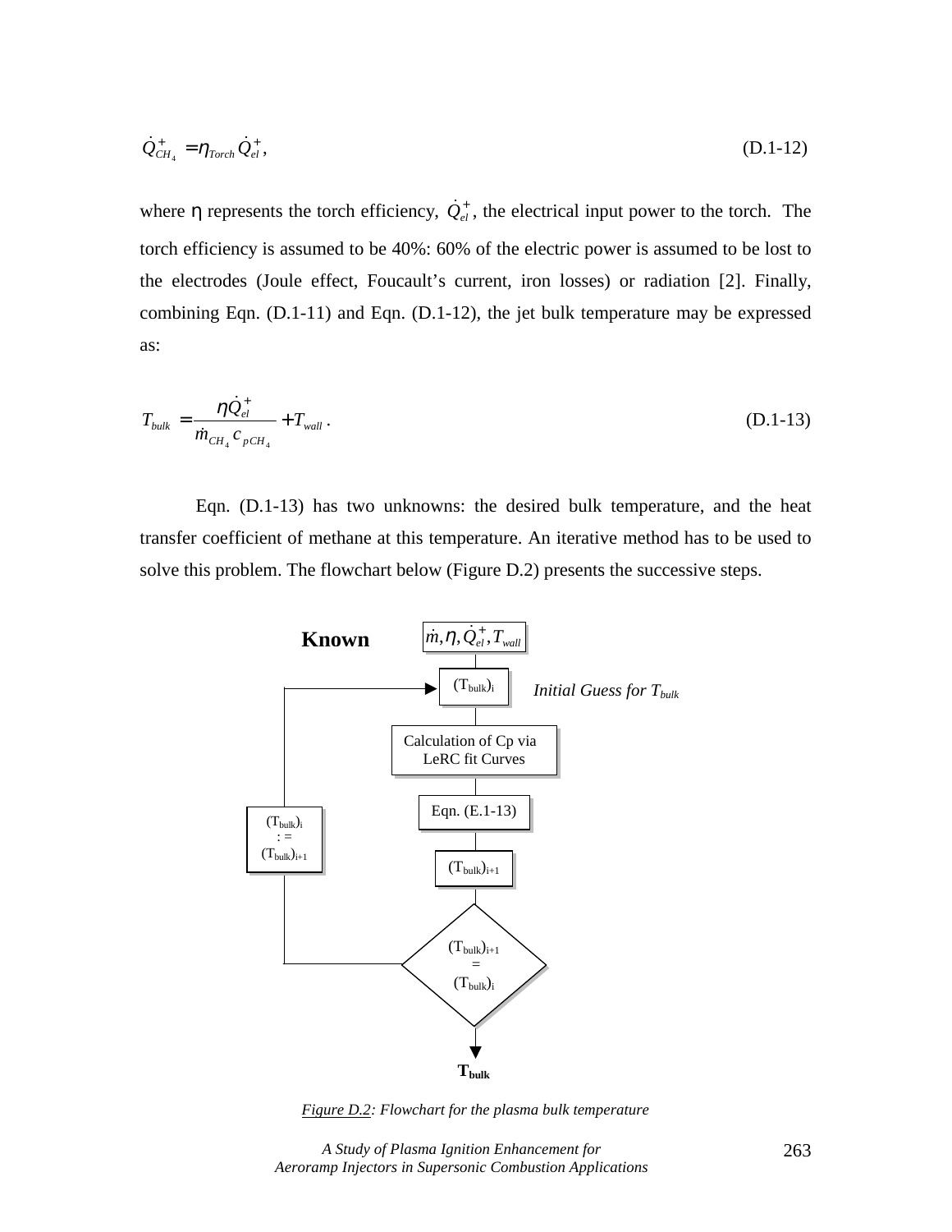$$\dot{Q}^{+}_{CH_4} = \eta_{Torch}\,\dot{Q}^{+}_{el}, \tag{D.1-12}$$

where η represents the torch efficiency, $\dot{Q}^{+}_{el}$, the electrical input power to the torch. The torch efficiency is assumed to be 40%: 60% of the electric power is assumed to be lost to the electrodes (Joule effect, Foucault's current, iron losses) or radiation [2]. Finally, combining Eqn. (D.1-11) and Eqn. (D.1-12), the jet bulk temperature may be expressed as:

$$T_{bulk} = \frac{\eta \dot{Q}^{+}_{el}}{\dot{m}_{CH_4}\, c_{pCH_4}} + T_{wall}\,. \tag{D.1-13}$$

Eqn. (D.1-13) has two unknowns: the desired bulk temperature, and the heat transfer coefficient of methane at this temperature. An iterative method has to be used to solve this problem. The flowchart below (Figure D.2) presents the successive steps.

**Known** $\dot{m}, \eta, \dot{Q}^{+}_{el}, T_{wall}$

$(T_{bulk})_i$ *Initial Guess for $T_{bulk}$*

Calculation of Cp via LeRC fit Curves

Eqn. (E.1-13)

$(T_{bulk})_{i+1}$

$(T_{bulk})_{i+1} = (T_{bulk})_i$

$(T_{bulk})_i := (T_{bulk})_{i+1}$

**$T_{bulk}$**

*Figure D.2: Flowchart for the plasma bulk temperature*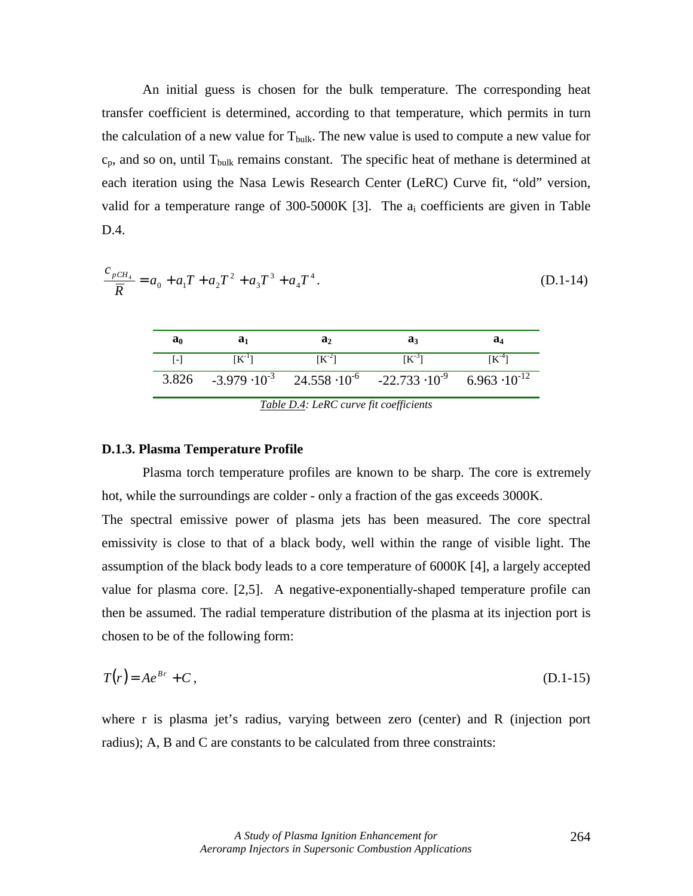An initial guess is chosen for the bulk temperature. The corresponding heat transfer coefficient is determined, according to that temperature, which permits in turn the calculation of a new value for $T_{bulk}$. The new value is used to compute a new value for $c_p$, and so on, until $T_{bulk}$ remains constant. The specific heat of methane is determined at each iteration using the Nasa Lewis Research Center (LeRC) Curve fit, "old" version, valid for a temperature range of 300-5000K [3]. The $a_i$ coefficients are given in Table D.4.

$$\frac{c_{pCH_4}}{\overline{R}} = a_0 + a_1 T + a_2 T^2 + a_3 T^3 + a_4 T^4 . \tag{D.1-14}$$

| $a_0$ | $a_1$ | $a_2$ | $a_3$ | $a_4$ |
|---|---|---|---|---|
| [-] | [$K^{-1}$] | [$K^{-2}$] | [$K^{-3}$] | [$K^{-4}$] |
| 3.826 | $-3.979 \cdot 10^{-3}$ | $24.558 \cdot 10^{-6}$ | $-22.733 \cdot 10^{-9}$ | $6.963 \cdot 10^{-12}$ |

*Table D.4: LeRC curve fit coefficients*

### D.1.3. Plasma Temperature Profile

Plasma torch temperature profiles are known to be sharp. The core is extremely hot, while the surroundings are colder - only a fraction of the gas exceeds 3000K.

The spectral emissive power of plasma jets has been measured. The core spectral emissivity is close to that of a black body, well within the range of visible light. The assumption of the black body leads to a core temperature of 6000K [4], a largely accepted value for plasma core. [2,5]. A negative-exponentially-shaped temperature profile can then be assumed. The radial temperature distribution of the plasma at its injection port is chosen to be of the following form:

$$T(r) = Ae^{Br} + C , \tag{D.1-15}$$

where r is plasma jet's radius, varying between zero (center) and R (injection port radius); A, B and C are constants to be calculated from three constraints: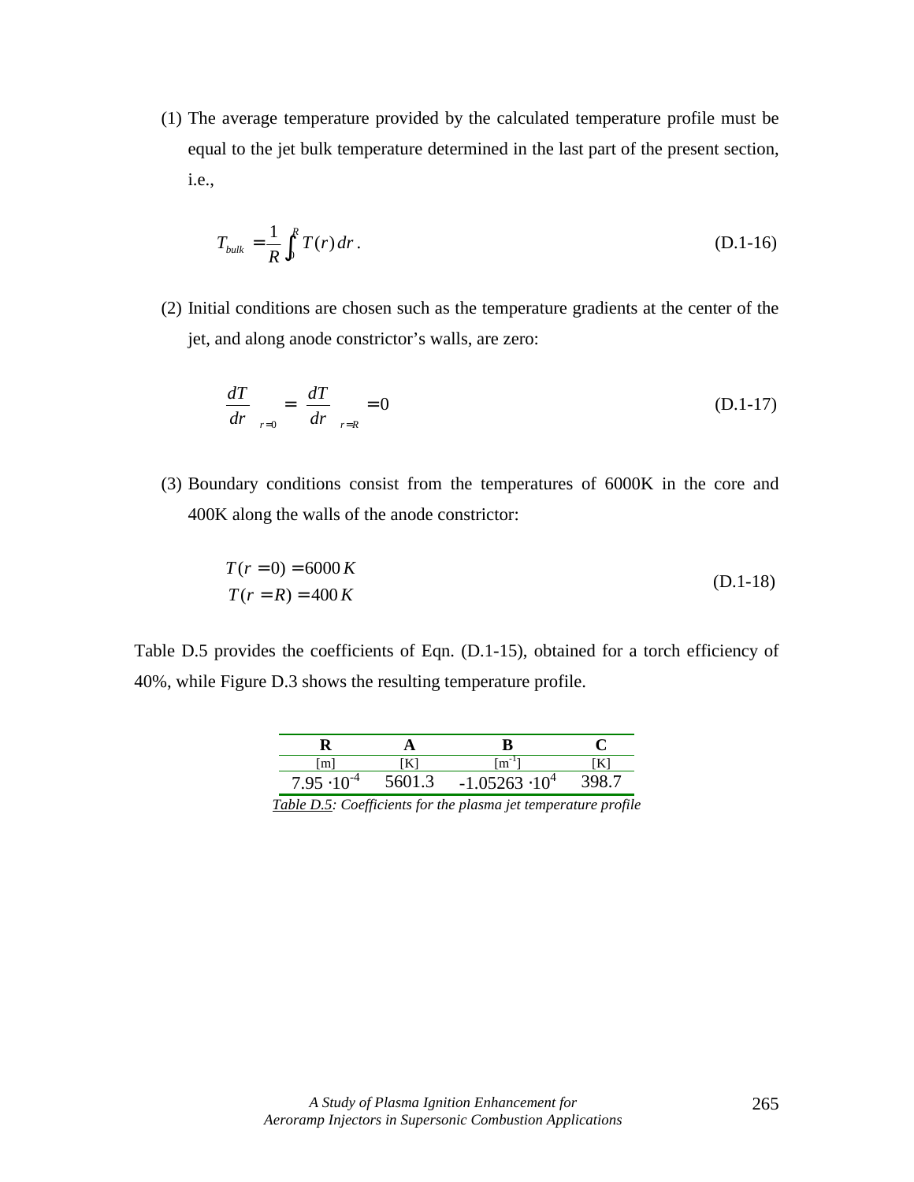(1) The average temperature provided by the calculated temperature profile must be equal to the jet bulk temperature determined in the last part of the present section, i.e.,

$$T_{bulk} = \frac{1}{R}\int_0^R T(r)\,dr\,. \tag{D.1-16}$$

(2) Initial conditions are chosen such as the temperature gradients at the center of the jet, and along anode constrictor's walls, are zero:

$$\left.\frac{dT}{dr}\right|_{r=0} = \left.\frac{dT}{dr}\right|_{r=R} = 0 \tag{D.1-17}$$

(3) Boundary conditions consist from the temperatures of 6000K in the core and 400K along the walls of the anode constrictor:

$$\begin{aligned} T(r=0) &= 6000\,K \\ T(r=R) &= 400\,K \end{aligned} \tag{D.1-18}$$

Table D.5 provides the coefficients of Eqn. (D.1-15), obtained for a torch efficiency of 40%, while Figure D.3 shows the resulting temperature profile.

| **R** | **A** | **B** | **C** |
|---|---|---|---|
| [m] | [K] | [m$^{-1}$] | [K] |
| $7.95 \cdot 10^{-4}$ | 5601.3 | $-1.05263 \cdot 10^{4}$ | 398.7 |

*Table D.5: Coefficients for the plasma jet temperature profile*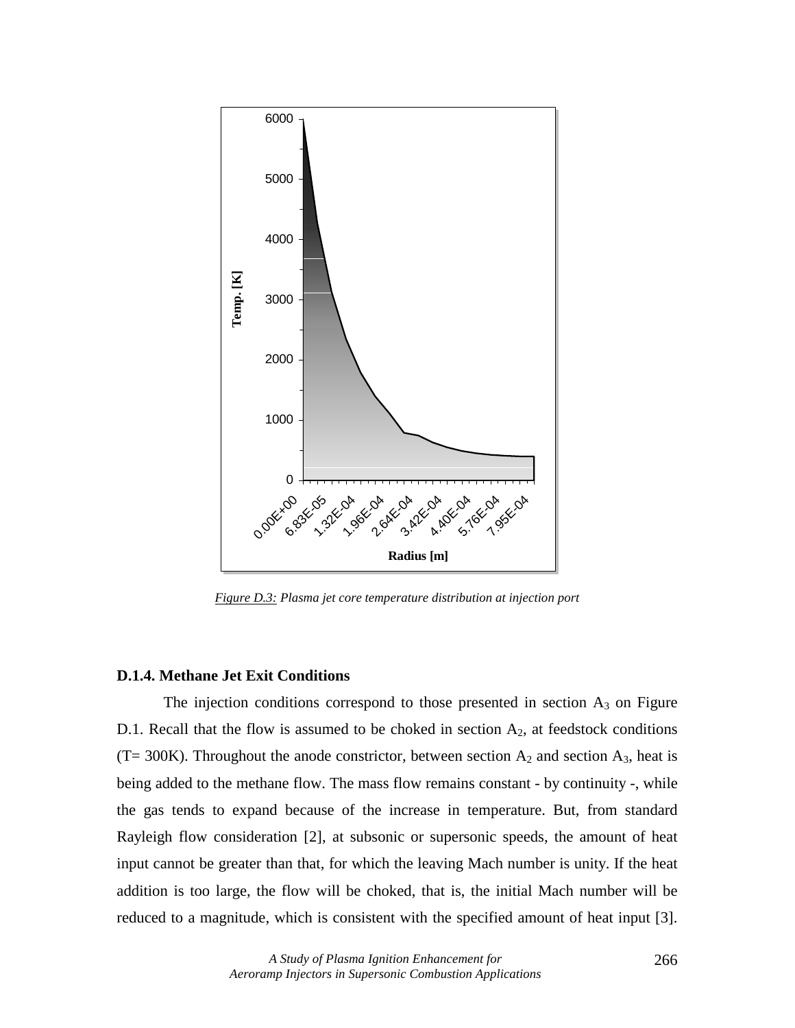*Figure D.3: Plasma jet core temperature distribution at injection port*

### D.1.4. Methane Jet Exit Conditions

The injection conditions correspond to those presented in section $A_3$ on Figure D.1. Recall that the flow is assumed to be choked in section $A_2$, at feedstock conditions (T= 300K). Throughout the anode constrictor, between section $A_2$ and section $A_3$, heat is being added to the methane flow. The mass flow remains constant - by continuity -, while the gas tends to expand because of the increase in temperature. But, from standard Rayleigh flow consideration [2], at subsonic or supersonic speeds, the amount of heat input cannot be greater than that, for which the leaving Mach number is unity. If the heat addition is too large, the flow will be choked, that is, the initial Mach number will be reduced to a magnitude, which is consistent with the specified amount of heat input [3].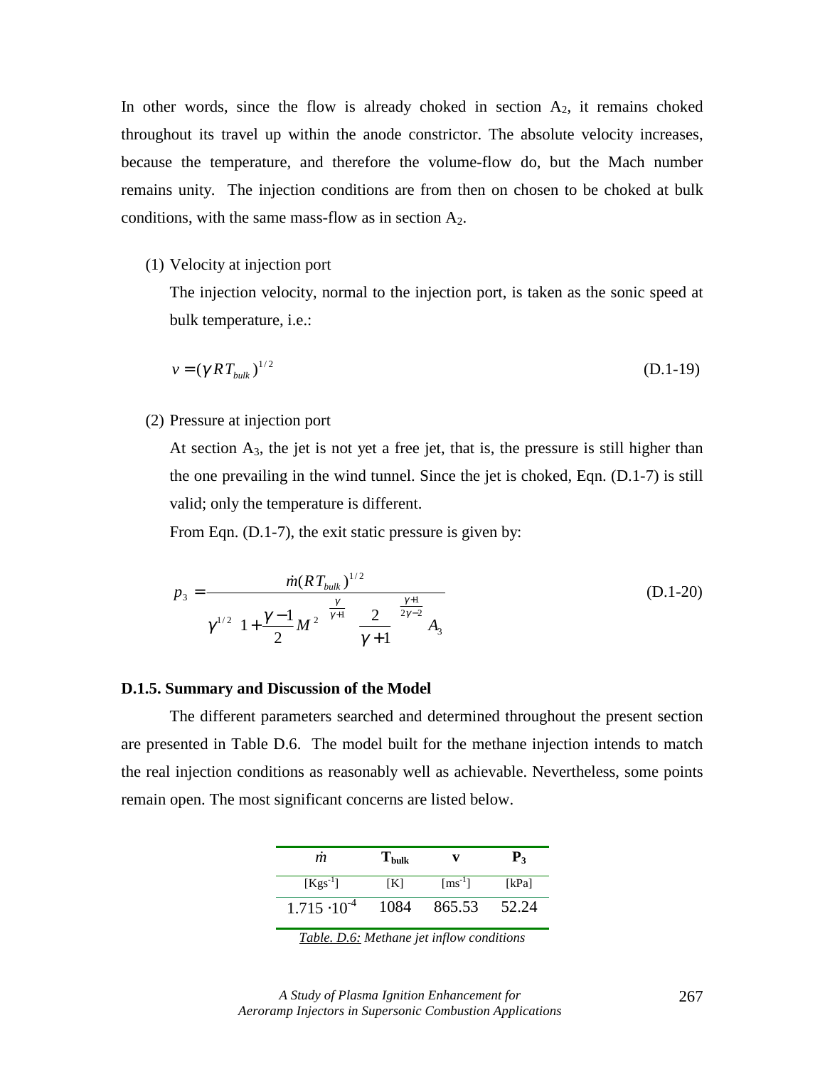In other words, since the flow is already choked in section $A_2$, it remains choked throughout its travel up within the anode constrictor. The absolute velocity increases, because the temperature, and therefore the volume-flow do, but the Mach number remains unity. The injection conditions are from then on chosen to be choked at bulk conditions, with the same mass-flow as in section $A_2$.

(1) Velocity at injection port

The injection velocity, normal to the injection port, is taken as the sonic speed at bulk temperature, i.e.:

$$v = (\gamma R T_{bulk})^{1/2} \tag{D.1-19}$$

(2) Pressure at injection port

At section $A_3$, the jet is not yet a free jet, that is, the pressure is still higher than the one prevailing in the wind tunnel. Since the jet is choked, Eqn. (D.1-7) is still valid; only the temperature is different.

From Eqn. (D.1-7), the exit static pressure is given by:

$$p_3 = \frac{\dot{m}(R T_{bulk})^{1/2}}{\gamma^{1/2}\left(1+\frac{\gamma-1}{2}M^2\right)^{\frac{\gamma}{\gamma+1}}\left(\frac{2}{\gamma+1}\right)^{\frac{\gamma+1}{2\gamma-2}} A_3} \tag{D.1-20}$$

### D.1.5. Summary and Discussion of the Model

The different parameters searched and determined throughout the present section are presented in Table D.6. The model built for the methane injection intends to match the real injection conditions as reasonably well as achievable. Nevertheless, some points remain open. The most significant concerns are listed below.

| $\dot{m}$ | $T_{bulk}$ | v | $P_3$ |
|---|---|---|---|
| [$Kgs^{-1}$] | [K] | [$ms^{-1}$] | [kPa] |
| $1.715 \cdot 10^{-4}$ | 1084 | 865.53 | 52.24 |

*Table. D.6: Methane jet inflow conditions*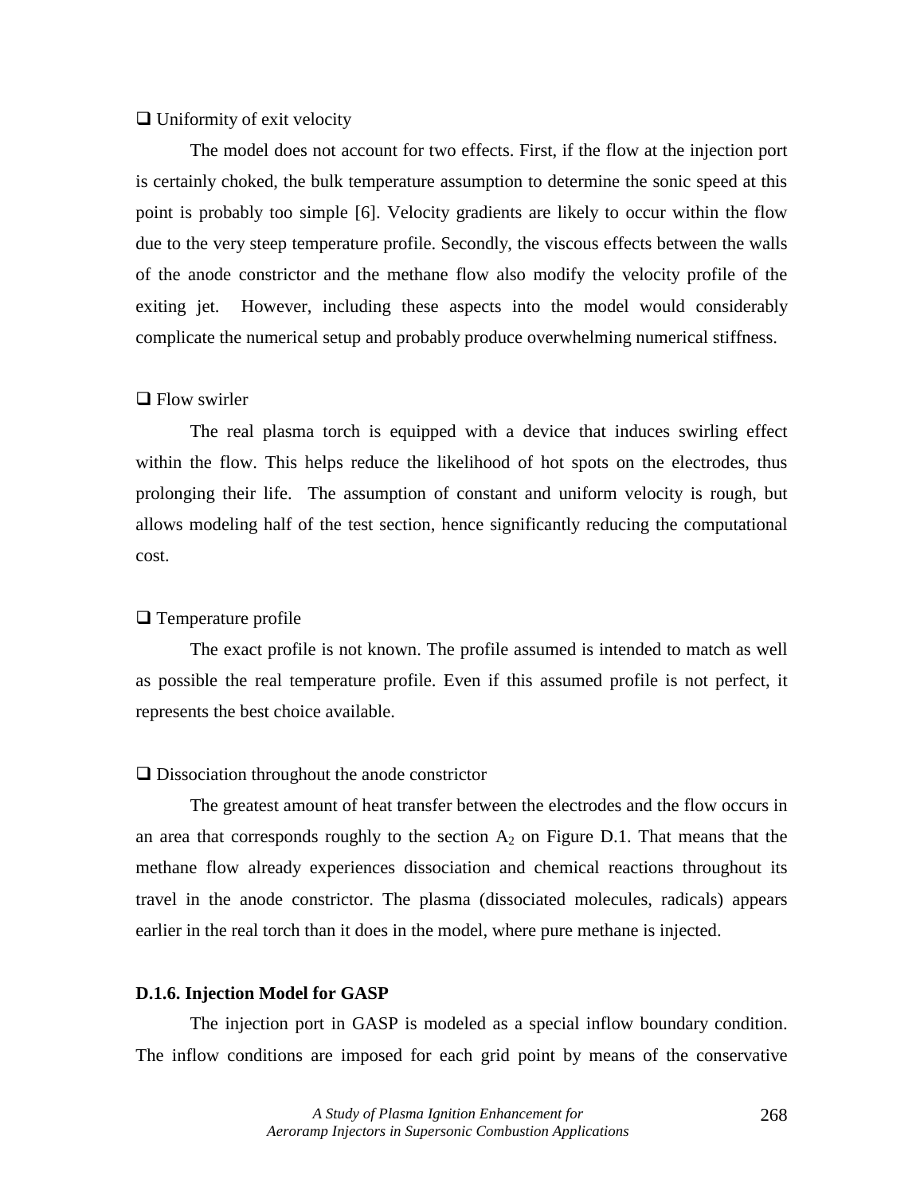❑ Uniformity of exit velocity

The model does not account for two effects. First, if the flow at the injection port is certainly choked, the bulk temperature assumption to determine the sonic speed at this point is probably too simple [6]. Velocity gradients are likely to occur within the flow due to the very steep temperature profile. Secondly, the viscous effects between the walls of the anode constrictor and the methane flow also modify the velocity profile of the exiting jet. However, including these aspects into the model would considerably complicate the numerical setup and probably produce overwhelming numerical stiffness.

❑ Flow swirler

The real plasma torch is equipped with a device that induces swirling effect within the flow. This helps reduce the likelihood of hot spots on the electrodes, thus prolonging their life. The assumption of constant and uniform velocity is rough, but allows modeling half of the test section, hence significantly reducing the computational cost.

❑ Temperature profile

The exact profile is not known. The profile assumed is intended to match as well as possible the real temperature profile. Even if this assumed profile is not perfect, it represents the best choice available.

❑ Dissociation throughout the anode constrictor

The greatest amount of heat transfer between the electrodes and the flow occurs in an area that corresponds roughly to the section $A_2$ on Figure D.1. That means that the methane flow already experiences dissociation and chemical reactions throughout its travel in the anode constrictor. The plasma (dissociated molecules, radicals) appears earlier in the real torch than it does in the model, where pure methane is injected.

**D.1.6. Injection Model for GASP**

The injection port in GASP is modeled as a special inflow boundary condition. The inflow conditions are imposed for each grid point by means of the conservative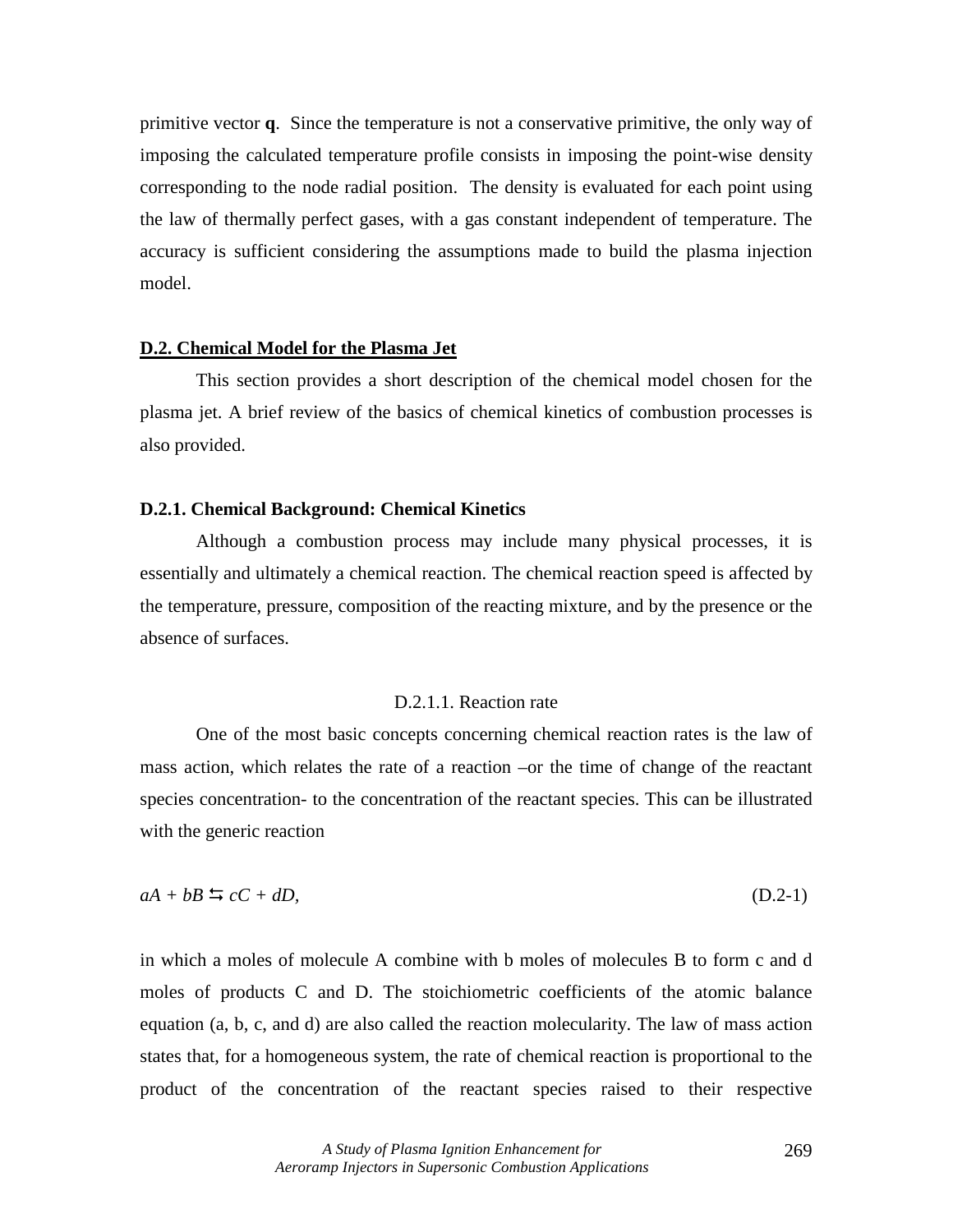primitive vector **q**. Since the temperature is not a conservative primitive, the only way of imposing the calculated temperature profile consists in imposing the point-wise density corresponding to the node radial position. The density is evaluated for each point using the law of thermally perfect gases, with a gas constant independent of temperature. The accuracy is sufficient considering the assumptions made to build the plasma injection model.

## D.2. Chemical Model for the Plasma Jet

This section provides a short description of the chemical model chosen for the plasma jet. A brief review of the basics of chemical kinetics of combustion processes is also provided.

### D.2.1. Chemical Background: Chemical Kinetics

Although a combustion process may include many physical processes, it is essentially and ultimately a chemical reaction. The chemical reaction speed is affected by the temperature, pressure, composition of the reacting mixture, and by the presence or the absence of surfaces.

#### D.2.1.1. Reaction rate

One of the most basic concepts concerning chemical reaction rates is the law of mass action, which relates the rate of a reaction –or the time of change of the reactant species concentration- to the concentration of the reactant species. This can be illustrated with the generic reaction

$$aA + bB \leftrightarrows cC + dD, \tag{D.2-1}$$

in which a moles of molecule A combine with b moles of molecules B to form c and d moles of products C and D. The stoichiometric coefficients of the atomic balance equation (a, b, c, and d) are also called the reaction molecularity. The law of mass action states that, for a homogeneous system, the rate of chemical reaction is proportional to the product of the concentration of the reactant species raised to their respective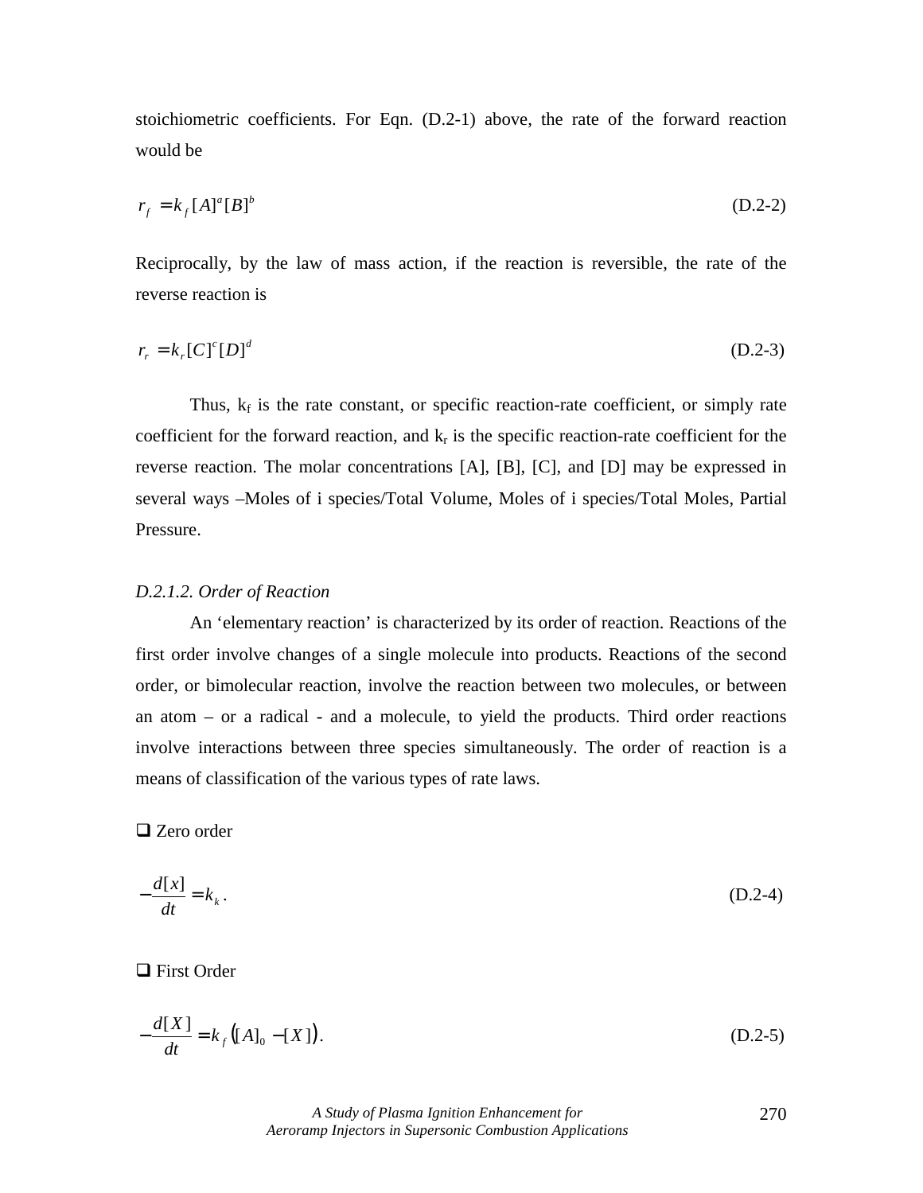stoichiometric coefficients. For Eqn. (D.2-1) above, the rate of the forward reaction would be

$$r_f = k_f [A]^a [B]^b \tag{D.2-2}$$

Reciprocally, by the law of mass action, if the reaction is reversible, the rate of the reverse reaction is

$$r_r = k_r [C]^c [D]^d \tag{D.2-3}$$

Thus, $k_f$ is the rate constant, or specific reaction-rate coefficient, or simply rate coefficient for the forward reaction, and $k_r$ is the specific reaction-rate coefficient for the reverse reaction. The molar concentrations [A], [B], [C], and [D] may be expressed in several ways –Moles of i species/Total Volume, Moles of i species/Total Moles, Partial Pressure.

#### *D.2.1.2. Order of Reaction*

An 'elementary reaction' is characterized by its order of reaction. Reactions of the first order involve changes of a single molecule into products. Reactions of the second order, or bimolecular reaction, involve the reaction between two molecules, or between an atom – or a radical - and a molecule, to yield the products. Third order reactions involve interactions between three species simultaneously. The order of reaction is a means of classification of the various types of rate laws.

- Zero order

$$-\frac{d[x]}{dt} = k_k . \tag{D.2-4}$$

- First Order

$$-\frac{d[X]}{dt} = k_f \left( [A]_0 - [X] \right). \tag{D.2-5}$$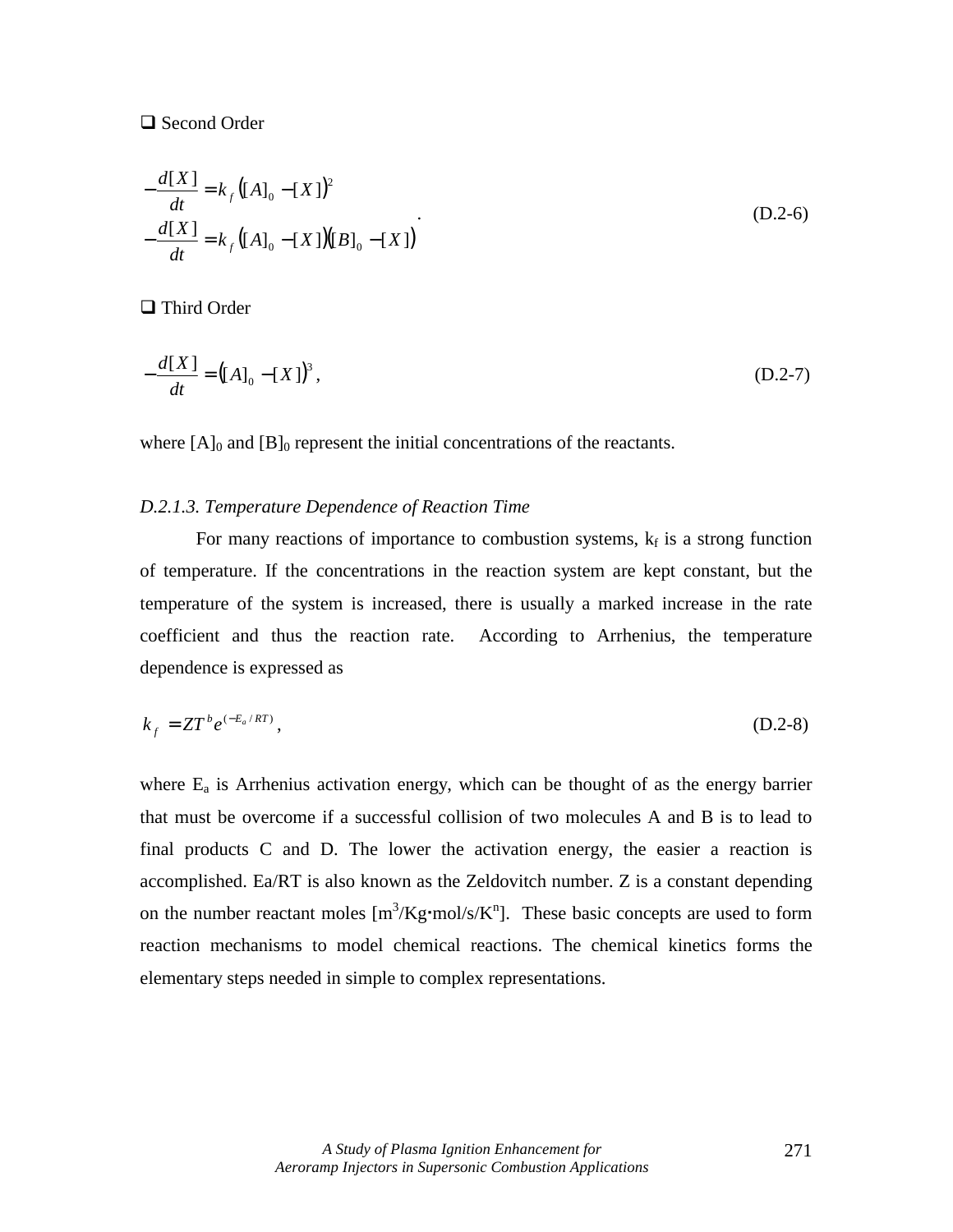❑ Second Order

$$
\begin{aligned}
-\frac{d[X]}{dt} &= k_f \left([A]_0 - [X]\right)^2 \\
-\frac{d[X]}{dt} &= k_f \left([A]_0 - [X]\right)\left([B]_0 - [X]\right)
\end{aligned}
. \tag{D.2-6}
$$

❑ Third Order

$$
-\frac{d[X]}{dt} = \left([A]_0 - [X]\right)^3, \tag{D.2-7}
$$

where $[A]_0$ and $[B]_0$ represent the initial concentrations of the reactants.

*D.2.1.3. Temperature Dependence of Reaction Time*

For many reactions of importance to combustion systems, $k_f$ is a strong function of temperature. If the concentrations in the reaction system are kept constant, but the temperature of the system is increased, there is usually a marked increase in the rate coefficient and thus the reaction rate. According to Arrhenius, the temperature dependence is expressed as

$$
k_f = ZT^b e^{(-E_a/RT)}, \tag{D.2-8}
$$

where $E_a$ is Arrhenius activation energy, which can be thought of as the energy barrier that must be overcome if a successful collision of two molecules A and B is to lead to final products C and D. The lower the activation energy, the easier a reaction is accomplished. $E_a/RT$ is also known as the Zeldovitch number. Z is a constant depending on the number reactant moles [$m^3$/Kg·mol/s/$K^n$]. These basic concepts are used to form reaction mechanisms to model chemical reactions. The chemical kinetics forms the elementary steps needed in simple to complex representations.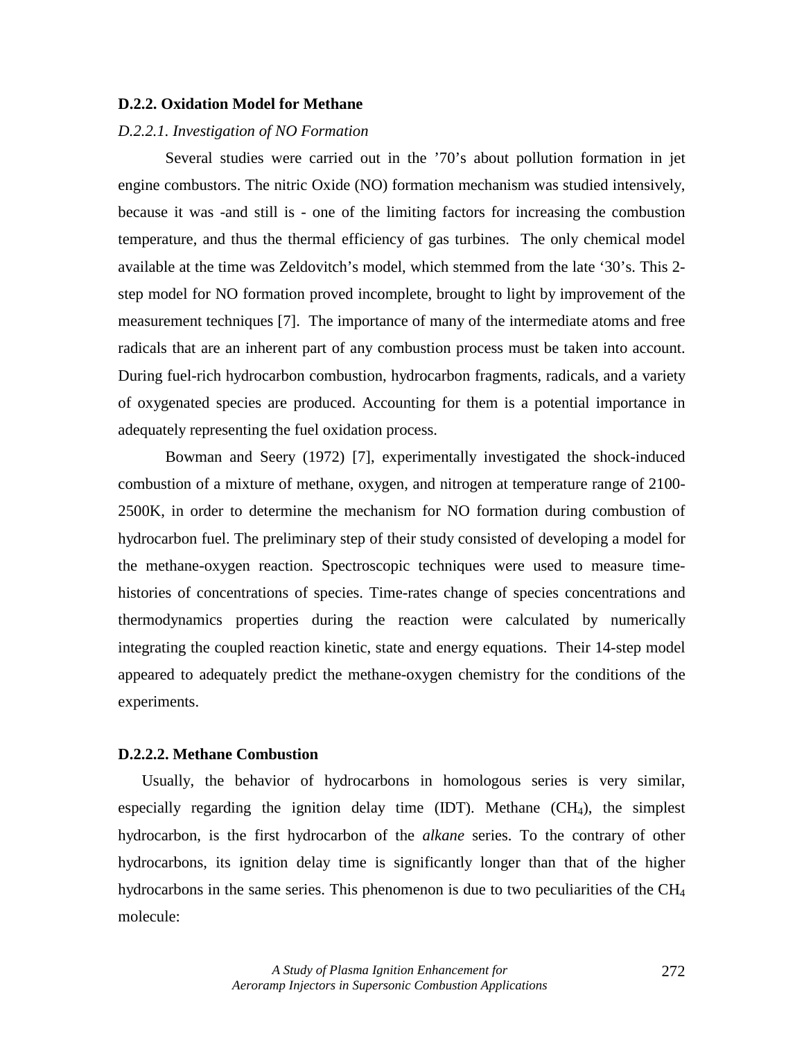### D.2.2. Oxidation Model for Methane

*D.2.2.1. Investigation of NO Formation*

Several studies were carried out in the ’70’s about pollution formation in jet engine combustors. The nitric Oxide (NO) formation mechanism was studied intensively, because it was -and still is - one of the limiting factors for increasing the combustion temperature, and thus the thermal efficiency of gas turbines. The only chemical model available at the time was Zeldovitch’s model, which stemmed from the late ‘30’s. This 2-step model for NO formation proved incomplete, brought to light by improvement of the measurement techniques [7]. The importance of many of the intermediate atoms and free radicals that are an inherent part of any combustion process must be taken into account. During fuel-rich hydrocarbon combustion, hydrocarbon fragments, radicals, and a variety of oxygenated species are produced. Accounting for them is a potential importance in adequately representing the fuel oxidation process.

Bowman and Seery (1972) [7], experimentally investigated the shock-induced combustion of a mixture of methane, oxygen, and nitrogen at temperature range of 2100-2500K, in order to determine the mechanism for NO formation during combustion of hydrocarbon fuel. The preliminary step of their study consisted of developing a model for the methane-oxygen reaction. Spectroscopic techniques were used to measure time-histories of concentrations of species. Time-rates change of species concentrations and thermodynamics properties during the reaction were calculated by numerically integrating the coupled reaction kinetic, state and energy equations. Their 14-step model appeared to adequately predict the methane-oxygen chemistry for the conditions of the experiments.

### D.2.2.2. Methane Combustion

Usually, the behavior of hydrocarbons in homologous series is very similar, especially regarding the ignition delay time (IDT). Methane ($CH_4$), the simplest hydrocarbon, is the first hydrocarbon of the *alkane* series. To the contrary of other hydrocarbons, its ignition delay time is significantly longer than that of the higher hydrocarbons in the same series. This phenomenon is due to two peculiarities of the $CH_4$ molecule: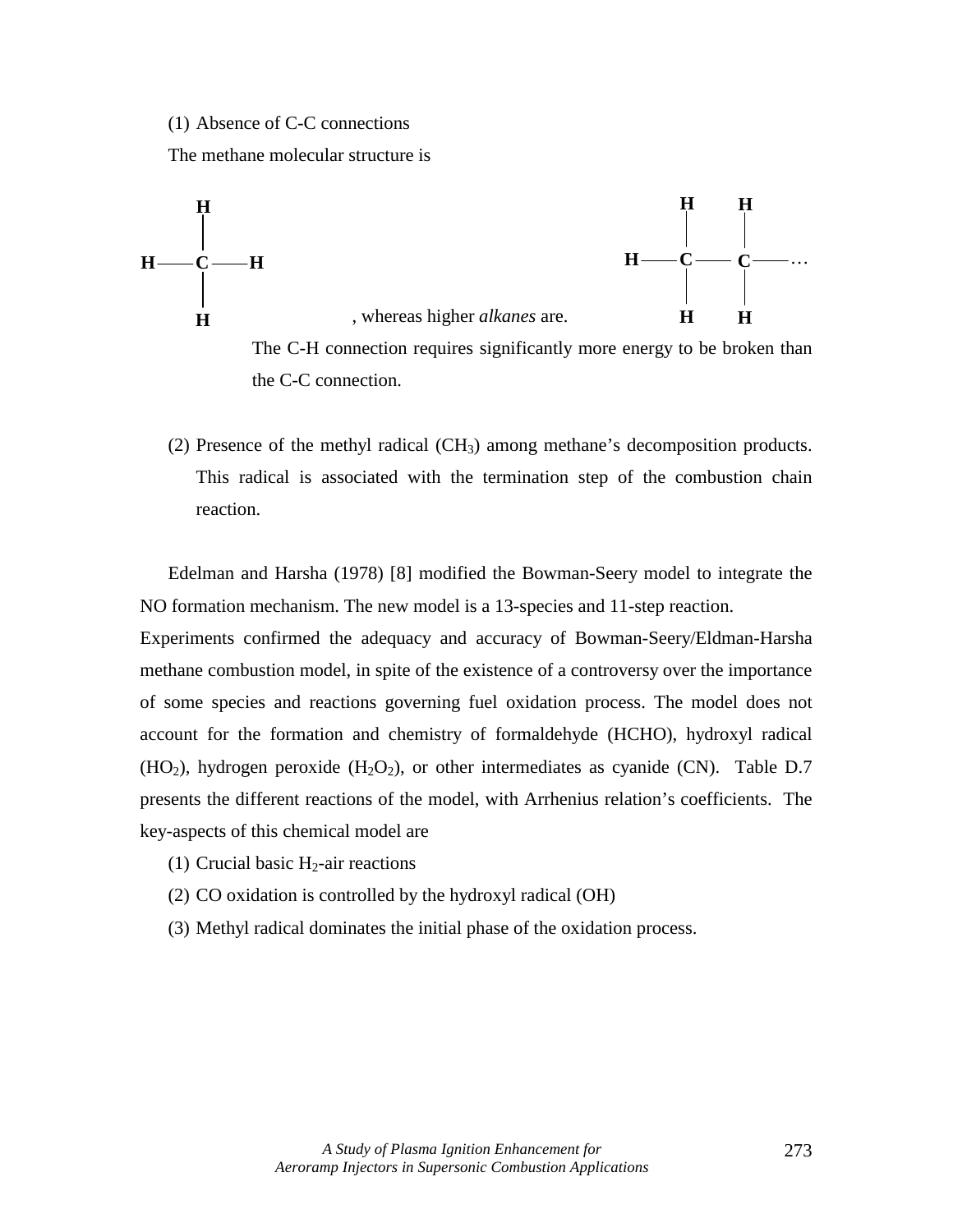(1) Absence of C-C connections

The methane molecular structure is

```
    H                                        H   H
    |                                        |   |
H — C — H                                H — C — C — …
    |                                        |   |
    H      , whereas higher alkanes are.     H   H
```

The C-H connection requires significantly more energy to be broken than the C-C connection.

(2) Presence of the methyl radical ($CH_3$) among methane's decomposition products. This radical is associated with the termination step of the combustion chain reaction.

Edelman and Harsha (1978) [8] modified the Bowman-Seery model to integrate the NO formation mechanism. The new model is a 13-species and 11-step reaction. Experiments confirmed the adequacy and accuracy of Bowman-Seery/Eldman-Harsha methane combustion model, in spite of the existence of a controversy over the importance of some species and reactions governing fuel oxidation process. The model does not account for the formation and chemistry of formaldehyde (HCHO), hydroxyl radical ($HO_2$), hydrogen peroxide ($H_2O_2$), or other intermediates as cyanide (CN). Table D.7 presents the different reactions of the model, with Arrhenius relation's coefficients. The key-aspects of this chemical model are

(1) Crucial basic $H_2$-air reactions

(2) CO oxidation is controlled by the hydroxyl radical (OH)

(3) Methyl radical dominates the initial phase of the oxidation process.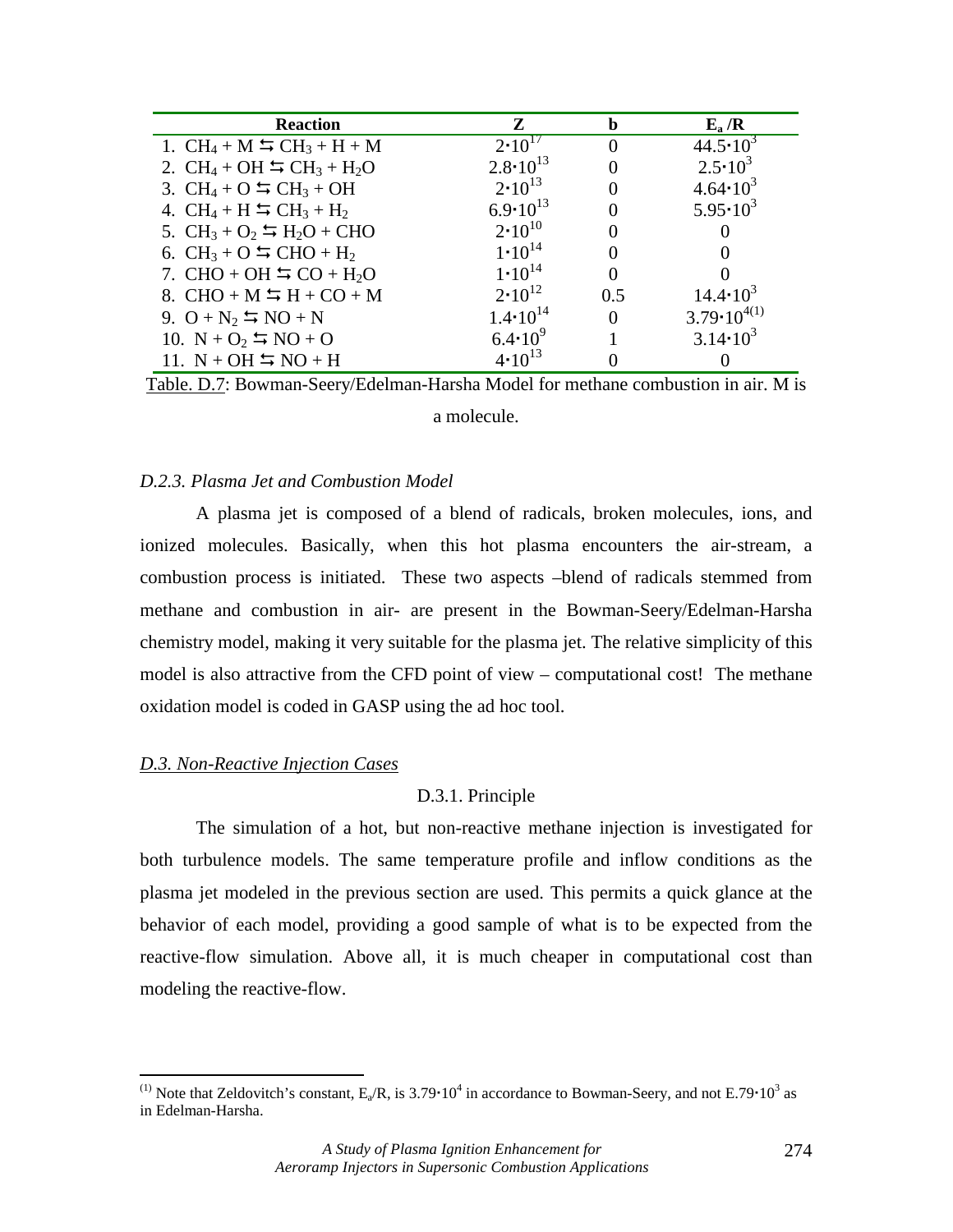| Reaction | Z | b | $E_a/R$ |
|---|---|---|---|
| 1. $CH_4 + M \leftrightarrows CH_3 + H + M$ | $2 \cdot 10^{17}$ | 0 | $44.5 \cdot 10^3$ |
| 2. $CH_4 + OH \leftrightarrows CH_3 + H_2O$ | $2.8 \cdot 10^{13}$ | 0 | $2.5 \cdot 10^3$ |
| 3. $CH_4 + O \leftrightarrows CH_3 + OH$ | $2 \cdot 10^{13}$ | 0 | $4.64 \cdot 10^3$ |
| 4. $CH_4 + H \leftrightarrows CH_3 + H_2$ | $6.9 \cdot 10^{13}$ | 0 | $5.95 \cdot 10^3$ |
| 5. $CH_3 + O_2 \leftrightarrows H_2O + CHO$ | $2 \cdot 10^{10}$ | 0 | 0 |
| 6. $CH_3 + O \leftrightarrows CHO + H_2$ | $1 \cdot 10^{14}$ | 0 | 0 |
| 7. $CHO + OH \leftrightarrows CO + H_2O$ | $1 \cdot 10^{14}$ | 0 | 0 |
| 8. $CHO + M \leftrightarrows H + CO + M$ | $2 \cdot 10^{12}$ | 0.5 | $14.4 \cdot 10^3$ |
| 9. $O + N_2 \leftrightarrows NO + N$ | $1.4 \cdot 10^{14}$ | 0 | $3.79 \cdot 10^{4}$(1) |
| 10. $N + O_2 \leftrightarrows NO + O$ | $6.4 \cdot 10^9$ | 1 | $3.14 \cdot 10^3$ |
| 11. $N + OH \leftrightarrows NO + H$ | $4 \cdot 10^{13}$ | 0 | 0 |

Table. D.7: Bowman-Seery/Edelman-Harsha Model for methane combustion in air. M is a molecule.

### *D.2.3. Plasma Jet and Combustion Model*

A plasma jet is composed of a blend of radicals, broken molecules, ions, and ionized molecules. Basically, when this hot plasma encounters the air-stream, a combustion process is initiated. These two aspects –blend of radicals stemmed from methane and combustion in air- are present in the Bowman-Seery/Edelman-Harsha chemistry model, making it very suitable for the plasma jet. The relative simplicity of this model is also attractive from the CFD point of view – computational cost! The methane oxidation model is coded in GASP using the ad hoc tool.

## *D.3. Non-Reactive Injection Cases*

### D.3.1. Principle

The simulation of a hot, but non-reactive methane injection is investigated for both turbulence models. The same temperature profile and inflow conditions as the plasma jet modeled in the previous section are used. This permits a quick glance at the behavior of each model, providing a good sample of what is to be expected from the reactive-flow simulation. Above all, it is much cheaper in computational cost than modeling the reactive-flow.

---

(1) Note that Zeldovitch's constant, $E_a/R$, is $3.79 \cdot 10^4$ in accordance to Bowman-Seery, and not $E.79 \cdot 10^3$ as in Edelman-Harsha.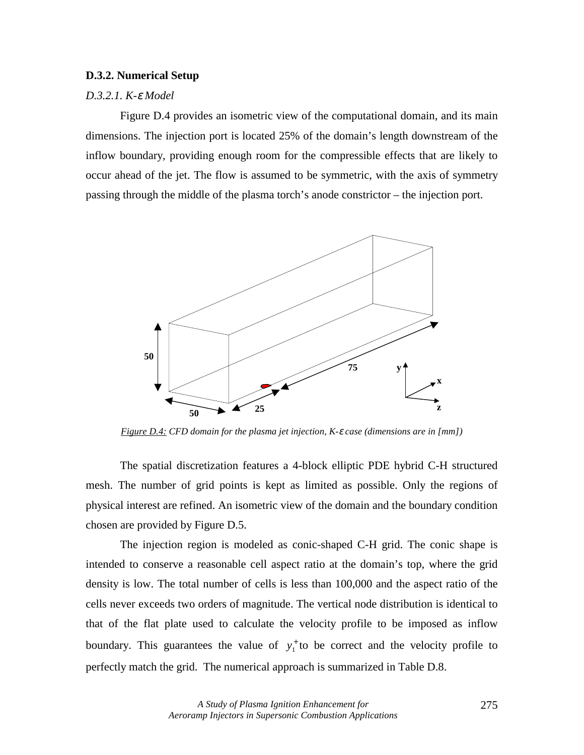### D.3.2. Numerical Setup

*D.3.2.1. K-ε Model*

Figure D.4 provides an isometric view of the computational domain, and its main dimensions. The injection port is located 25% of the domain's length downstream of the inflow boundary, providing enough room for the compressible effects that are likely to occur ahead of the jet. The flow is assumed to be symmetric, with the axis of symmetry passing through the middle of the plasma torch's anode constrictor – the injection port.

*Figure D.4: CFD domain for the plasma jet injection, K-ε case (dimensions are in [mm])*

The spatial discretization features a 4-block elliptic PDE hybrid C-H structured mesh. The number of grid points is kept as limited as possible. Only the regions of physical interest are refined. An isometric view of the domain and the boundary condition chosen are provided by Figure D.5.

The injection region is modeled as conic-shaped C-H grid. The conic shape is intended to conserve a reasonable cell aspect ratio at the domain's top, where the grid density is low. The total number of cells is less than 100,000 and the aspect ratio of the cells never exceeds two orders of magnitude. The vertical node distribution is identical to that of the flat plate used to calculate the velocity profile to be imposed as inflow boundary. This guarantees the value of $y_1^+$ to be correct and the velocity profile to perfectly match the grid. The numerical approach is summarized in Table D.8.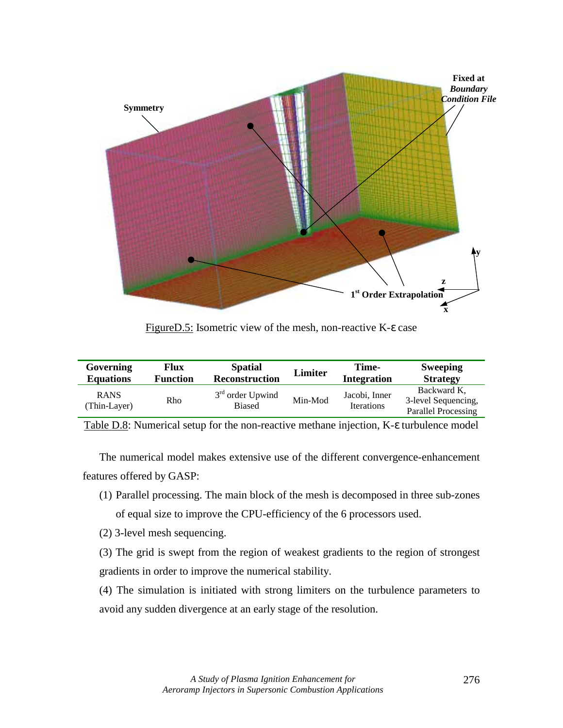FigureD.5: Isometric view of the mesh, non-reactive K-ε case

| Governing Equations | Flux Function | Spatial Reconstruction | Limiter | Time-Integration | Sweeping Strategy |
|---|---|---|---|---|---|
| RANS (Thin-Layer) | Rho | 3rd order Upwind Biased | Min-Mod | Jacobi, Inner Iterations | Backward K, 3-level Sequencing, Parallel Processing |

Table D.8: Numerical setup for the non-reactive methane injection, K-ε turbulence model

The numerical model makes extensive use of the different convergence-enhancement features offered by GASP:

(1) Parallel processing. The main block of the mesh is decomposed in three sub-zones of equal size to improve the CPU-efficiency of the 6 processors used.

(2) 3-level mesh sequencing.

(3) The grid is swept from the region of weakest gradients to the region of strongest gradients in order to improve the numerical stability.

(4) The simulation is initiated with strong limiters on the turbulence parameters to avoid any sudden divergence at an early stage of the resolution.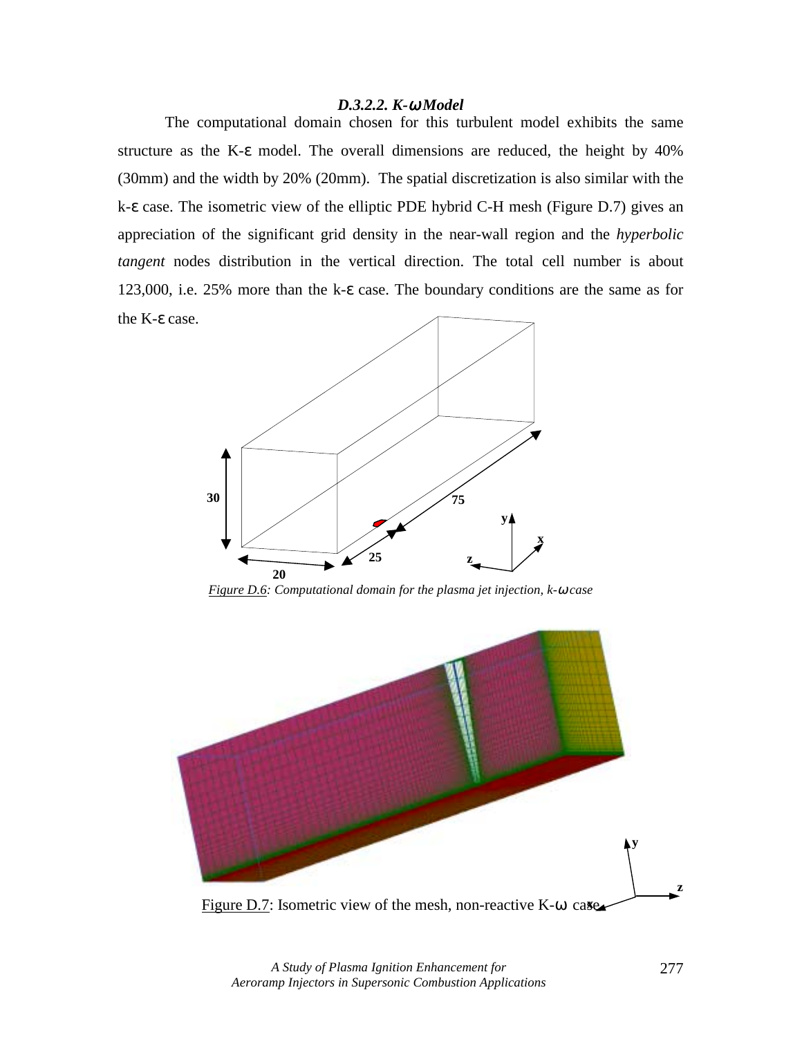### *D.3.2.2. K-ω Model*

The computational domain chosen for this turbulent model exhibits the same structure as the K-ε model. The overall dimensions are reduced, the height by 40% (30mm) and the width by 20% (20mm). The spatial discretization is also similar with the k-ε case. The isometric view of the elliptic PDE hybrid C-H mesh (Figure D.7) gives an appreciation of the significant grid density in the near-wall region and the *hyperbolic tangent* nodes distribution in the vertical direction. The total cell number is about 123,000, i.e. 25% more than the k-ε case. The boundary conditions are the same as for the K-ε case.

*Figure D.6: Computational domain for the plasma jet injection, k-ω case*

Figure D.7: Isometric view of the mesh, non-reactive K-ω case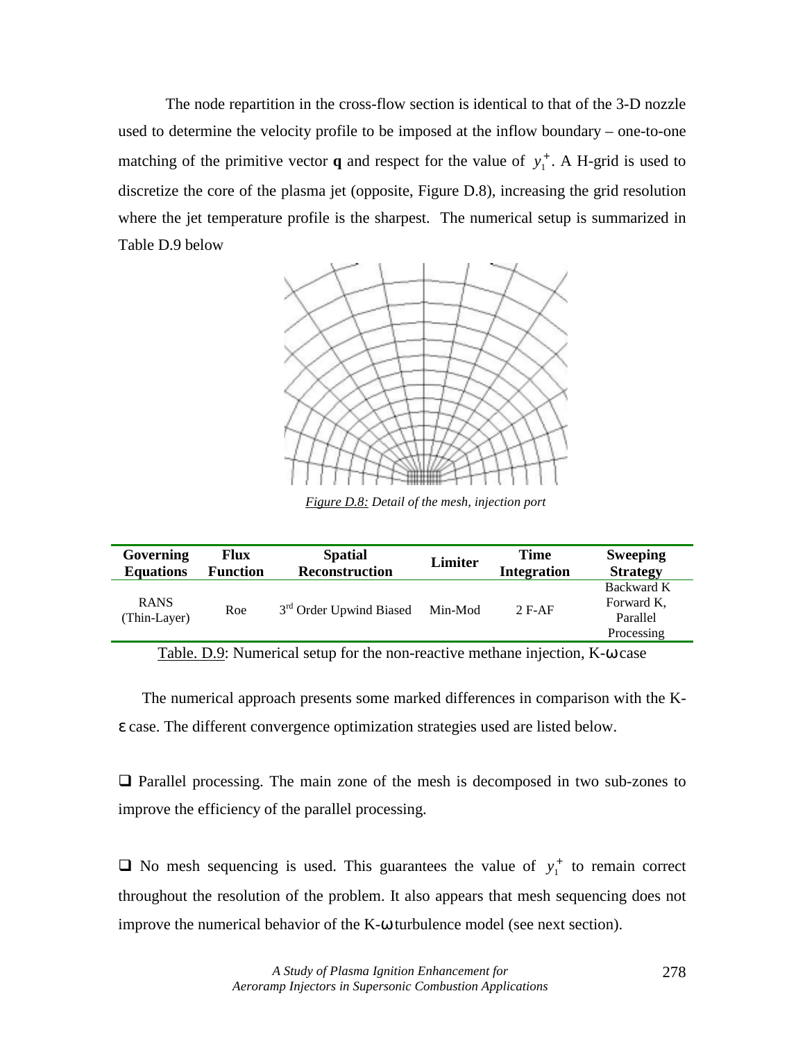The node repartition in the cross-flow section is identical to that of the 3-D nozzle used to determine the velocity profile to be imposed at the inflow boundary – one-to-one matching of the primitive vector **q** and respect for the value of $y_1^+$. A H-grid is used to discretize the core of the plasma jet (opposite, Figure D.8), increasing the grid resolution where the jet temperature profile is the sharpest. The numerical setup is summarized in Table D.9 below

*Figure D.8: Detail of the mesh, injection port*

| Governing Equations | Flux Function | Spatial Reconstruction | Limiter | Time Integration | Sweeping Strategy |
|---|---|---|---|---|---|
| RANS (Thin-Layer) | Roe | 3rd Order Upwind Biased | Min-Mod | 2 F-AF | Backward K Forward K, Parallel Processing |

Table. D.9: Numerical setup for the non-reactive methane injection, K-ω case

The numerical approach presents some marked differences in comparison with the K-ε case. The different convergence optimization strategies used are listed below.

- Parallel processing. The main zone of the mesh is decomposed in two sub-zones to improve the efficiency of the parallel processing.

- No mesh sequencing is used. This guarantees the value of $y_1^+$ to remain correct throughout the resolution of the problem. It also appears that mesh sequencing does not improve the numerical behavior of the K-ω turbulence model (see next section).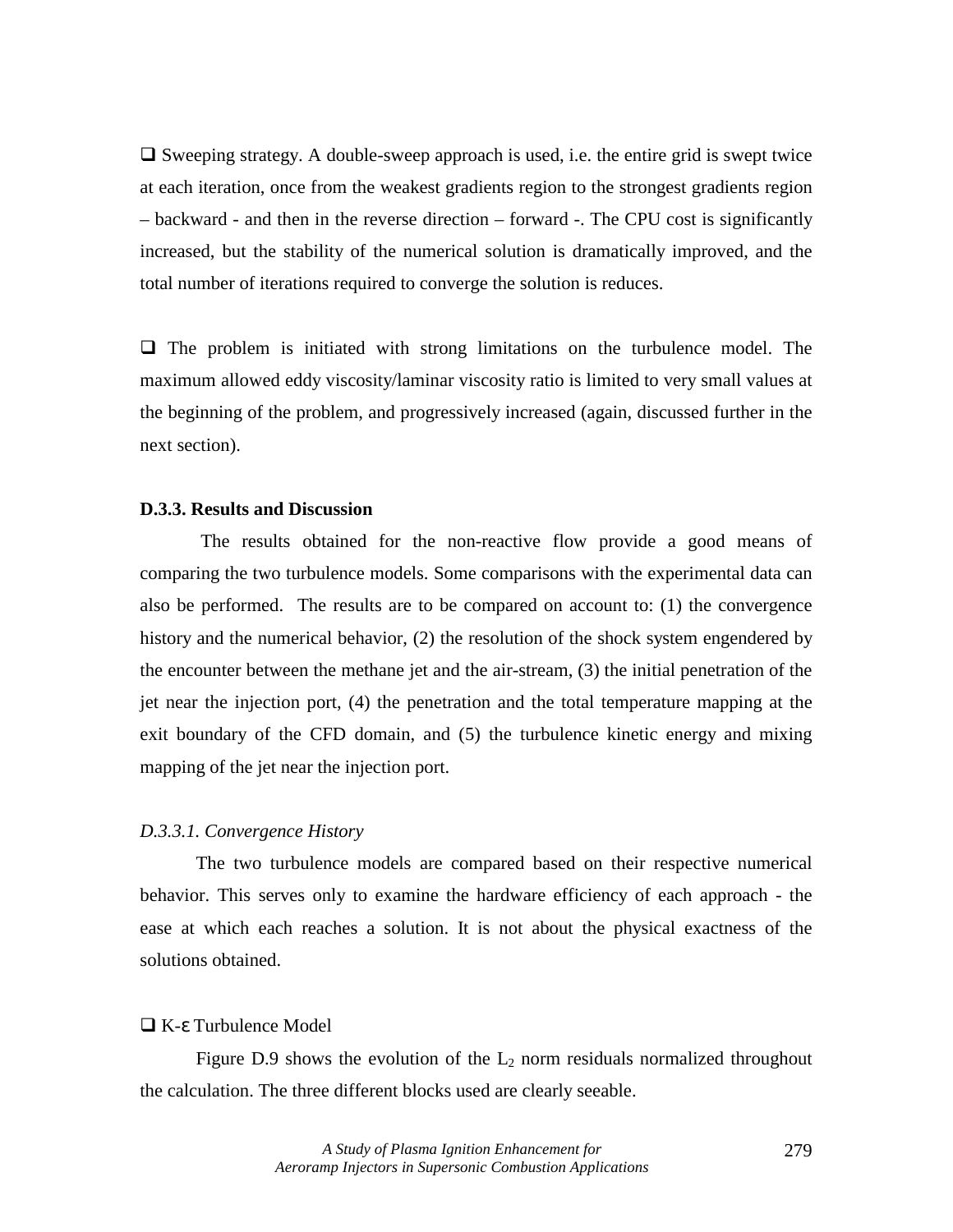❑ Sweeping strategy. A double-sweep approach is used, i.e. the entire grid is swept twice at each iteration, once from the weakest gradients region to the strongest gradients region – backward - and then in the reverse direction – forward -. The CPU cost is significantly increased, but the stability of the numerical solution is dramatically improved, and the total number of iterations required to converge the solution is reduces.

❑ The problem is initiated with strong limitations on the turbulence model. The maximum allowed eddy viscosity/laminar viscosity ratio is limited to very small values at the beginning of the problem, and progressively increased (again, discussed further in the next section).

### D.3.3. Results and Discussion

The results obtained for the non-reactive flow provide a good means of comparing the two turbulence models. Some comparisons with the experimental data can also be performed. The results are to be compared on account to: (1) the convergence history and the numerical behavior, (2) the resolution of the shock system engendered by the encounter between the methane jet and the air-stream, (3) the initial penetration of the jet near the injection port, (4) the penetration and the total temperature mapping at the exit boundary of the CFD domain, and (5) the turbulence kinetic energy and mixing mapping of the jet near the injection port.

#### *D.3.3.1. Convergence History*

The two turbulence models are compared based on their respective numerical behavior. This serves only to examine the hardware efficiency of each approach - the ease at which each reaches a solution. It is not about the physical exactness of the solutions obtained.

❑ K-ε Turbulence Model

Figure D.9 shows the evolution of the $L_2$ norm residuals normalized throughout the calculation. The three different blocks used are clearly seeable.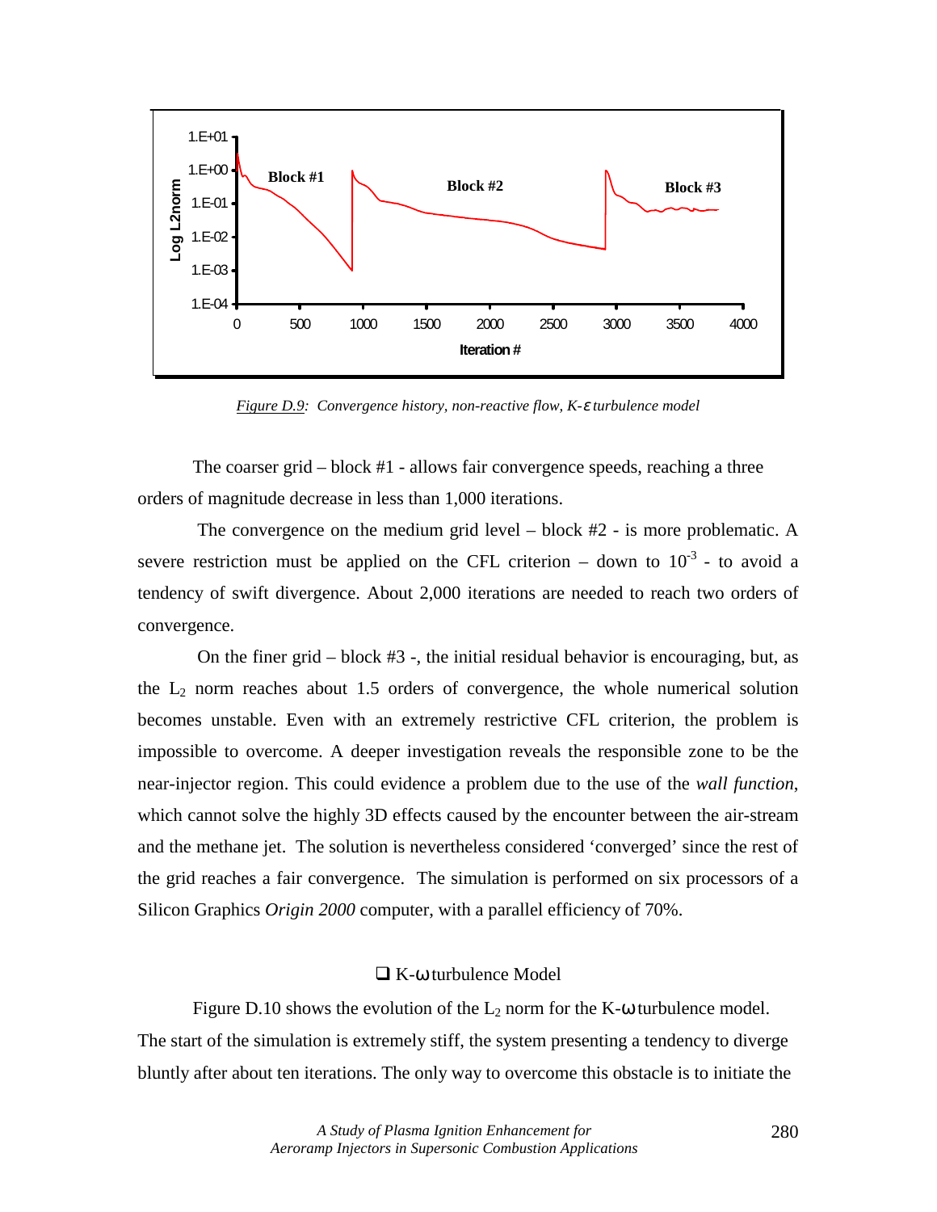*Figure D.9: Convergence history, non-reactive flow, K-ε turbulence model*

The coarser grid – block #1 - allows fair convergence speeds, reaching a three orders of magnitude decrease in less than 1,000 iterations.

The convergence on the medium grid level – block #2 - is more problematic. A severe restriction must be applied on the CFL criterion – down to $10^{-3}$ - to avoid a tendency of swift divergence. About 2,000 iterations are needed to reach two orders of convergence.

On the finer grid – block #3 -, the initial residual behavior is encouraging, but, as the $L_2$ norm reaches about 1.5 orders of convergence, the whole numerical solution becomes unstable. Even with an extremely restrictive CFL criterion, the problem is impossible to overcome. A deeper investigation reveals the responsible zone to be the near-injector region. This could evidence a problem due to the use of the *wall function*, which cannot solve the highly 3D effects caused by the encounter between the air-stream and the methane jet. The solution is nevertheless considered 'converged' since the rest of the grid reaches a fair convergence. The simulation is performed on six processors of a Silicon Graphics *Origin 2000* computer, with a parallel efficiency of 70%.

### ❑ K-ω turbulence Model

Figure D.10 shows the evolution of the $L_2$ norm for the K-ω turbulence model. The start of the simulation is extremely stiff, the system presenting a tendency to diverge bluntly after about ten iterations. The only way to overcome this obstacle is to initiate the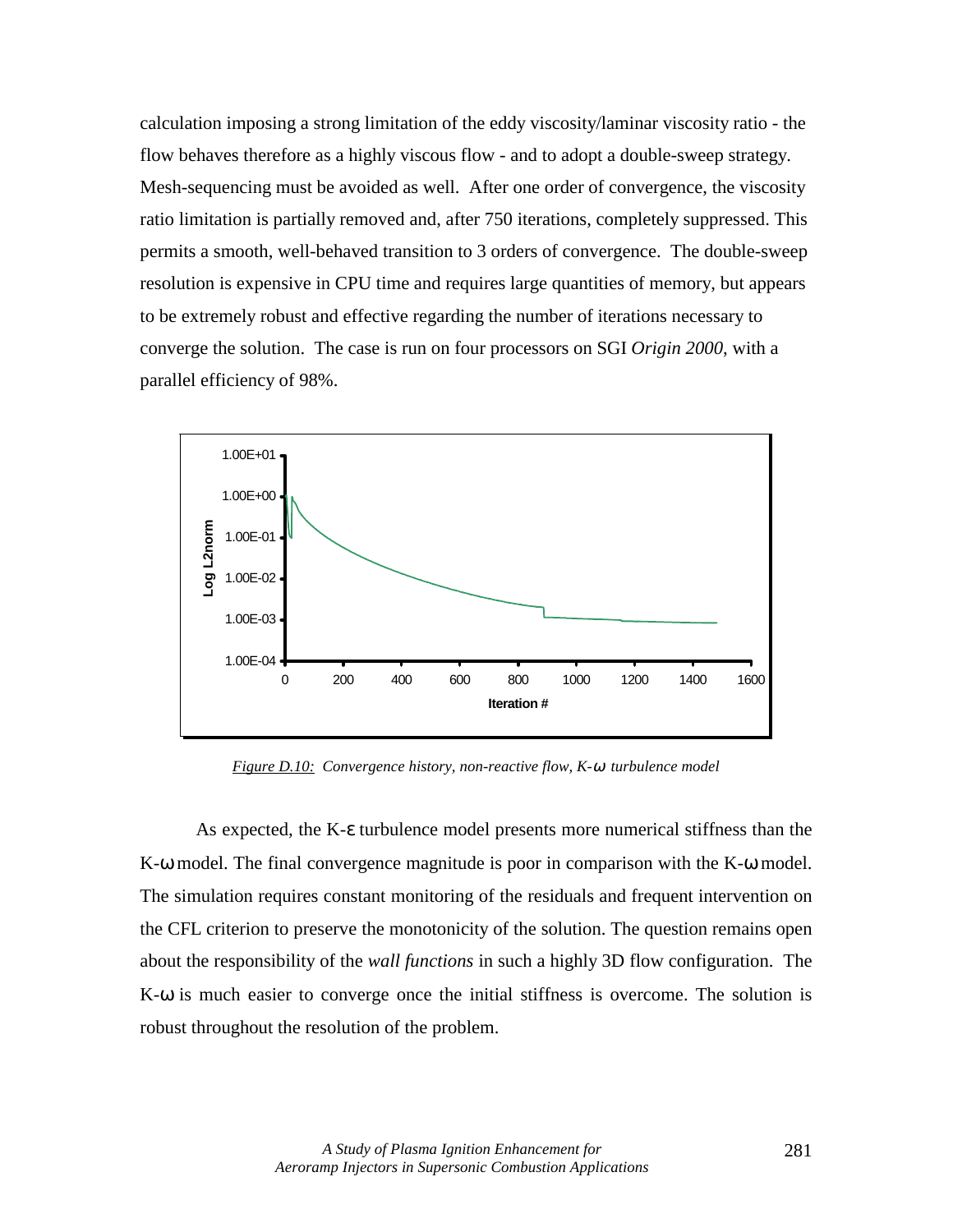calculation imposing a strong limitation of the eddy viscosity/laminar viscosity ratio - the flow behaves therefore as a highly viscous flow - and to adopt a double-sweep strategy. Mesh-sequencing must be avoided as well. After one order of convergence, the viscosity ratio limitation is partially removed and, after 750 iterations, completely suppressed. This permits a smooth, well-behaved transition to 3 orders of convergence. The double-sweep resolution is expensive in CPU time and requires large quantities of memory, but appears to be extremely robust and effective regarding the number of iterations necessary to converge the solution. The case is run on four processors on SGI *Origin 2000*, with a parallel efficiency of 98%.

*Figure D.10: Convergence history, non-reactive flow, K-ω turbulence model*

As expected, the K-ε turbulence model presents more numerical stiffness than the K-ω model. The final convergence magnitude is poor in comparison with the K-ω model. The simulation requires constant monitoring of the residuals and frequent intervention on the CFL criterion to preserve the monotonicity of the solution. The question remains open about the responsibility of the *wall functions* in such a highly 3D flow configuration. The K-ω is much easier to converge once the initial stiffness is overcome. The solution is robust throughout the resolution of the problem.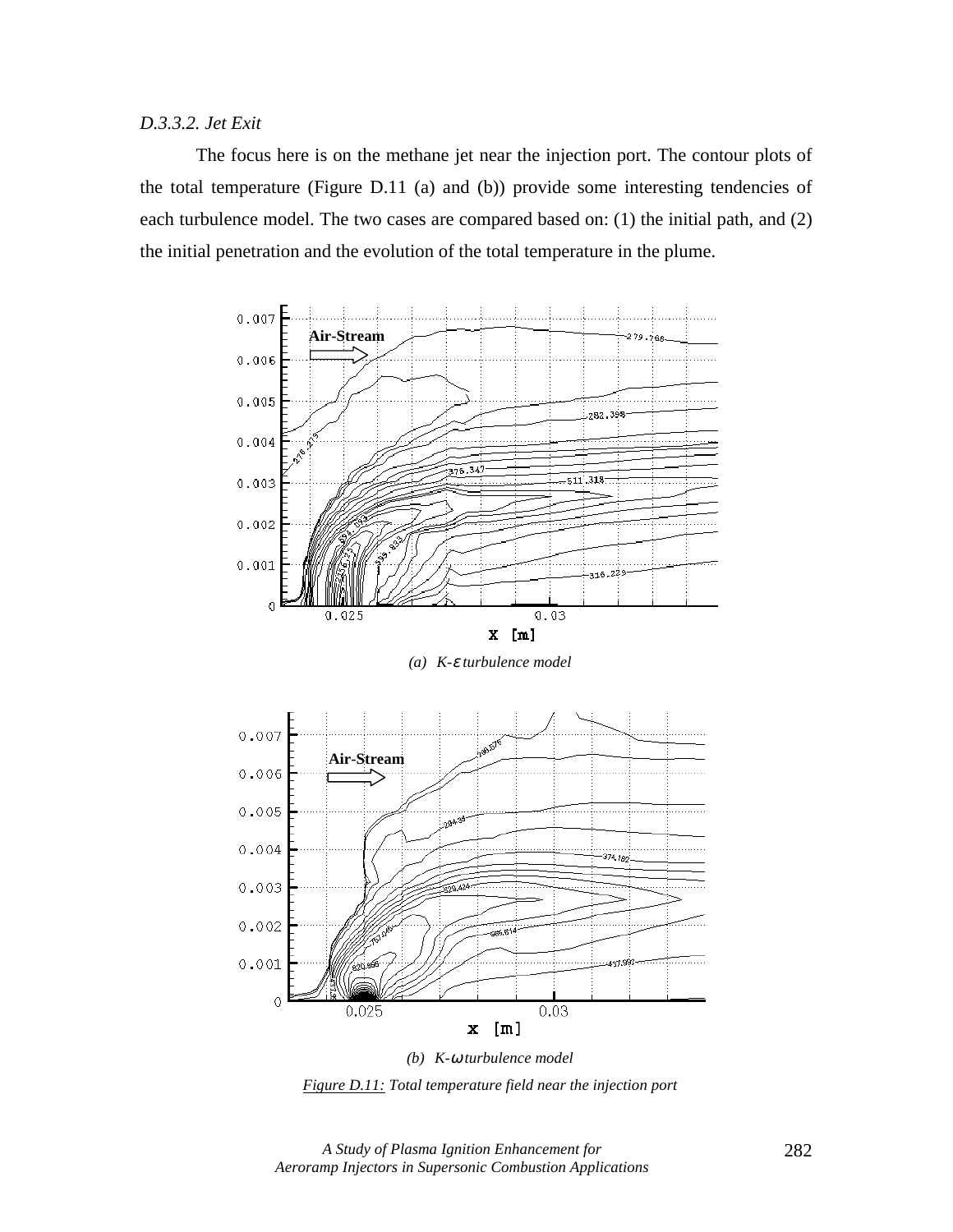*D.3.3.2. Jet Exit*

The focus here is on the methane jet near the injection port. The contour plots of the total temperature (Figure D.11 (a) and (b)) provide some interesting tendencies of each turbulence model. The two cases are compared based on: (1) the initial path, and (2) the initial penetration and the evolution of the total temperature in the plume.

*(a) K-ε turbulence model*

*(b) K-ω turbulence model*

*Figure D.11: Total temperature field near the injection port*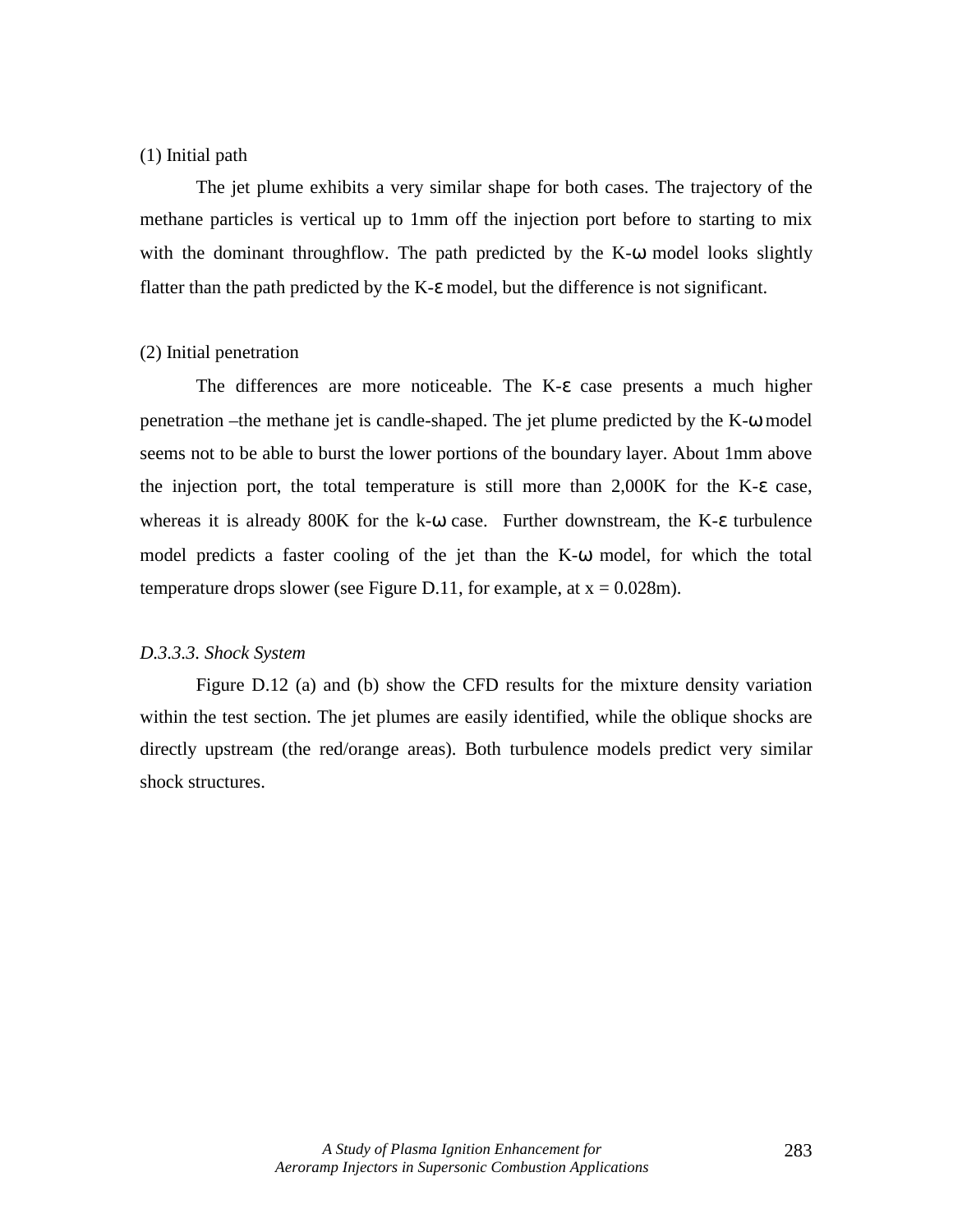(1) Initial path

The jet plume exhibits a very similar shape for both cases. The trajectory of the methane particles is vertical up to 1mm off the injection port before to starting to mix with the dominant throughflow. The path predicted by the K-ω model looks slightly flatter than the path predicted by the K-ε model, but the difference is not significant.

(2) Initial penetration

The differences are more noticeable. The K-ε case presents a much higher penetration –the methane jet is candle-shaped. The jet plume predicted by the K-ω model seems not to be able to burst the lower portions of the boundary layer. About 1mm above the injection port, the total temperature is still more than 2,000K for the K-ε case, whereas it is already 800K for the k-ω case. Further downstream, the K-ε turbulence model predicts a faster cooling of the jet than the K-ω model, for which the total temperature drops slower (see Figure D.11, for example, at x = 0.028m).

*D.3.3.3. Shock System*

Figure D.12 (a) and (b) show the CFD results for the mixture density variation within the test section. The jet plumes are easily identified, while the oblique shocks are directly upstream (the red/orange areas). Both turbulence models predict very similar shock structures.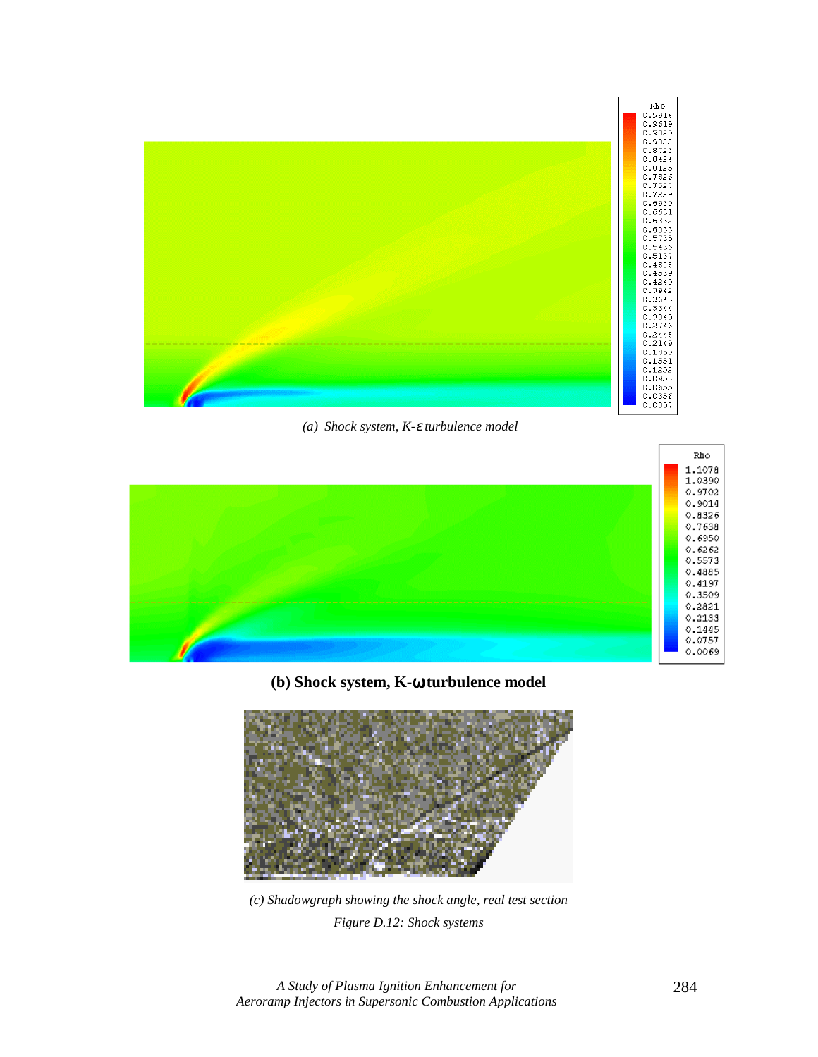*(a) Shock system, K-ε turbulence model*

**(b) Shock system, K-ω turbulence model**

*(c) Shadowgraph showing the shock angle, real test section*

*Figure D.12: Shock systems*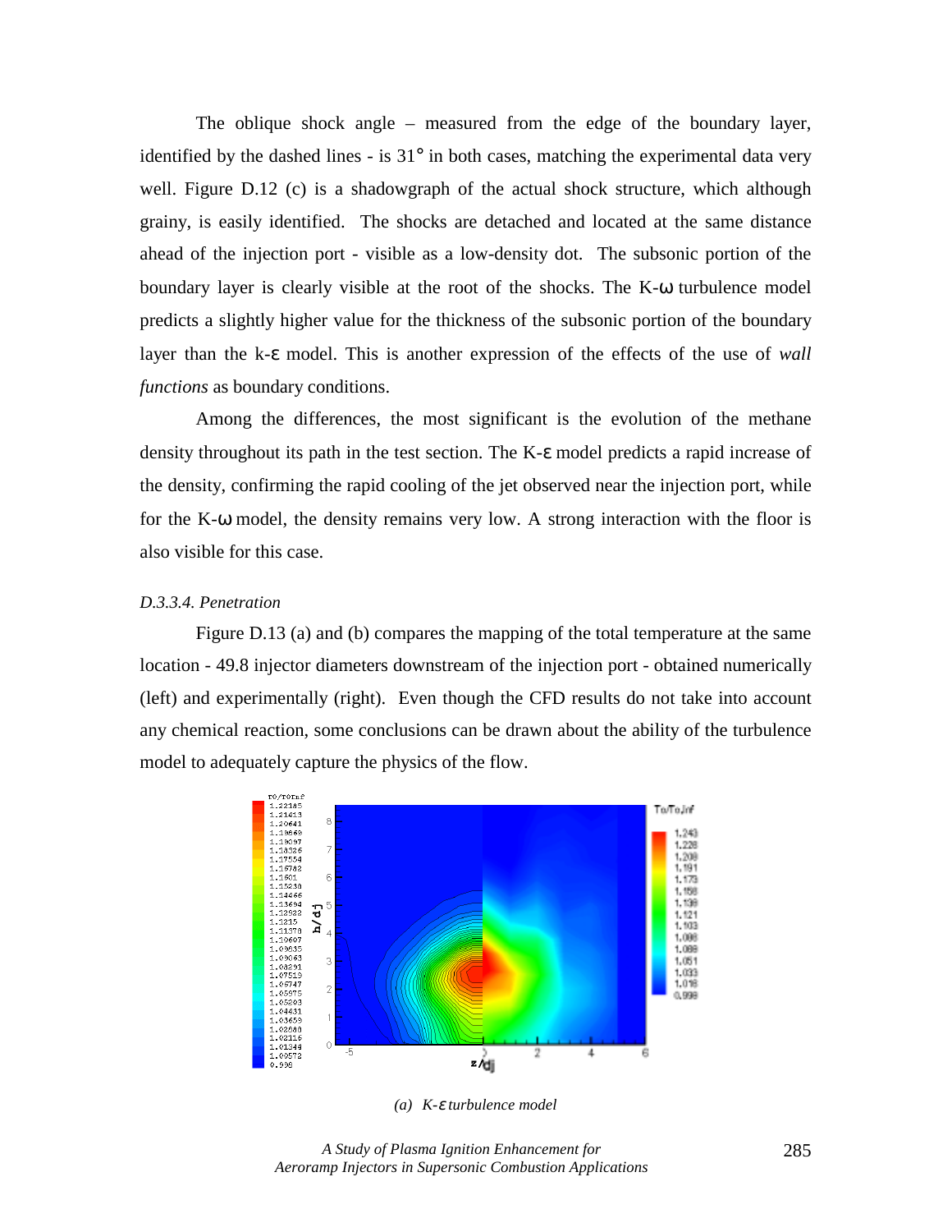The oblique shock angle – measured from the edge of the boundary layer, identified by the dashed lines - is 31° in both cases, matching the experimental data very well. Figure D.12 (c) is a shadowgraph of the actual shock structure, which although grainy, is easily identified. The shocks are detached and located at the same distance ahead of the injection port - visible as a low-density dot. The subsonic portion of the boundary layer is clearly visible at the root of the shocks. The K-ω turbulence model predicts a slightly higher value for the thickness of the subsonic portion of the boundary layer than the k-ε model. This is another expression of the effects of the use of *wall functions* as boundary conditions.

Among the differences, the most significant is the evolution of the methane density throughout its path in the test section. The K-ε model predicts a rapid increase of the density, confirming the rapid cooling of the jet observed near the injection port, while for the K-ω model, the density remains very low. A strong interaction with the floor is also visible for this case.

*D.3.3.4. Penetration*

Figure D.13 (a) and (b) compares the mapping of the total temperature at the same location - 49.8 injector diameters downstream of the injection port - obtained numerically (left) and experimentally (right). Even though the CFD results do not take into account any chemical reaction, some conclusions can be drawn about the ability of the turbulence model to adequately capture the physics of the flow.

*(a) K-ε turbulence model*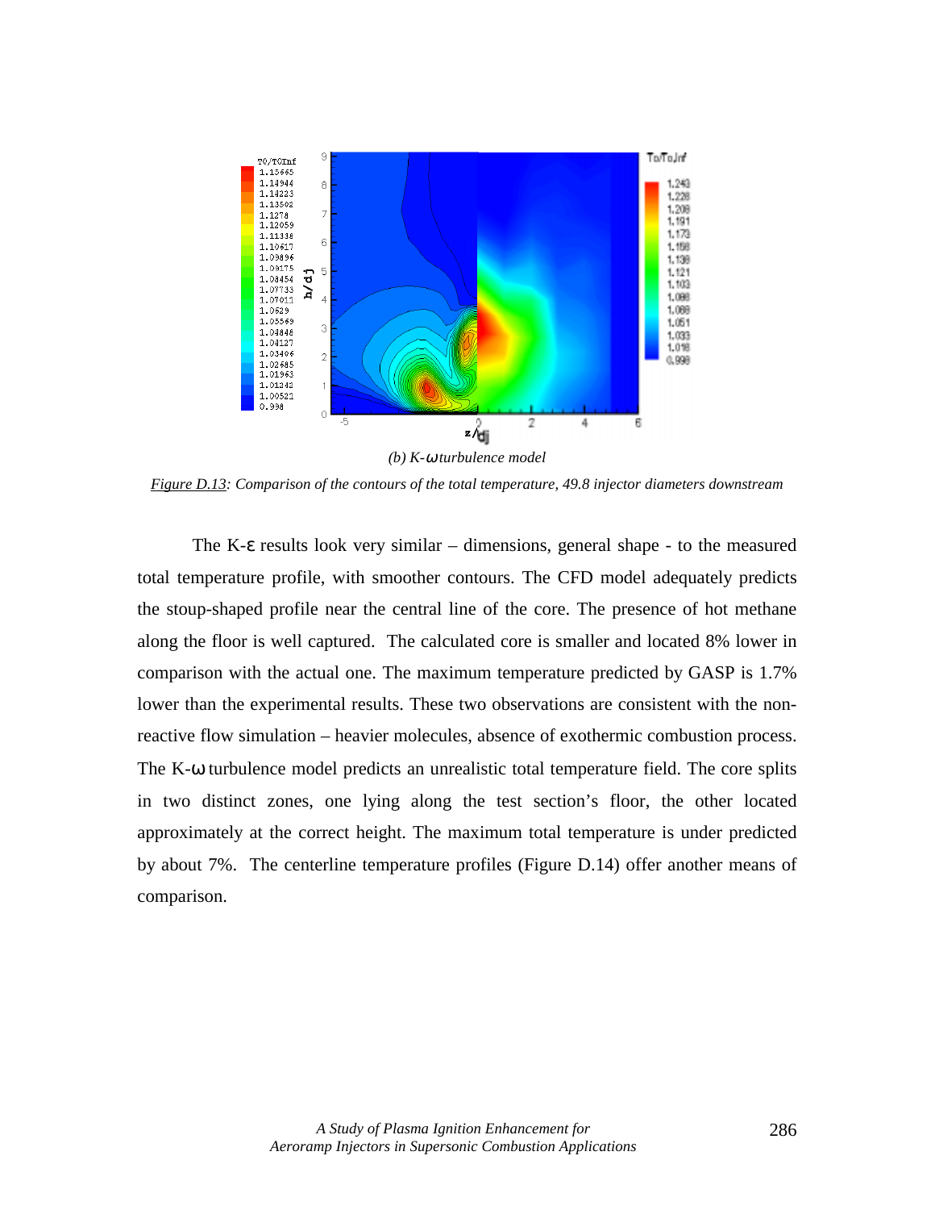*(b) K-ω turbulence model*

*Figure D.13: Comparison of the contours of the total temperature, 49.8 injector diameters downstream*

The K-ε results look very similar – dimensions, general shape - to the measured total temperature profile, with smoother contours. The CFD model adequately predicts the stoup-shaped profile near the central line of the core. The presence of hot methane along the floor is well captured. The calculated core is smaller and located 8% lower in comparison with the actual one. The maximum temperature predicted by GASP is 1.7% lower than the experimental results. These two observations are consistent with the non-reactive flow simulation – heavier molecules, absence of exothermic combustion process. The K-ω turbulence model predicts an unrealistic total temperature field. The core splits in two distinct zones, one lying along the test section's floor, the other located approximately at the correct height. The maximum total temperature is under predicted by about 7%. The centerline temperature profiles (Figure D.14) offer another means of comparison.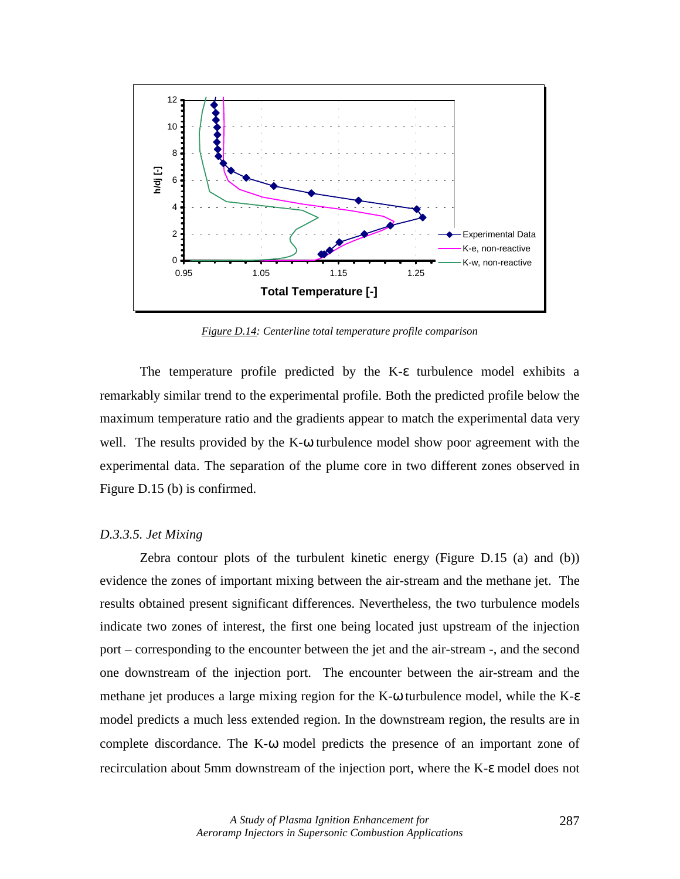*Figure D.14: Centerline total temperature profile comparison*

The temperature profile predicted by the K-ε turbulence model exhibits a remarkably similar trend to the experimental profile. Both the predicted profile below the maximum temperature ratio and the gradients appear to match the experimental data very well. The results provided by the K-ω turbulence model show poor agreement with the experimental data. The separation of the plume core in two different zones observed in Figure D.15 (b) is confirmed.

### *D.3.3.5. Jet Mixing*

Zebra contour plots of the turbulent kinetic energy (Figure D.15 (a) and (b)) evidence the zones of important mixing between the air-stream and the methane jet. The results obtained present significant differences. Nevertheless, the two turbulence models indicate two zones of interest, the first one being located just upstream of the injection port – corresponding to the encounter between the jet and the air-stream -, and the second one downstream of the injection port. The encounter between the air-stream and the methane jet produces a large mixing region for the K-ω turbulence model, while the K-ε model predicts a much less extended region. In the downstream region, the results are in complete discordance. The K-ω model predicts the presence of an important zone of recirculation about 5mm downstream of the injection port, where the K-ε model does not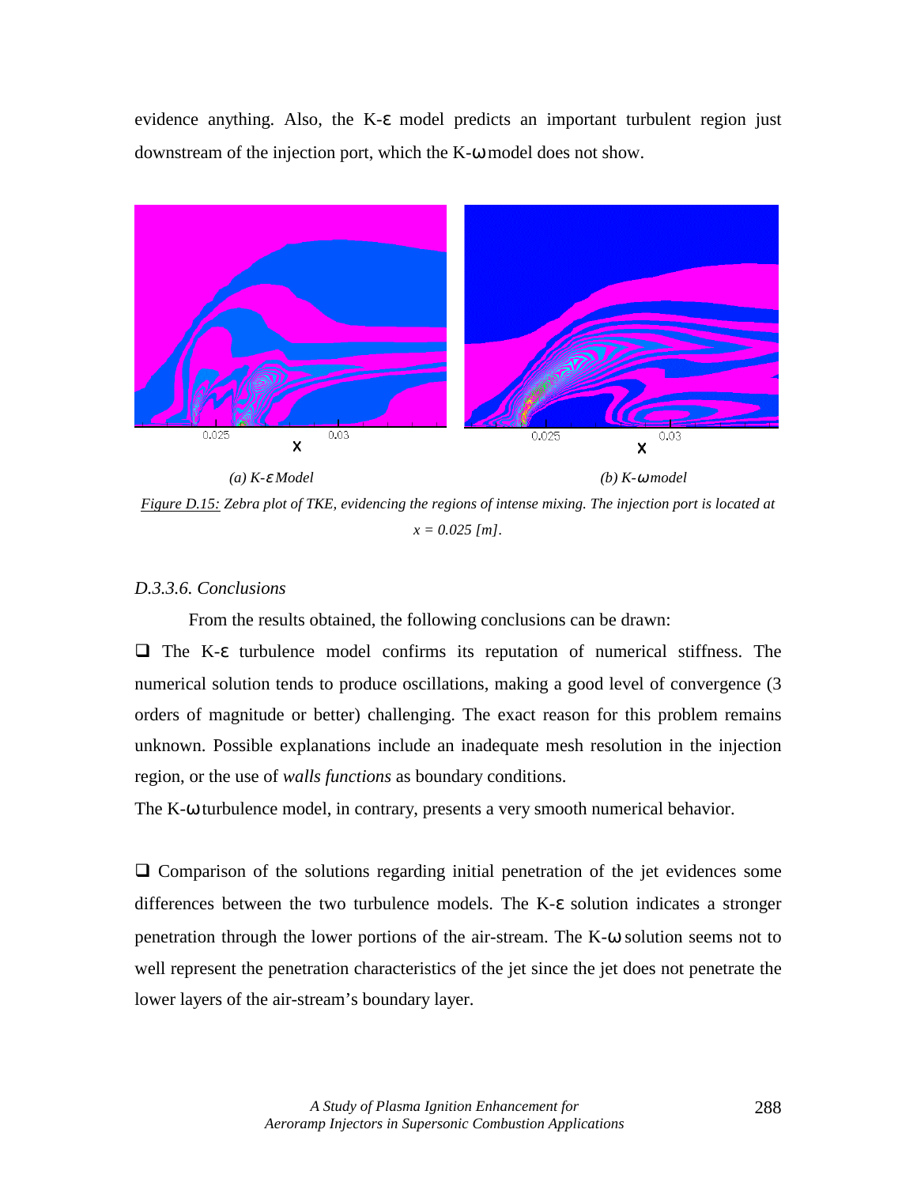evidence anything. Also, the K-ε model predicts an important turbulent region just downstream of the injection port, which the K-ω model does not show.

*(a) K-ε Model* *(b) K-ω model*

*Figure D.15: Zebra plot of TKE, evidencing the regions of intense mixing. The injection port is located at x = 0.025 [m].*

### *D.3.3.6. Conclusions*

From the results obtained, the following conclusions can be drawn:

- The K-ε turbulence model confirms its reputation of numerical stiffness. The numerical solution tends to produce oscillations, making a good level of convergence (3 orders of magnitude or better) challenging. The exact reason for this problem remains unknown. Possible explanations include an inadequate mesh resolution in the injection region, or the use of *walls functions* as boundary conditions.

The K-ω turbulence model, in contrary, presents a very smooth numerical behavior.

- Comparison of the solutions regarding initial penetration of the jet evidences some differences between the two turbulence models. The K-ε solution indicates a stronger penetration through the lower portions of the air-stream. The K-ω solution seems not to well represent the penetration characteristics of the jet since the jet does not penetrate the lower layers of the air-stream's boundary layer.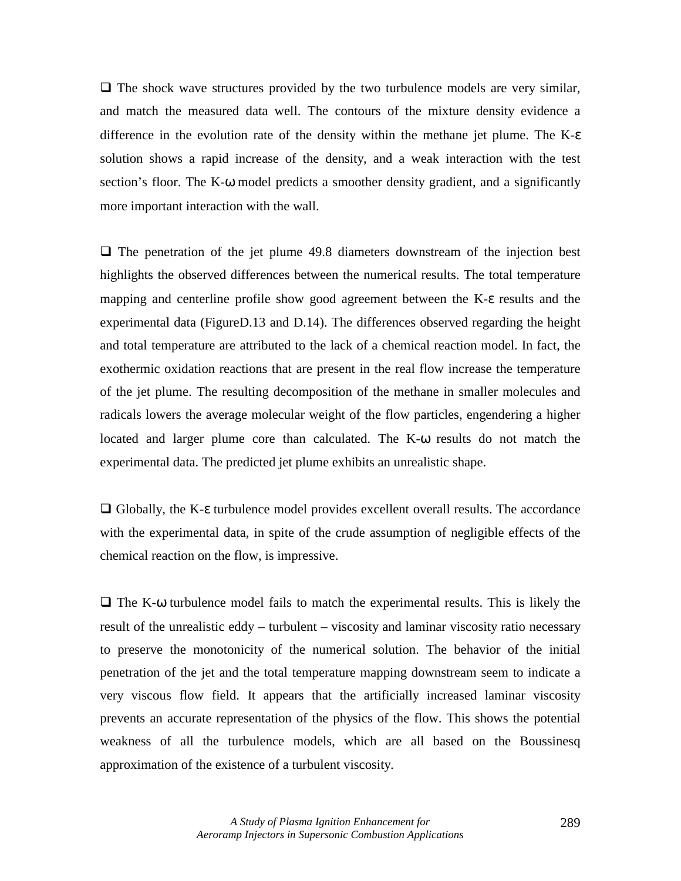- The shock wave structures provided by the two turbulence models are very similar, and match the measured data well. The contours of the mixture density evidence a difference in the evolution rate of the density within the methane jet plume. The K-ε solution shows a rapid increase of the density, and a weak interaction with the test section's floor. The K-ω model predicts a smoother density gradient, and a significantly more important interaction with the wall.

- The penetration of the jet plume 49.8 diameters downstream of the injection best highlights the observed differences between the numerical results. The total temperature mapping and centerline profile show good agreement between the K-ε results and the experimental data (FigureD.13 and D.14). The differences observed regarding the height and total temperature are attributed to the lack of a chemical reaction model. In fact, the exothermic oxidation reactions that are present in the real flow increase the temperature of the jet plume. The resulting decomposition of the methane in smaller molecules and radicals lowers the average molecular weight of the flow particles, engendering a higher located and larger plume core than calculated. The K-ω results do not match the experimental data. The predicted jet plume exhibits an unrealistic shape.

- Globally, the K-ε turbulence model provides excellent overall results. The accordance with the experimental data, in spite of the crude assumption of negligible effects of the chemical reaction on the flow, is impressive.

- The K-ω turbulence model fails to match the experimental results. This is likely the result of the unrealistic eddy – turbulent – viscosity and laminar viscosity ratio necessary to preserve the monotonicity of the numerical solution. The behavior of the initial penetration of the jet and the total temperature mapping downstream seem to indicate a very viscous flow field. It appears that the artificially increased laminar viscosity prevents an accurate representation of the physics of the flow. This shows the potential weakness of all the turbulence models, which are all based on the Boussinesq approximation of the existence of a turbulent viscosity.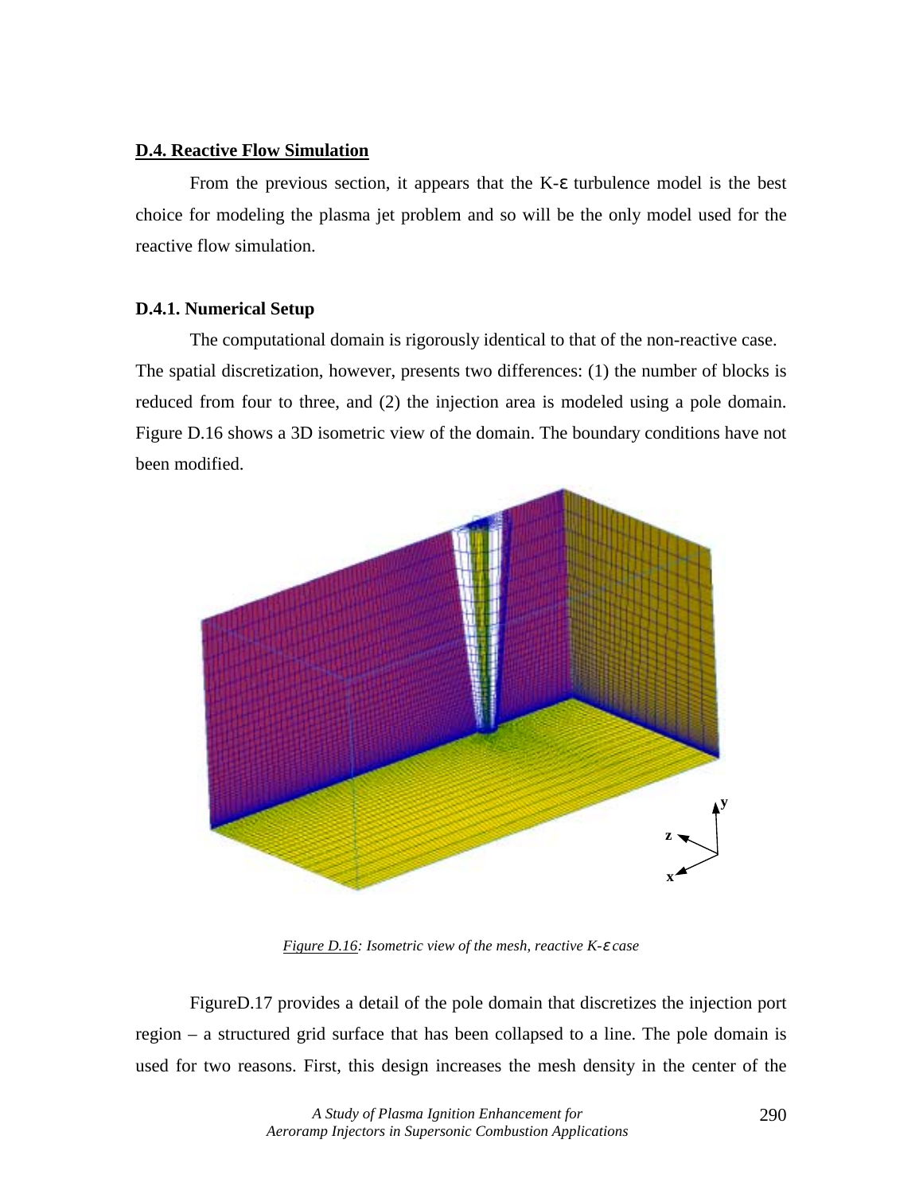## D.4. Reactive Flow Simulation

From the previous section, it appears that the K-ε turbulence model is the best choice for modeling the plasma jet problem and so will be the only model used for the reactive flow simulation.

### D.4.1. Numerical Setup

The computational domain is rigorously identical to that of the non-reactive case. The spatial discretization, however, presents two differences: (1) the number of blocks is reduced from four to three, and (2) the injection area is modeled using a pole domain. Figure D.16 shows a 3D isometric view of the domain. The boundary conditions have not been modified.

*Figure D.16: Isometric view of the mesh, reactive K-ε case*

FigureD.17 provides a detail of the pole domain that discretizes the injection port region – a structured grid surface that has been collapsed to a line. The pole domain is used for two reasons. First, this design increases the mesh density in the center of the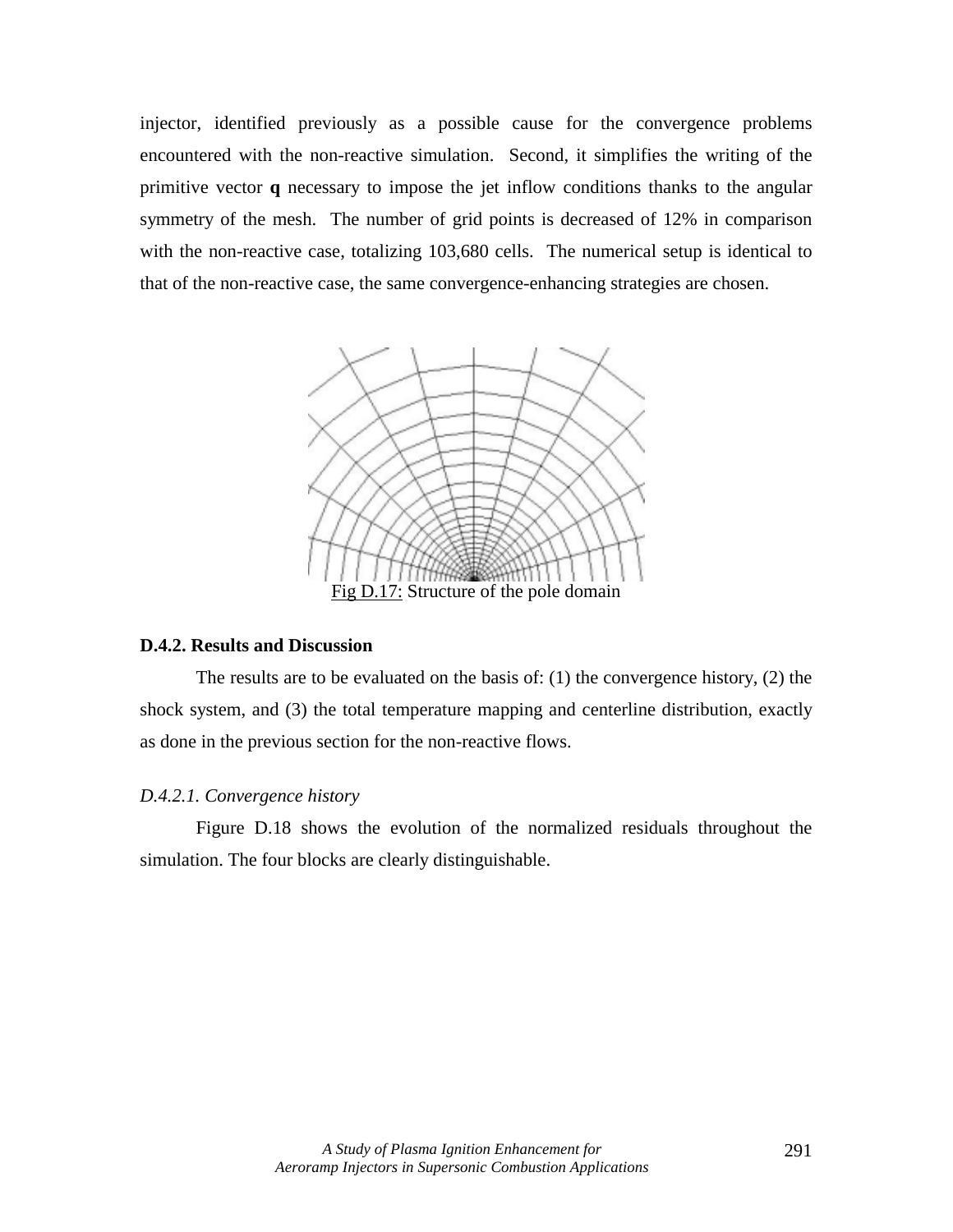injector, identified previously as a possible cause for the convergence problems encountered with the non-reactive simulation. Second, it simplifies the writing of the primitive vector **q** necessary to impose the jet inflow conditions thanks to the angular symmetry of the mesh. The number of grid points is decreased of 12% in comparison with the non-reactive case, totalizing 103,680 cells. The numerical setup is identical to that of the non-reactive case, the same convergence-enhancing strategies are chosen.

Fig D.17: Structure of the pole domain

### D.4.2. Results and Discussion

The results are to be evaluated on the basis of: (1) the convergence history, (2) the shock system, and (3) the total temperature mapping and centerline distribution, exactly as done in the previous section for the non-reactive flows.

#### *D.4.2.1. Convergence history*

Figure D.18 shows the evolution of the normalized residuals throughout the simulation. The four blocks are clearly distinguishable.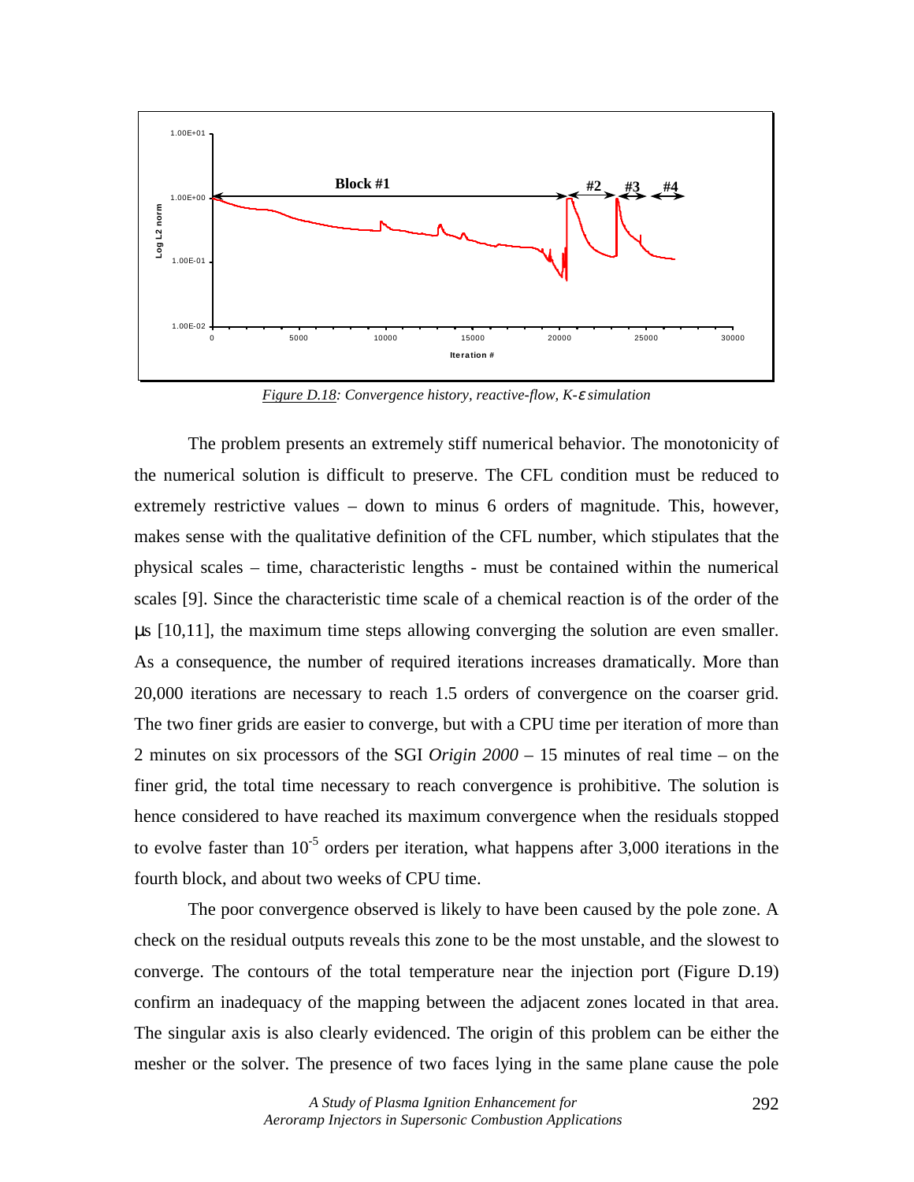*Figure D.18: Convergence history, reactive-flow, K-ε simulation*

The problem presents an extremely stiff numerical behavior. The monotonicity of the numerical solution is difficult to preserve. The CFL condition must be reduced to extremely restrictive values – down to minus 6 orders of magnitude. This, however, makes sense with the qualitative definition of the CFL number, which stipulates that the physical scales – time, characteristic lengths - must be contained within the numerical scales [9]. Since the characteristic time scale of a chemical reaction is of the order of the µs [10,11], the maximum time steps allowing converging the solution are even smaller. As a consequence, the number of required iterations increases dramatically. More than 20,000 iterations are necessary to reach 1.5 orders of convergence on the coarser grid. The two finer grids are easier to converge, but with a CPU time per iteration of more than 2 minutes on six processors of the SGI *Origin 2000* – 15 minutes of real time – on the finer grid, the total time necessary to reach convergence is prohibitive. The solution is hence considered to have reached its maximum convergence when the residuals stopped to evolve faster than $10^{-5}$ orders per iteration, what happens after 3,000 iterations in the fourth block, and about two weeks of CPU time.

The poor convergence observed is likely to have been caused by the pole zone. A check on the residual outputs reveals this zone to be the most unstable, and the slowest to converge. The contours of the total temperature near the injection port (Figure D.19) confirm an inadequacy of the mapping between the adjacent zones located in that area. The singular axis is also clearly evidenced. The origin of this problem can be either the mesher or the solver. The presence of two faces lying in the same plane cause the pole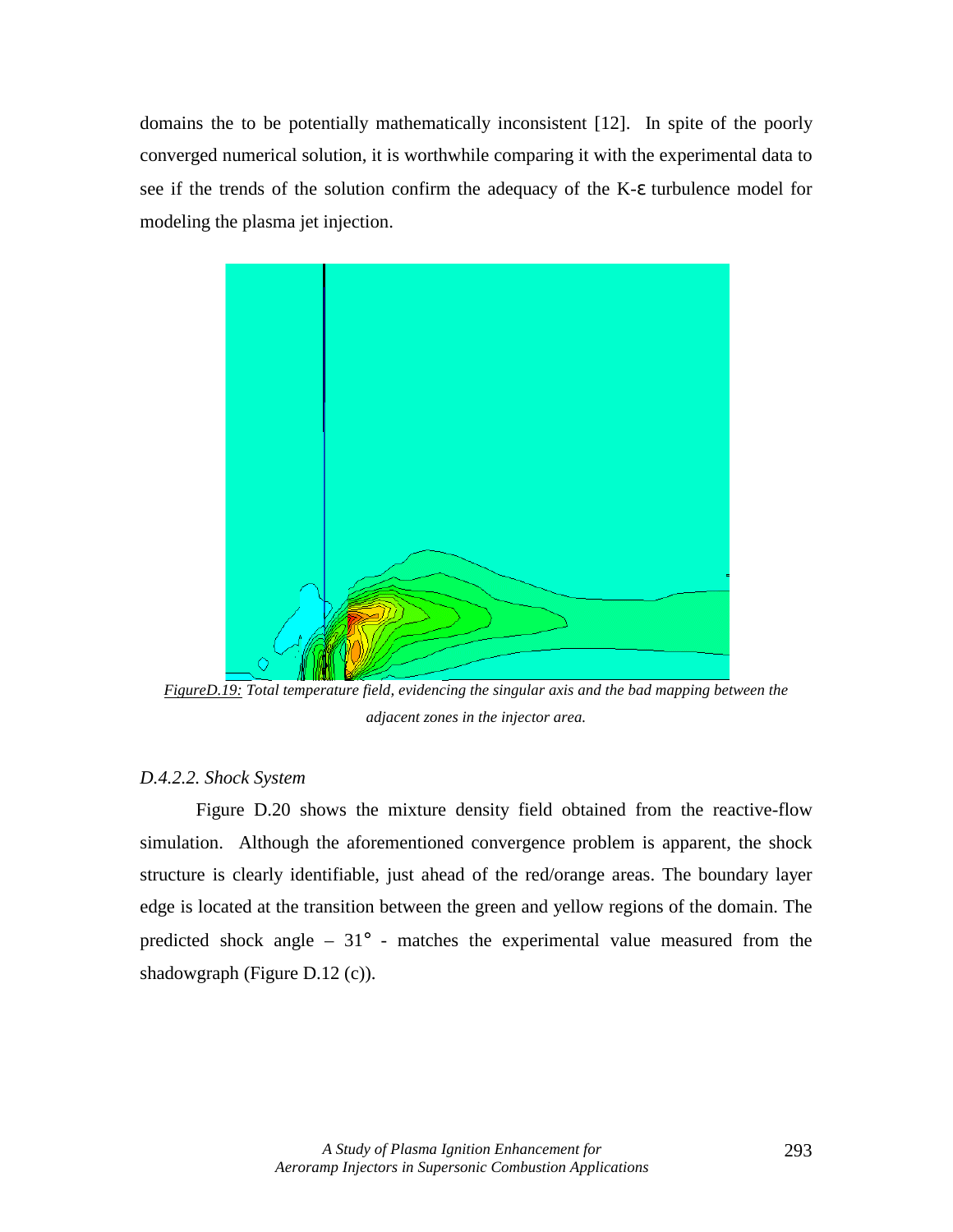domains the to be potentially mathematically inconsistent [12]. In spite of the poorly converged numerical solution, it is worthwhile comparing it with the experimental data to see if the trends of the solution confirm the adequacy of the K-ε turbulence model for modeling the plasma jet injection.

*FigureD.19: Total temperature field, evidencing the singular axis and the bad mapping between the adjacent zones in the injector area.*

*D.4.2.2. Shock System*

Figure D.20 shows the mixture density field obtained from the reactive-flow simulation. Although the aforementioned convergence problem is apparent, the shock structure is clearly identifiable, just ahead of the red/orange areas. The boundary layer edge is located at the transition between the green and yellow regions of the domain. The predicted shock angle – 31° - matches the experimental value measured from the shadowgraph (Figure D.12 (c)).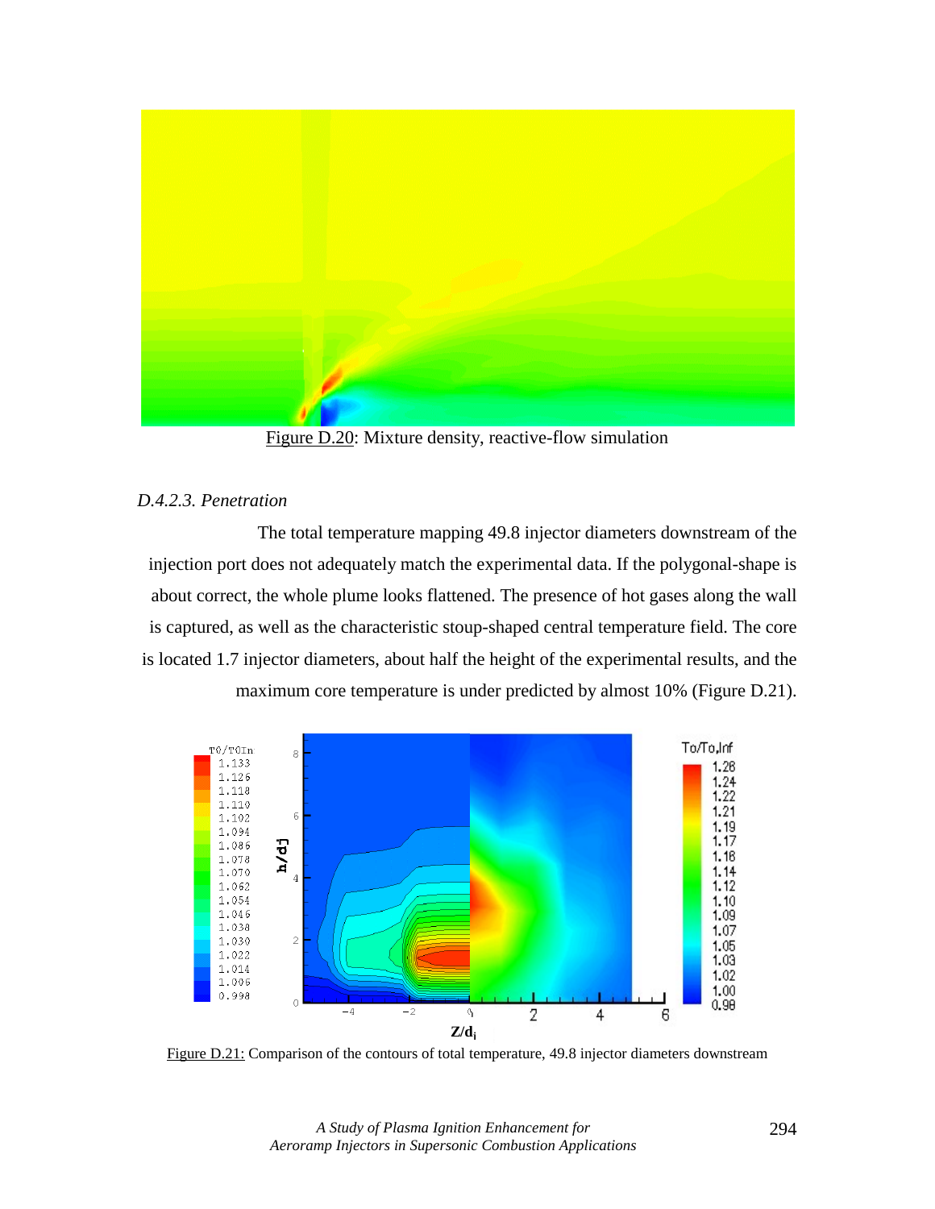Figure D.20: Mixture density, reactive-flow simulation

*D.4.2.3. Penetration*

The total temperature mapping 49.8 injector diameters downstream of the injection port does not adequately match the experimental data. If the polygonal-shape is about correct, the whole plume looks flattened. The presence of hot gases along the wall is captured, as well as the characteristic stoup-shaped central temperature field. The core is located 1.7 injector diameters, about half the height of the experimental results, and the maximum core temperature is under predicted by almost 10% (Figure D.21).

Figure D.21: Comparison of the contours of total temperature, 49.8 injector diameters downstream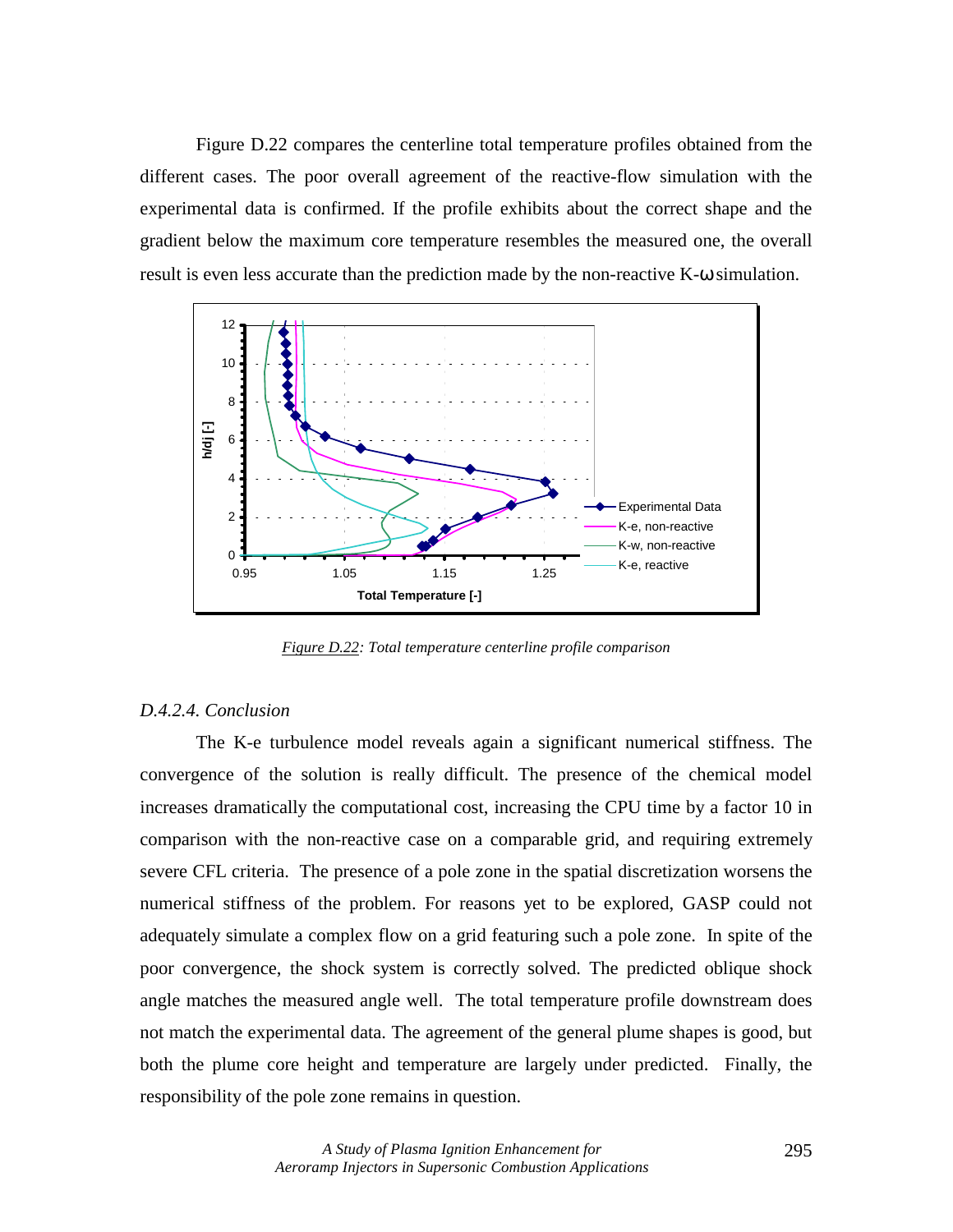Figure D.22 compares the centerline total temperature profiles obtained from the different cases. The poor overall agreement of the reactive-flow simulation with the experimental data is confirmed. If the profile exhibits about the correct shape and the gradient below the maximum core temperature resembles the measured one, the overall result is even less accurate than the prediction made by the non-reactive K-ω simulation.

*Figure D.22: Total temperature centerline profile comparison*

### *D.4.2.4. Conclusion*

The K-e turbulence model reveals again a significant numerical stiffness. The convergence of the solution is really difficult. The presence of the chemical model increases dramatically the computational cost, increasing the CPU time by a factor 10 in comparison with the non-reactive case on a comparable grid, and requiring extremely severe CFL criteria. The presence of a pole zone in the spatial discretization worsens the numerical stiffness of the problem. For reasons yet to be explored, GASP could not adequately simulate a complex flow on a grid featuring such a pole zone. In spite of the poor convergence, the shock system is correctly solved. The predicted oblique shock angle matches the measured angle well. The total temperature profile downstream does not match the experimental data. The agreement of the general plume shapes is good, but both the plume core height and temperature are largely under predicted. Finally, the responsibility of the pole zone remains in question.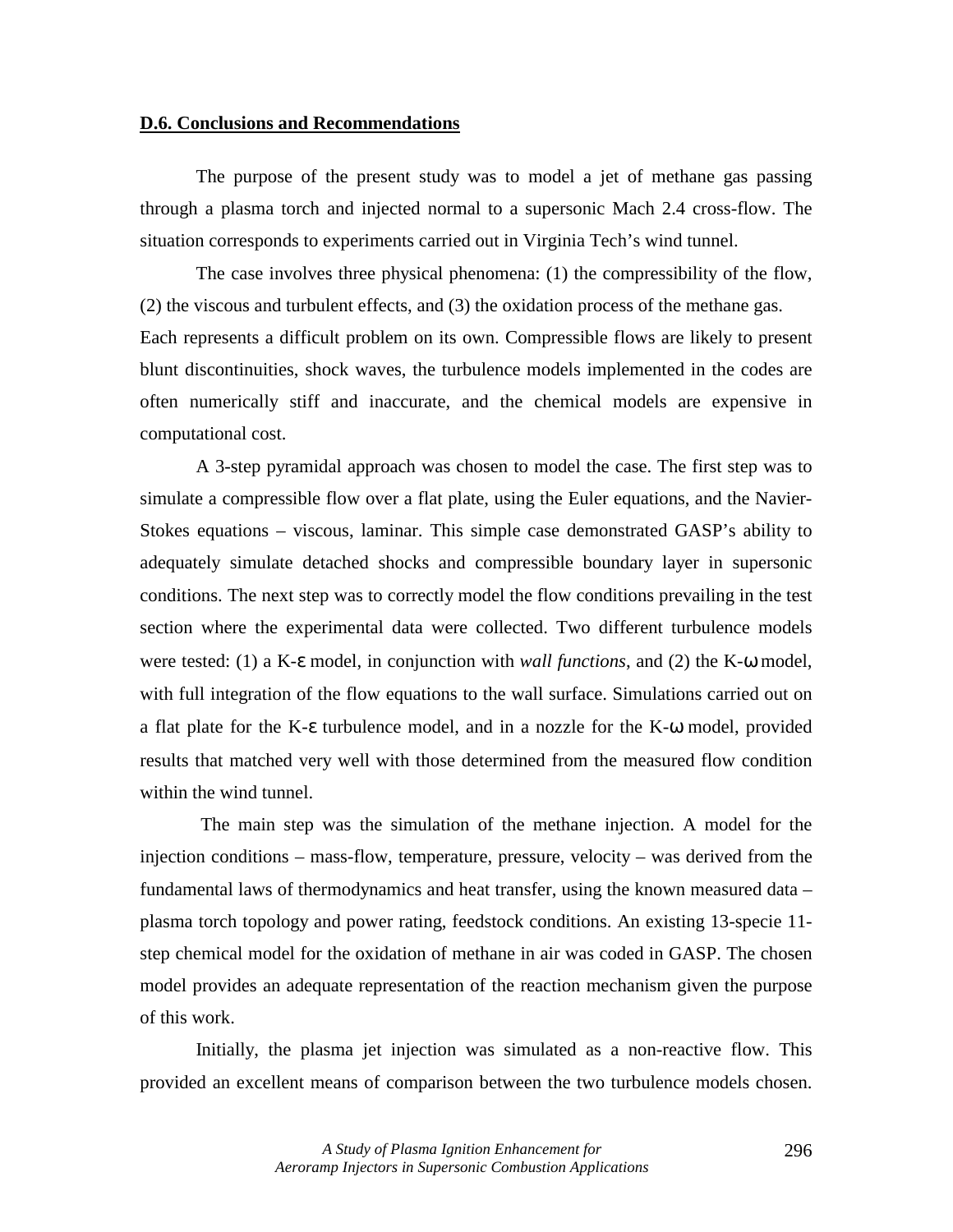## D.6. Conclusions and Recommendations

The purpose of the present study was to model a jet of methane gas passing through a plasma torch and injected normal to a supersonic Mach 2.4 cross-flow. The situation corresponds to experiments carried out in Virginia Tech's wind tunnel.

The case involves three physical phenomena: (1) the compressibility of the flow, (2) the viscous and turbulent effects, and (3) the oxidation process of the methane gas. Each represents a difficult problem on its own. Compressible flows are likely to present blunt discontinuities, shock waves, the turbulence models implemented in the codes are often numerically stiff and inaccurate, and the chemical models are expensive in computational cost.

A 3-step pyramidal approach was chosen to model the case. The first step was to simulate a compressible flow over a flat plate, using the Euler equations, and the Navier-Stokes equations – viscous, laminar. This simple case demonstrated GASP's ability to adequately simulate detached shocks and compressible boundary layer in supersonic conditions. The next step was to correctly model the flow conditions prevailing in the test section where the experimental data were collected. Two different turbulence models were tested: (1) a K-$\varepsilon$ model, in conjunction with *wall functions*, and (2) the K-$\omega$ model, with full integration of the flow equations to the wall surface. Simulations carried out on a flat plate for the K-$\varepsilon$ turbulence model, and in a nozzle for the K-$\omega$ model, provided results that matched very well with those determined from the measured flow condition within the wind tunnel.

The main step was the simulation of the methane injection. A model for the injection conditions – mass-flow, temperature, pressure, velocity – was derived from the fundamental laws of thermodynamics and heat transfer, using the known measured data – plasma torch topology and power rating, feedstock conditions. An existing 13-specie 11-step chemical model for the oxidation of methane in air was coded in GASP. The chosen model provides an adequate representation of the reaction mechanism given the purpose of this work.

Initially, the plasma jet injection was simulated as a non-reactive flow. This provided an excellent means of comparison between the two turbulence models chosen.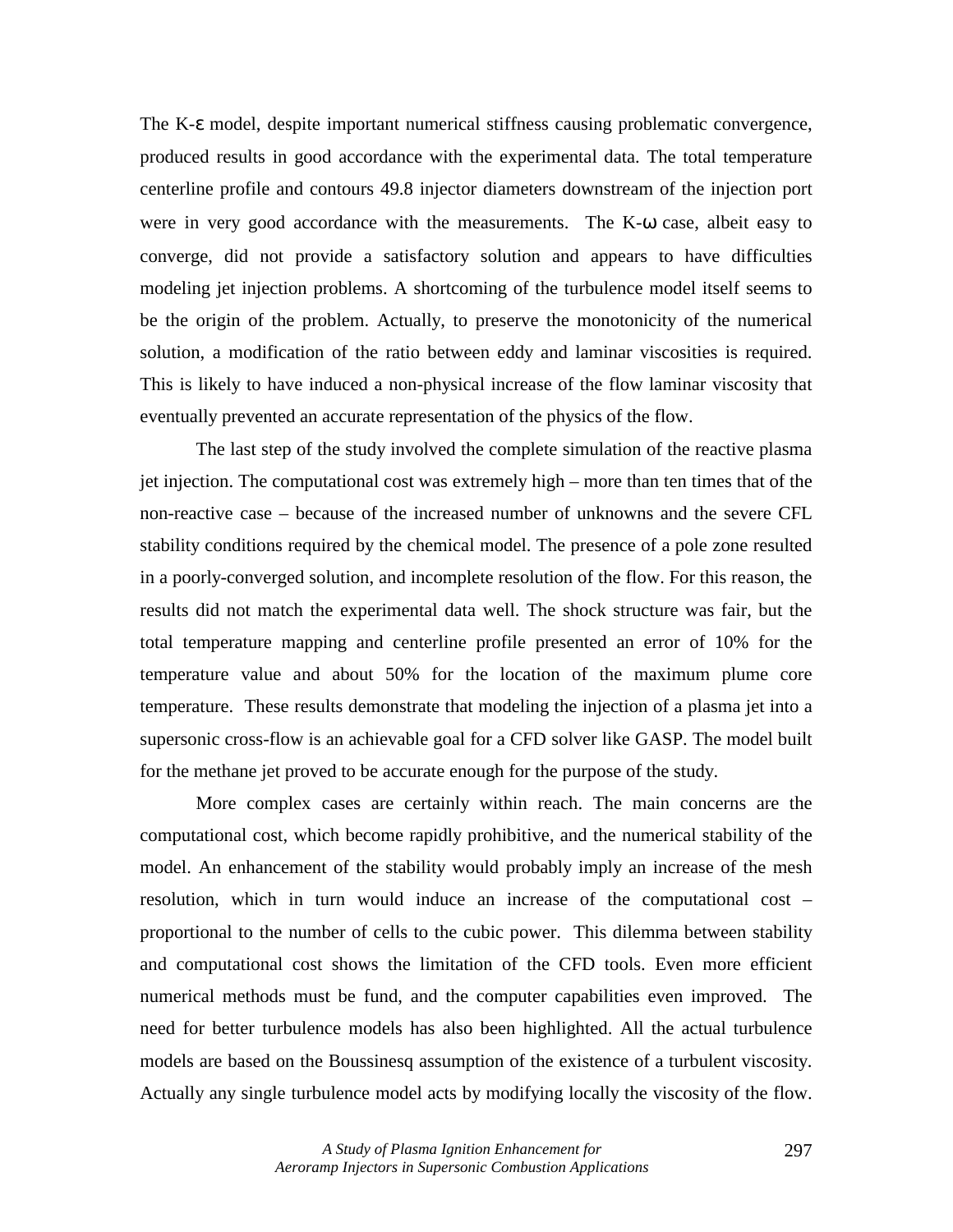The K-ε model, despite important numerical stiffness causing problematic convergence, produced results in good accordance with the experimental data. The total temperature centerline profile and contours 49.8 injector diameters downstream of the injection port were in very good accordance with the measurements. The K-ω case, albeit easy to converge, did not provide a satisfactory solution and appears to have difficulties modeling jet injection problems. A shortcoming of the turbulence model itself seems to be the origin of the problem. Actually, to preserve the monotonicity of the numerical solution, a modification of the ratio between eddy and laminar viscosities is required. This is likely to have induced a non-physical increase of the flow laminar viscosity that eventually prevented an accurate representation of the physics of the flow.

The last step of the study involved the complete simulation of the reactive plasma jet injection. The computational cost was extremely high – more than ten times that of the non-reactive case – because of the increased number of unknowns and the severe CFL stability conditions required by the chemical model. The presence of a pole zone resulted in a poorly-converged solution, and incomplete resolution of the flow. For this reason, the results did not match the experimental data well. The shock structure was fair, but the total temperature mapping and centerline profile presented an error of 10% for the temperature value and about 50% for the location of the maximum plume core temperature. These results demonstrate that modeling the injection of a plasma jet into a supersonic cross-flow is an achievable goal for a CFD solver like GASP. The model built for the methane jet proved to be accurate enough for the purpose of the study.

More complex cases are certainly within reach. The main concerns are the computational cost, which become rapidly prohibitive, and the numerical stability of the model. An enhancement of the stability would probably imply an increase of the mesh resolution, which in turn would induce an increase of the computational cost – proportional to the number of cells to the cubic power. This dilemma between stability and computational cost shows the limitation of the CFD tools. Even more efficient numerical methods must be fund, and the computer capabilities even improved. The need for better turbulence models has also been highlighted. All the actual turbulence models are based on the Boussinesq assumption of the existence of a turbulent viscosity. Actually any single turbulence model acts by modifying locally the viscosity of the flow.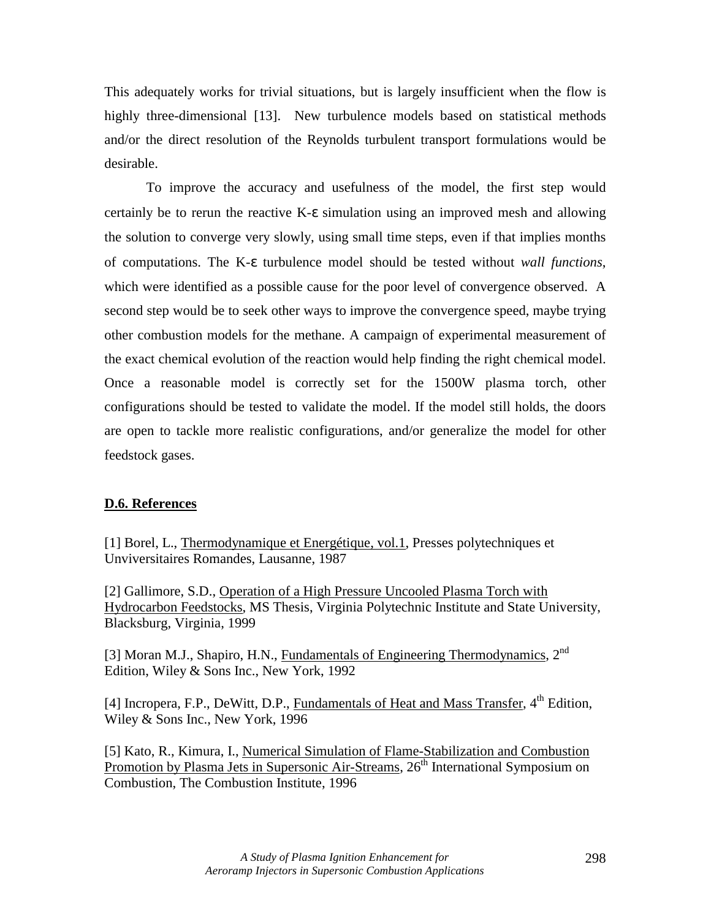This adequately works for trivial situations, but is largely insufficient when the flow is highly three-dimensional [13]. New turbulence models based on statistical methods and/or the direct resolution of the Reynolds turbulent transport formulations would be desirable.

To improve the accuracy and usefulness of the model, the first step would certainly be to rerun the reactive K-ε simulation using an improved mesh and allowing the solution to converge very slowly, using small time steps, even if that implies months of computations. The K-ε turbulence model should be tested without *wall functions*, which were identified as a possible cause for the poor level of convergence observed. A second step would be to seek other ways to improve the convergence speed, maybe trying other combustion models for the methane. A campaign of experimental measurement of the exact chemical evolution of the reaction would help finding the right chemical model. Once a reasonable model is correctly set for the 1500W plasma torch, other configurations should be tested to validate the model. If the model still holds, the doors are open to tackle more realistic configurations, and/or generalize the model for other feedstock gases.

## D.6. References

[1] Borel, L., Thermodynamique et Energétique, vol.1, Presses polytechniques et Unviversitaires Romandes, Lausanne, 1987

[2] Gallimore, S.D., Operation of a High Pressure Uncooled Plasma Torch with Hydrocarbon Feedstocks, MS Thesis, Virginia Polytechnic Institute and State University, Blacksburg, Virginia, 1999

[3] Moran M.J., Shapiro, H.N., Fundamentals of Engineering Thermodynamics, 2nd Edition, Wiley & Sons Inc., New York, 1992

[4] Incropera, F.P., DeWitt, D.P., Fundamentals of Heat and Mass Transfer, 4th Edition, Wiley & Sons Inc., New York, 1996

[5] Kato, R., Kimura, I., Numerical Simulation of Flame-Stabilization and Combustion Promotion by Plasma Jets in Supersonic Air-Streams, 26th International Symposium on Combustion, The Combustion Institute, 1996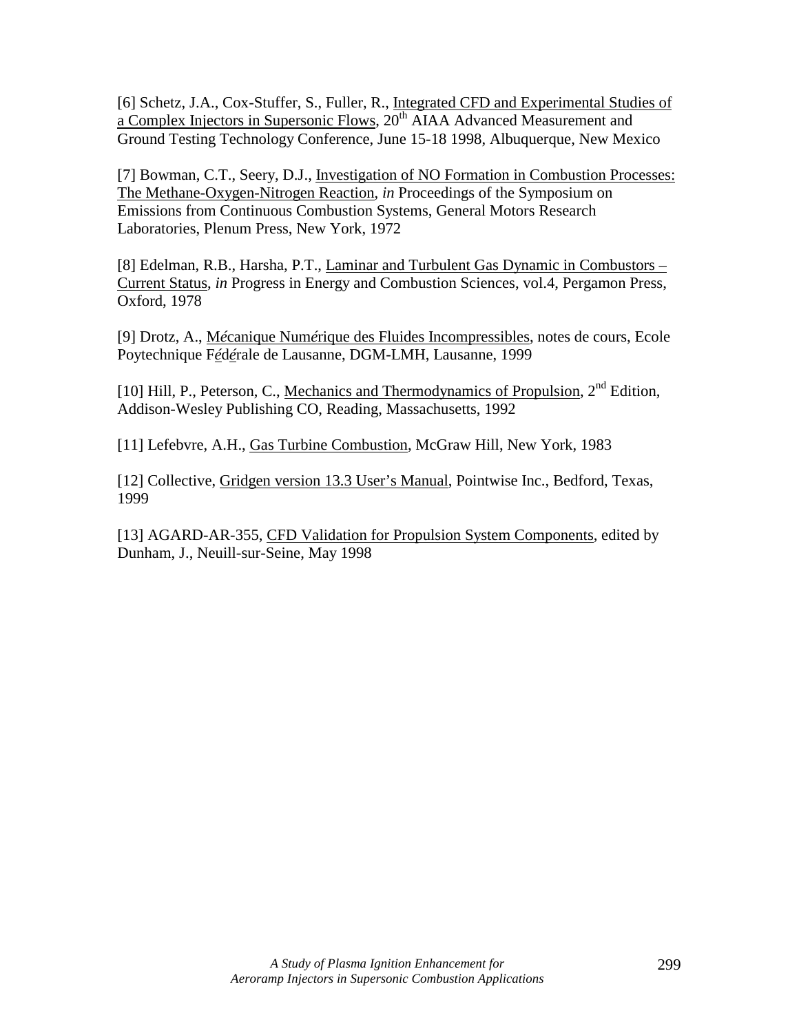[6] Schetz, J.A., Cox-Stuffer, S., Fuller, R., Integrated CFD and Experimental Studies of a Complex Injectors in Supersonic Flows, 20th AIAA Advanced Measurement and Ground Testing Technology Conference, June 15-18 1998, Albuquerque, New Mexico

[7] Bowman, C.T., Seery, D.J., Investigation of NO Formation in Combustion Processes: The Methane-Oxygen-Nitrogen Reaction, *in* Proceedings of the Symposium on Emissions from Continuous Combustion Systems, General Motors Research Laboratories, Plenum Press, New York, 1972

[8] Edelman, R.B., Harsha, P.T., Laminar and Turbulent Gas Dynamic in Combustors – Current Status, *in* Progress in Energy and Combustion Sciences, vol.4, Pergamon Press, Oxford, 1978

[9] Drotz, A., Mécanique Numérique des Fluides Incompressibles, notes de cours, Ecole Poytechnique Fédérale de Lausanne, DGM-LMH, Lausanne, 1999

[10] Hill, P., Peterson, C., Mechanics and Thermodynamics of Propulsion, 2nd Edition, Addison-Wesley Publishing CO, Reading, Massachusetts, 1992

[11] Lefebvre, A.H., Gas Turbine Combustion, McGraw Hill, New York, 1983

[12] Collective, Gridgen version 13.3 User's Manual, Pointwise Inc., Bedford, Texas, 1999

[13] AGARD-AR-355, CFD Validation for Propulsion System Components, edited by Dunham, J., Neuill-sur-Seine, May 1998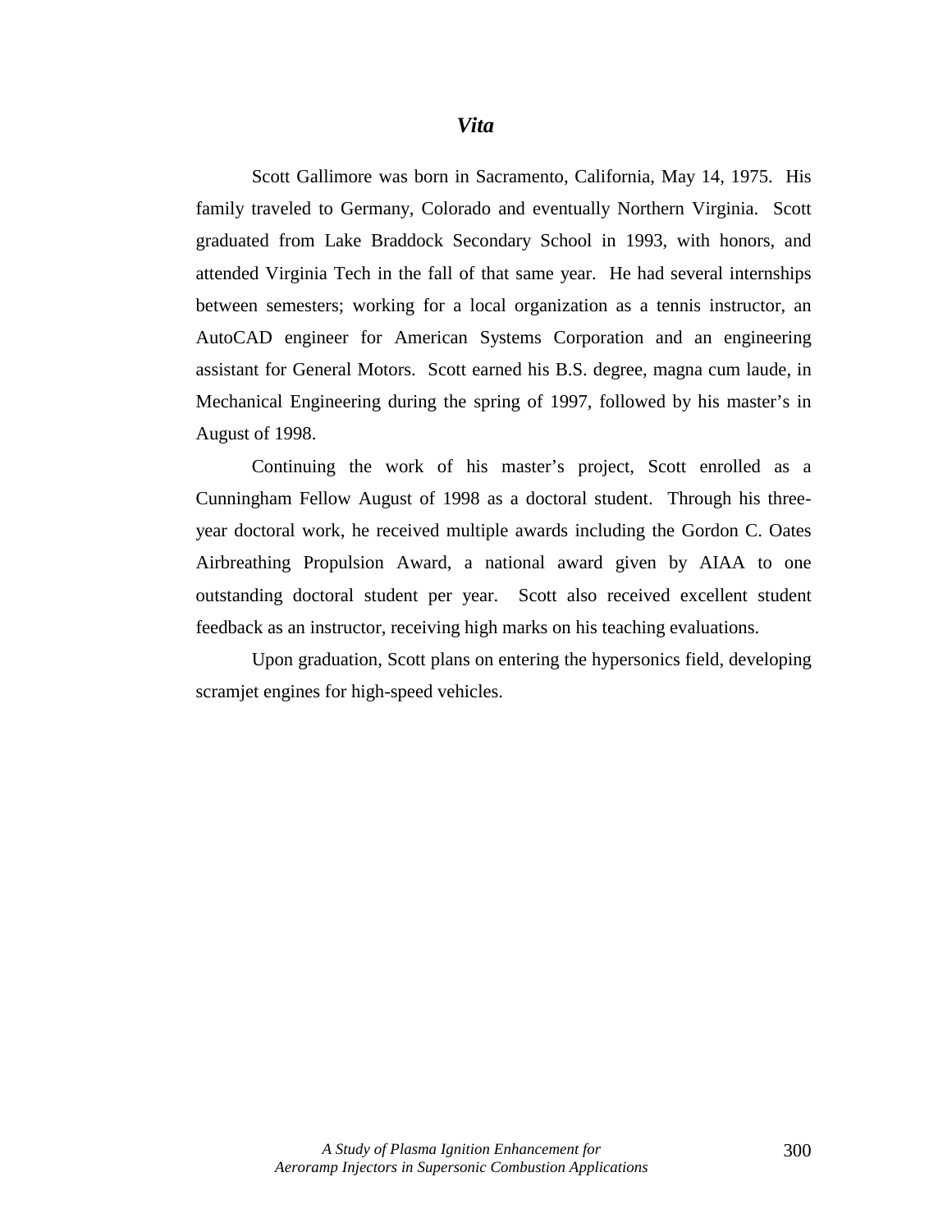# *Vita*

Scott Gallimore was born in Sacramento, California, May 14, 1975. His family traveled to Germany, Colorado and eventually Northern Virginia. Scott graduated from Lake Braddock Secondary School in 1993, with honors, and attended Virginia Tech in the fall of that same year. He had several internships between semesters; working for a local organization as a tennis instructor, an AutoCAD engineer for American Systems Corporation and an engineering assistant for General Motors. Scott earned his B.S. degree, magna cum laude, in Mechanical Engineering during the spring of 1997, followed by his master's in August of 1998.

Continuing the work of his master's project, Scott enrolled as a Cunningham Fellow August of 1998 as a doctoral student. Through his three-year doctoral work, he received multiple awards including the Gordon C. Oates Airbreathing Propulsion Award, a national award given by AIAA to one outstanding doctoral student per year. Scott also received excellent student feedback as an instructor, receiving high marks on his teaching evaluations.

Upon graduation, Scott plans on entering the hypersonics field, developing scramjet engines for high-speed vehicles.